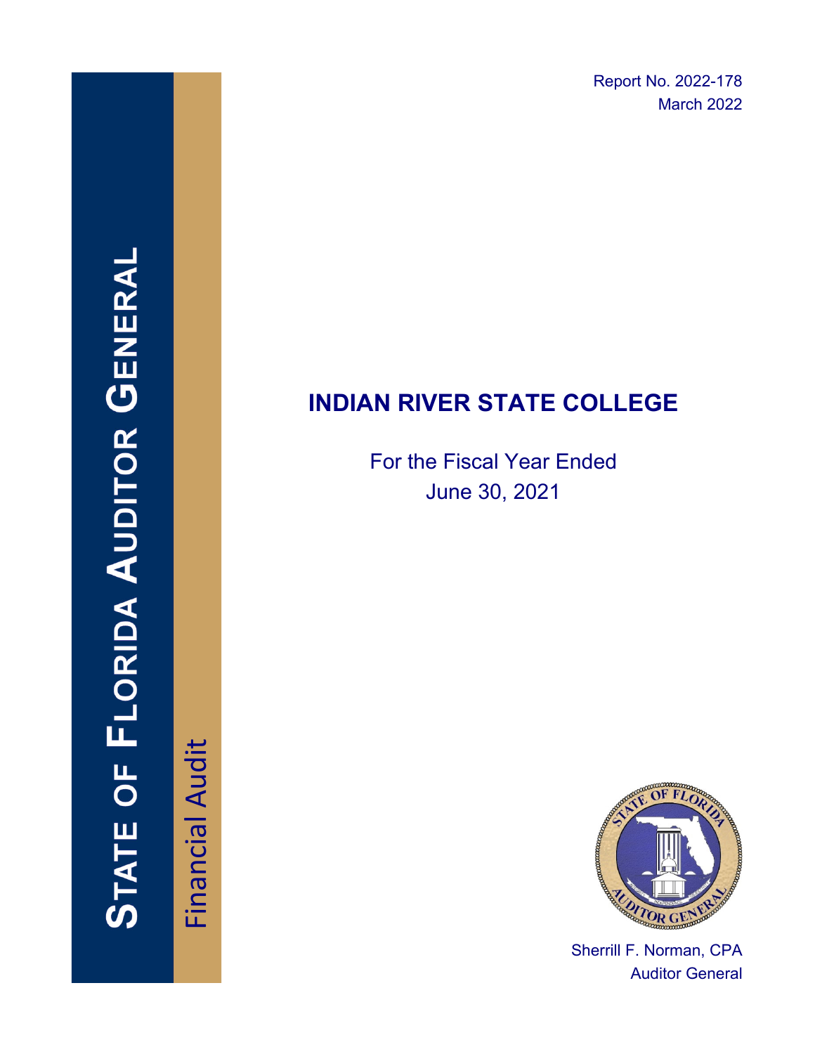Report No. 2022-178
March 2022

STATE OF FLORIDA AUDITOR GENERAL

Financial Audit

# INDIAN RIVER STATE COLLEGE

For the Fiscal Year Ended
June 30, 2021

Sherrill F. Norman, CPA
Auditor General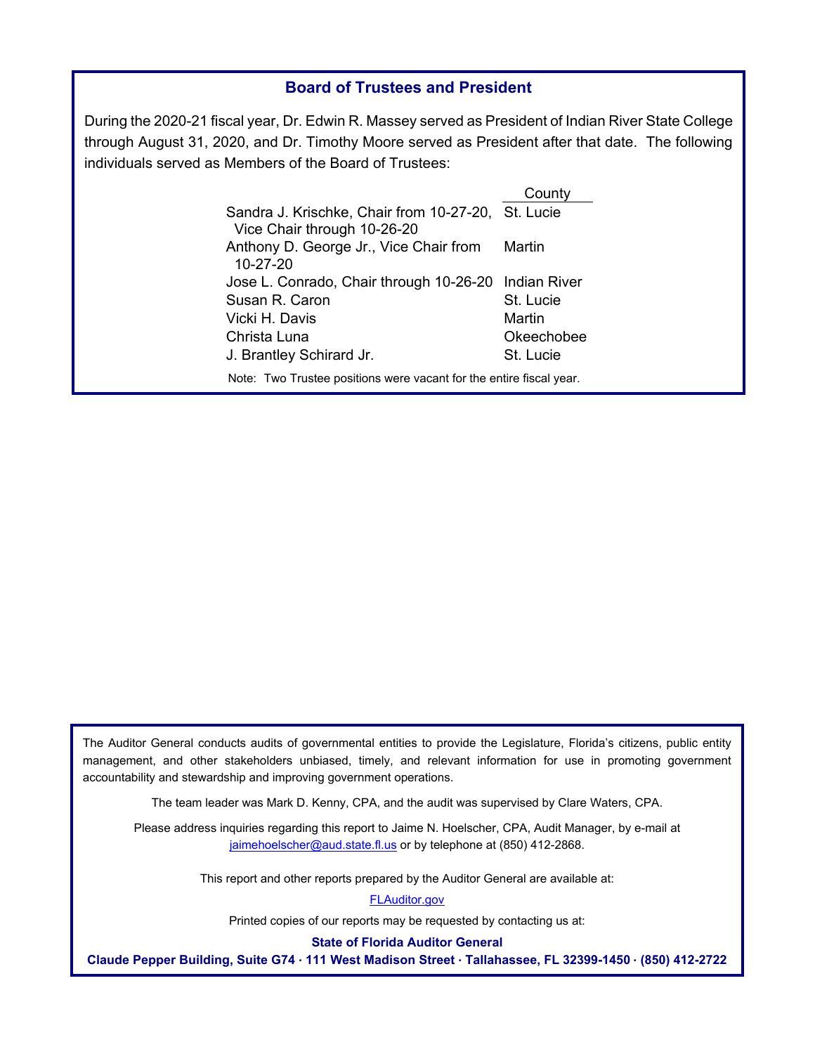## Board of Trustees and President

During the 2020-21 fiscal year, Dr. Edwin R. Massey served as President of Indian River State College through August 31, 2020, and Dr. Timothy Moore served as President after that date. The following individuals served as Members of the Board of Trustees:

| | County |
|---|---|
| Sandra J. Krischke, Chair from 10-27-20, Vice Chair through 10-26-20 | St. Lucie |
| Anthony D. George Jr., Vice Chair from 10-27-20 | Martin |
| Jose L. Conrado, Chair through 10-26-20 | Indian River |
| Susan R. Caron | St. Lucie |
| Vicki H. Davis | Martin |
| Christa Luna | Okeechobee |
| J. Brantley Schirard Jr. | St. Lucie |

Note: Two Trustee positions were vacant for the entire fiscal year.

The Auditor General conducts audits of governmental entities to provide the Legislature, Florida's citizens, public entity management, and other stakeholders unbiased, timely, and relevant information for use in promoting government accountability and stewardship and improving government operations.

The team leader was Mark D. Kenny, CPA, and the audit was supervised by Clare Waters, CPA.

Please address inquiries regarding this report to Jaime N. Hoelscher, CPA, Audit Manager, by e-mail at jaimehoelscher@aud.state.fl.us or by telephone at (850) 412-2868.

This report and other reports prepared by the Auditor General are available at:

FLAuditor.gov

Printed copies of our reports may be requested by contacting us at:

**State of Florida Auditor General**

**Claude Pepper Building, Suite G74 · 111 West Madison Street · Tallahassee, FL 32399-1450 · (850) 412-2722**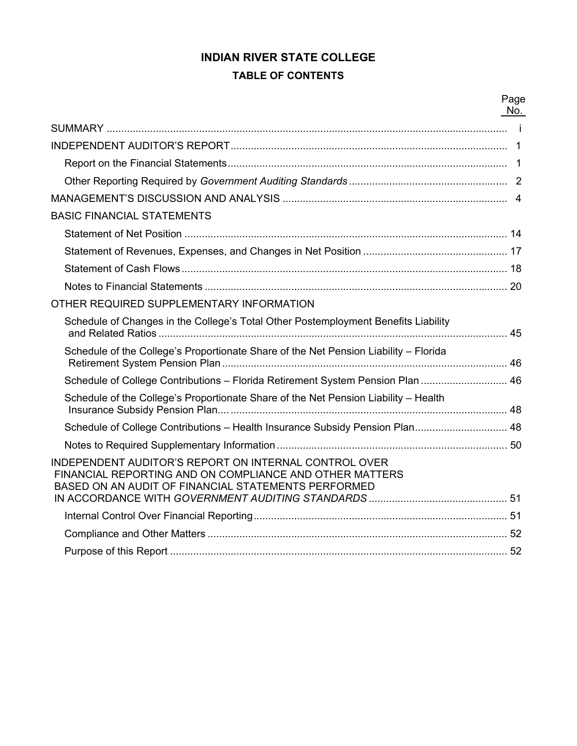# INDIAN RIVER STATE COLLEGE

## TABLE OF CONTENTS

| | Page No. |
|---|---|
| SUMMARY | i |
| INDEPENDENT AUDITOR'S REPORT | 1 |
| Report on the Financial Statements | 1 |
| Other Reporting Required by *Government Auditing Standards* | 2 |
| MANAGEMENT'S DISCUSSION AND ANALYSIS | 4 |
| BASIC FINANCIAL STATEMENTS | |
| Statement of Net Position | 14 |
| Statement of Revenues, Expenses, and Changes in Net Position | 17 |
| Statement of Cash Flows | 18 |
| Notes to Financial Statements | 20 |
| OTHER REQUIRED SUPPLEMENTARY INFORMATION | |
| Schedule of Changes in the College's Total Other Postemployment Benefits Liability and Related Ratios | 45 |
| Schedule of the College's Proportionate Share of the Net Pension Liability – Florida Retirement System Pension Plan | 46 |
| Schedule of College Contributions – Florida Retirement System Pension Plan | 46 |
| Schedule of the College's Proportionate Share of the Net Pension Liability – Health Insurance Subsidy Pension Plan | 48 |
| Schedule of College Contributions – Health Insurance Subsidy Pension Plan | 48 |
| Notes to Required Supplementary Information | 50 |
| INDEPENDENT AUDITOR'S REPORT ON INTERNAL CONTROL OVER FINANCIAL REPORTING AND ON COMPLIANCE AND OTHER MATTERS BASED ON AN AUDIT OF FINANCIAL STATEMENTS PERFORMED IN ACCORDANCE WITH *GOVERNMENT AUDITING STANDARDS* | 51 |
| Internal Control Over Financial Reporting | 51 |
| Compliance and Other Matters | 52 |
| Purpose of this Report | 52 |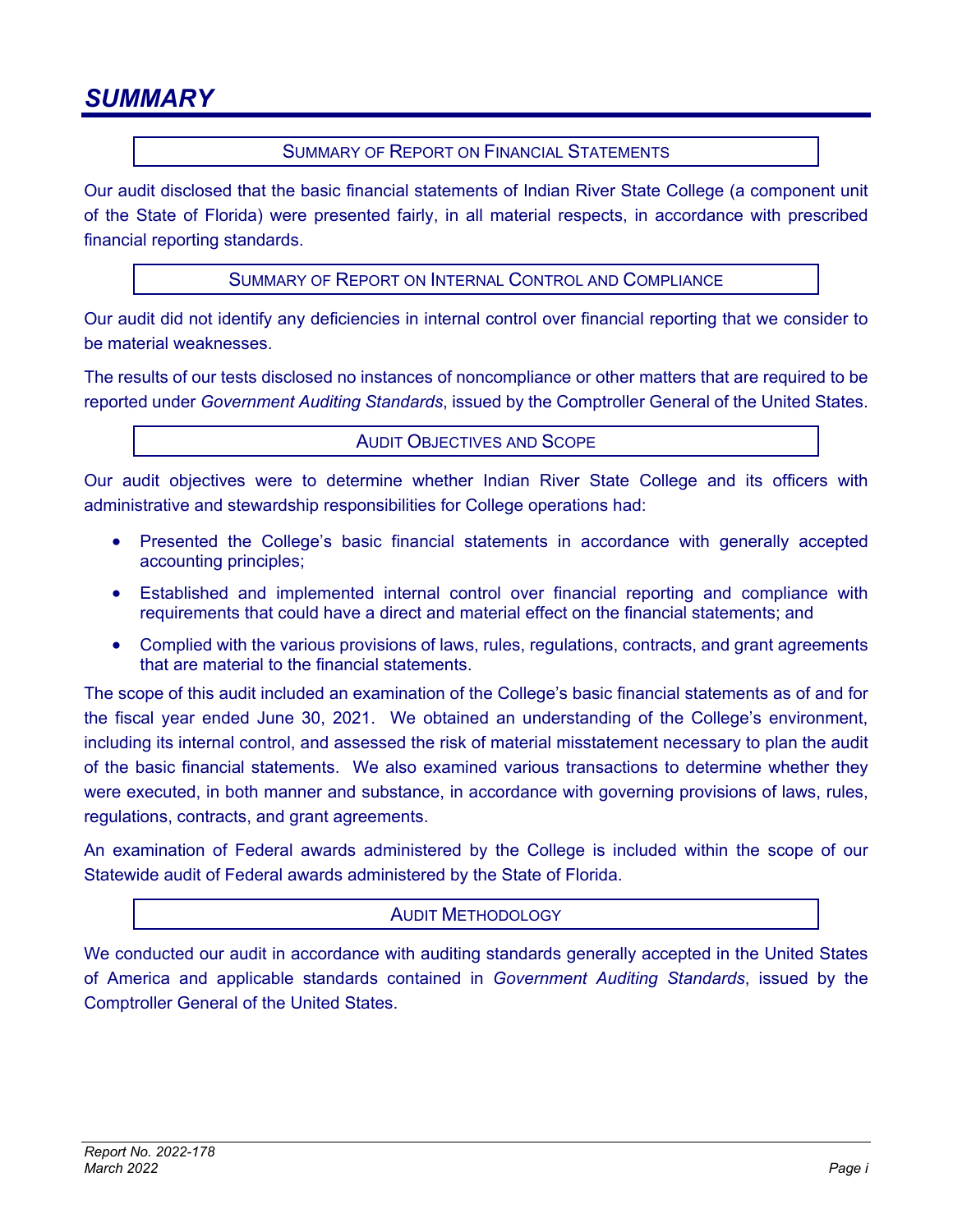# SUMMARY

## Summary of Report on Financial Statements

Our audit disclosed that the basic financial statements of Indian River State College (a component unit of the State of Florida) were presented fairly, in all material respects, in accordance with prescribed financial reporting standards.

## Summary of Report on Internal Control and Compliance

Our audit did not identify any deficiencies in internal control over financial reporting that we consider to be material weaknesses.

The results of our tests disclosed no instances of noncompliance or other matters that are required to be reported under *Government Auditing Standards*, issued by the Comptroller General of the United States.

## Audit Objectives and Scope

Our audit objectives were to determine whether Indian River State College and its officers with administrative and stewardship responsibilities for College operations had:

- Presented the College's basic financial statements in accordance with generally accepted accounting principles;
- Established and implemented internal control over financial reporting and compliance with requirements that could have a direct and material effect on the financial statements; and
- Complied with the various provisions of laws, rules, regulations, contracts, and grant agreements that are material to the financial statements.

The scope of this audit included an examination of the College's basic financial statements as of and for the fiscal year ended June 30, 2021. We obtained an understanding of the College's environment, including its internal control, and assessed the risk of material misstatement necessary to plan the audit of the basic financial statements. We also examined various transactions to determine whether they were executed, in both manner and substance, in accordance with governing provisions of laws, rules, regulations, contracts, and grant agreements.

An examination of Federal awards administered by the College is included within the scope of our Statewide audit of Federal awards administered by the State of Florida.

## Audit Methodology

We conducted our audit in accordance with auditing standards generally accepted in the United States of America and applicable standards contained in *Government Auditing Standards*, issued by the Comptroller General of the United States.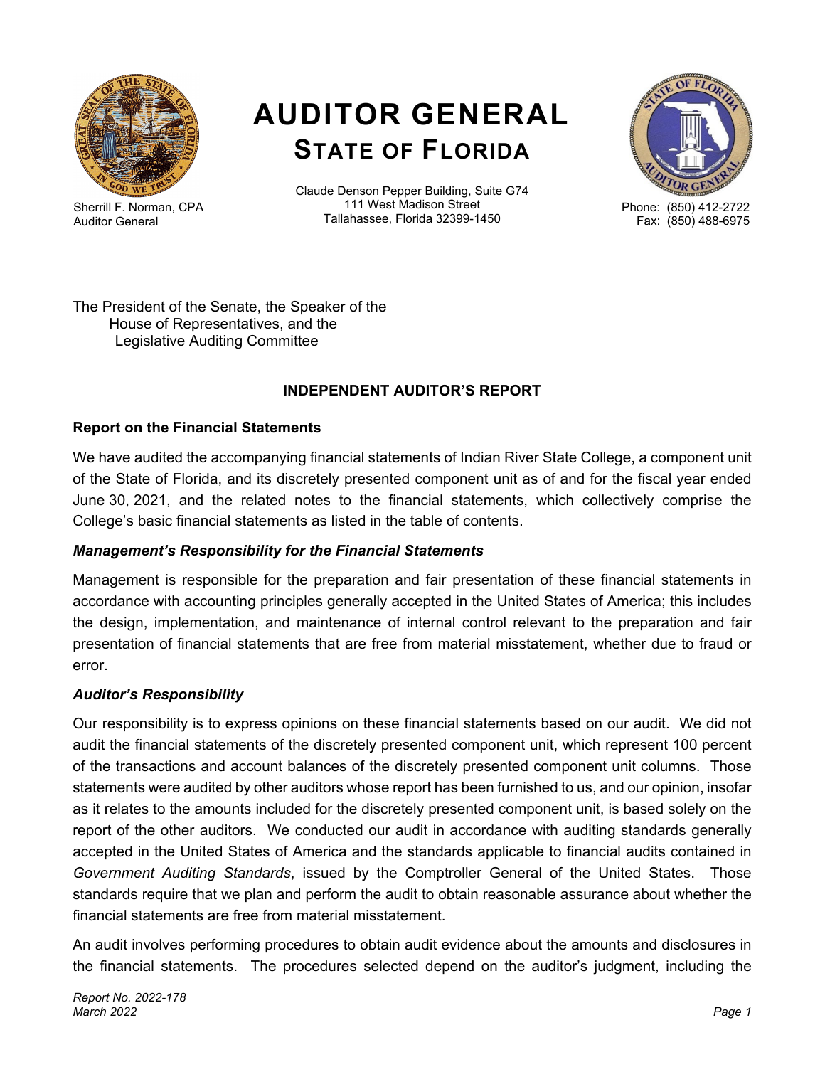# AUDITOR GENERAL
## STATE OF FLORIDA

Sherrill F. Norman, CPA
Auditor General

Claude Denson Pepper Building, Suite G74
111 West Madison Street
Tallahassee, Florida 32399-1450

Phone: (850) 412-2722
Fax: (850) 488-6975

The President of the Senate, the Speaker of the House of Representatives, and the Legislative Auditing Committee

### INDEPENDENT AUDITOR'S REPORT

**Report on the Financial Statements**

We have audited the accompanying financial statements of Indian River State College, a component unit of the State of Florida, and its discretely presented component unit as of and for the fiscal year ended June 30, 2021, and the related notes to the financial statements, which collectively comprise the College's basic financial statements as listed in the table of contents.

***Management's Responsibility for the Financial Statements***

Management is responsible for the preparation and fair presentation of these financial statements in accordance with accounting principles generally accepted in the United States of America; this includes the design, implementation, and maintenance of internal control relevant to the preparation and fair presentation of financial statements that are free from material misstatement, whether due to fraud or error.

***Auditor's Responsibility***

Our responsibility is to express opinions on these financial statements based on our audit. We did not audit the financial statements of the discretely presented component unit, which represent 100 percent of the transactions and account balances of the discretely presented component unit columns. Those statements were audited by other auditors whose report has been furnished to us, and our opinion, insofar as it relates to the amounts included for the discretely presented component unit, is based solely on the report of the other auditors. We conducted our audit in accordance with auditing standards generally accepted in the United States of America and the standards applicable to financial audits contained in *Government Auditing Standards*, issued by the Comptroller General of the United States. Those standards require that we plan and perform the audit to obtain reasonable assurance about whether the financial statements are free from material misstatement.

An audit involves performing procedures to obtain audit evidence about the amounts and disclosures in the financial statements. The procedures selected depend on the auditor's judgment, including the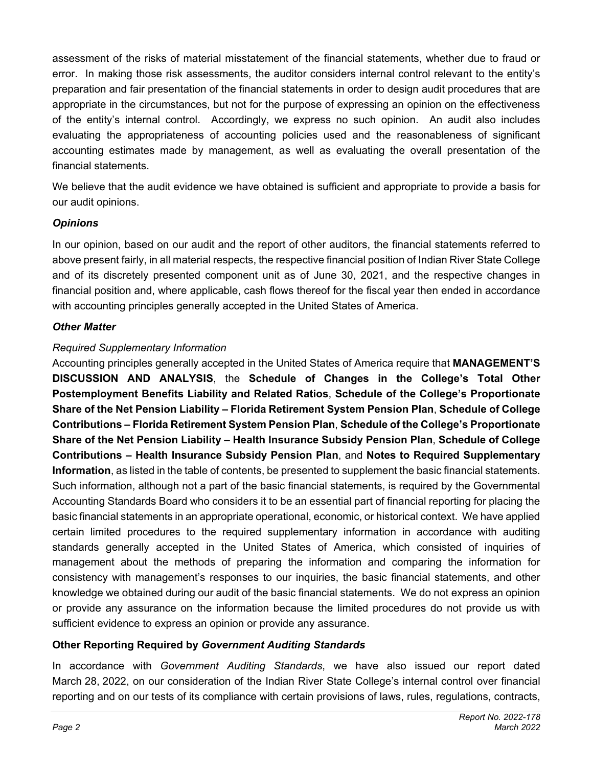assessment of the risks of material misstatement of the financial statements, whether due to fraud or error. In making those risk assessments, the auditor considers internal control relevant to the entity's preparation and fair presentation of the financial statements in order to design audit procedures that are appropriate in the circumstances, but not for the purpose of expressing an opinion on the effectiveness of the entity's internal control. Accordingly, we express no such opinion. An audit also includes evaluating the appropriateness of accounting policies used and the reasonableness of significant accounting estimates made by management, as well as evaluating the overall presentation of the financial statements.

We believe that the audit evidence we have obtained is sufficient and appropriate to provide a basis for our audit opinions.

### *Opinions*

In our opinion, based on our audit and the report of other auditors, the financial statements referred to above present fairly, in all material respects, the respective financial position of Indian River State College and of its discretely presented component unit as of June 30, 2021, and the respective changes in financial position and, where applicable, cash flows thereof for the fiscal year then ended in accordance with accounting principles generally accepted in the United States of America.

### *Other Matter*

*Required Supplementary Information*

Accounting principles generally accepted in the United States of America require that **MANAGEMENT'S DISCUSSION AND ANALYSIS**, the **Schedule of Changes in the College's Total Other Postemployment Benefits Liability and Related Ratios**, **Schedule of the College's Proportionate Share of the Net Pension Liability – Florida Retirement System Pension Plan**, **Schedule of College Contributions – Florida Retirement System Pension Plan**, **Schedule of the College's Proportionate Share of the Net Pension Liability – Health Insurance Subsidy Pension Plan**, **Schedule of College Contributions – Health Insurance Subsidy Pension Plan**, and **Notes to Required Supplementary Information**, as listed in the table of contents, be presented to supplement the basic financial statements. Such information, although not a part of the basic financial statements, is required by the Governmental Accounting Standards Board who considers it to be an essential part of financial reporting for placing the basic financial statements in an appropriate operational, economic, or historical context. We have applied certain limited procedures to the required supplementary information in accordance with auditing standards generally accepted in the United States of America, which consisted of inquiries of management about the methods of preparing the information and comparing the information for consistency with management's responses to our inquiries, the basic financial statements, and other knowledge we obtained during our audit of the basic financial statements. We do not express an opinion or provide any assurance on the information because the limited procedures do not provide us with sufficient evidence to express an opinion or provide any assurance.

## Other Reporting Required by *Government Auditing Standards*

In accordance with *Government Auditing Standards*, we have also issued our report dated March 28, 2022, on our consideration of the Indian River State College's internal control over financial reporting and on our tests of its compliance with certain provisions of laws, rules, regulations, contracts,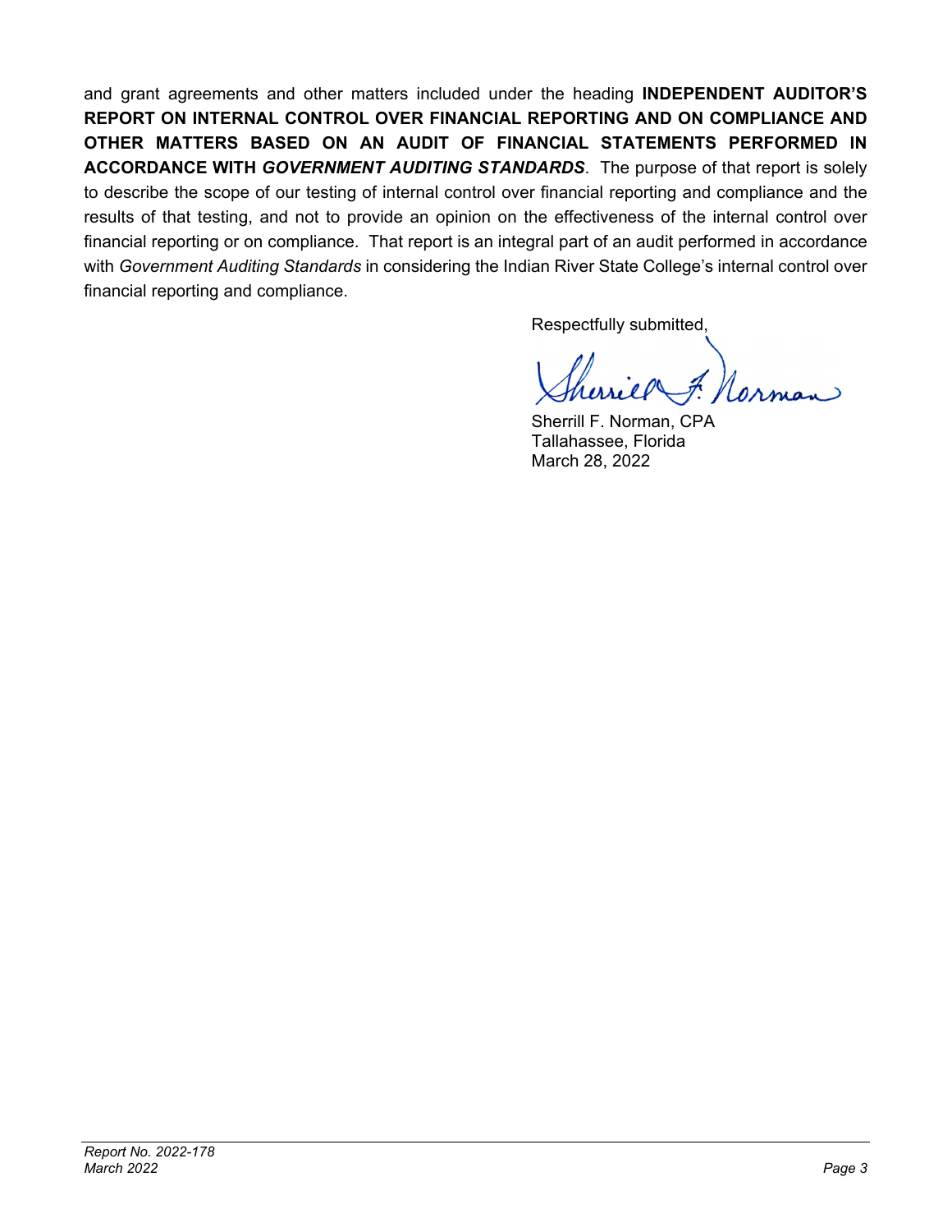and grant agreements and other matters included under the heading **INDEPENDENT AUDITOR'S REPORT ON INTERNAL CONTROL OVER FINANCIAL REPORTING AND ON COMPLIANCE AND OTHER MATTERS BASED ON AN AUDIT OF FINANCIAL STATEMENTS PERFORMED IN ACCORDANCE WITH *GOVERNMENT AUDITING STANDARDS***. The purpose of that report is solely to describe the scope of our testing of internal control over financial reporting and compliance and the results of that testing, and not to provide an opinion on the effectiveness of the internal control over financial reporting or on compliance. That report is an integral part of an audit performed in accordance with *Government Auditing Standards* in considering the Indian River State College's internal control over financial reporting and compliance.

Respectfully submitted,

Sherrill F. Norman, CPA
Tallahassee, Florida
March 28, 2022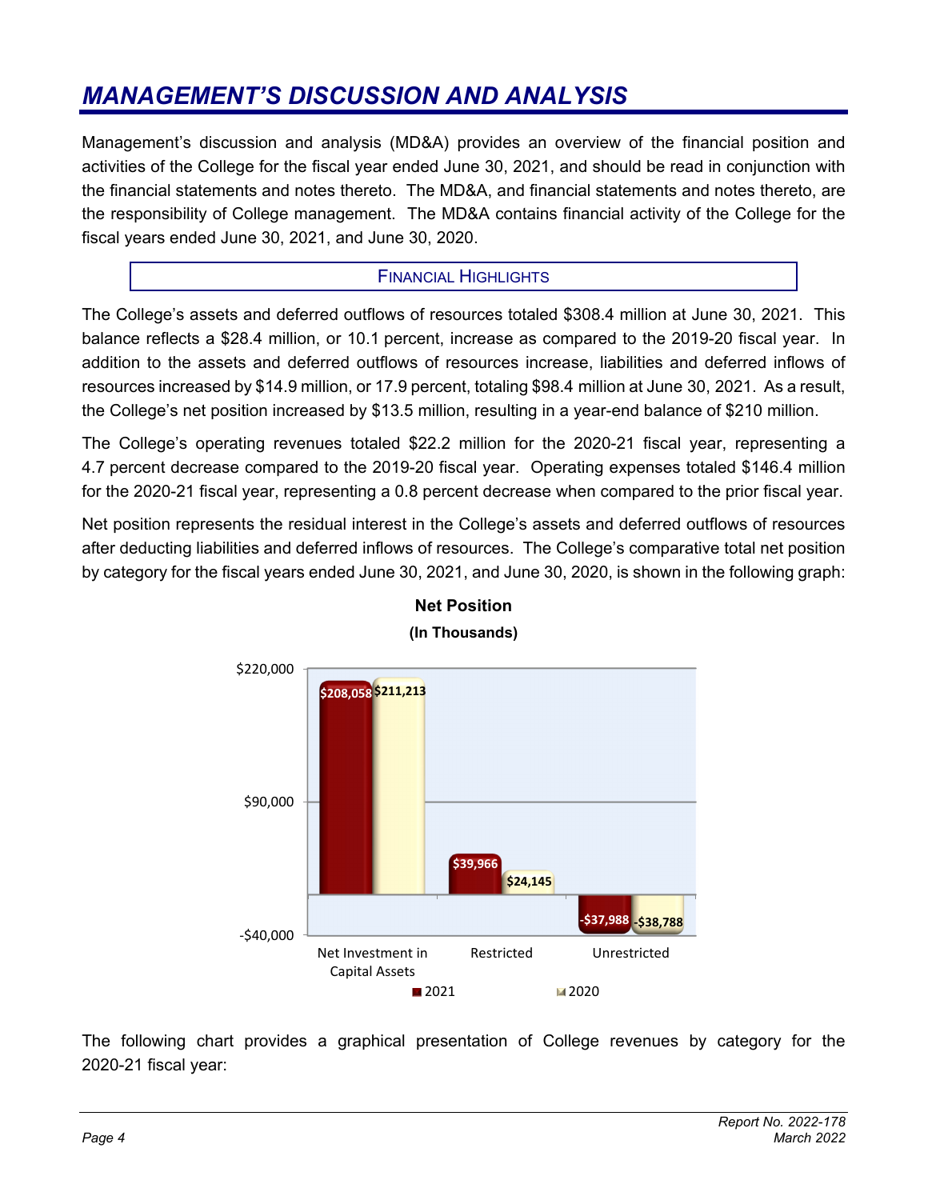# *MANAGEMENT'S DISCUSSION AND ANALYSIS*

Management's discussion and analysis (MD&A) provides an overview of the financial position and activities of the College for the fiscal year ended June 30, 2021, and should be read in conjunction with the financial statements and notes thereto. The MD&A, and financial statements and notes thereto, are the responsibility of College management. The MD&A contains financial activity of the College for the fiscal years ended June 30, 2021, and June 30, 2020.

## Financial Highlights

The College's assets and deferred outflows of resources totaled $308.4 million at June 30, 2021. This balance reflects a $28.4 million, or 10.1 percent, increase as compared to the 2019-20 fiscal year. In addition to the assets and deferred outflows of resources increase, liabilities and deferred inflows of resources increased by $14.9 million, or 17.9 percent, totaling $98.4 million at June 30, 2021. As a result, the College's net position increased by $13.5 million, resulting in a year-end balance of $210 million.

The College's operating revenues totaled $22.2 million for the 2020-21 fiscal year, representing a 4.7 percent decrease compared to the 2019-20 fiscal year. Operating expenses totaled $146.4 million for the 2020-21 fiscal year, representing a 0.8 percent decrease when compared to the prior fiscal year.

Net position represents the residual interest in the College's assets and deferred outflows of resources after deducting liabilities and deferred inflows of resources. The College's comparative total net position by category for the fiscal years ended June 30, 2021, and June 30, 2020, is shown in the following graph:

**Net Position**
**(In Thousands)**

| | 2021 | 2020 |
|---|---|---|
| Net Investment in Capital Assets | $208,058 | $211,213 |
| Restricted | $39,966 | $24,145 |
| Unrestricted | -$37,988 | -$38,788 |

The following chart provides a graphical presentation of College revenues by category for the 2020-21 fiscal year: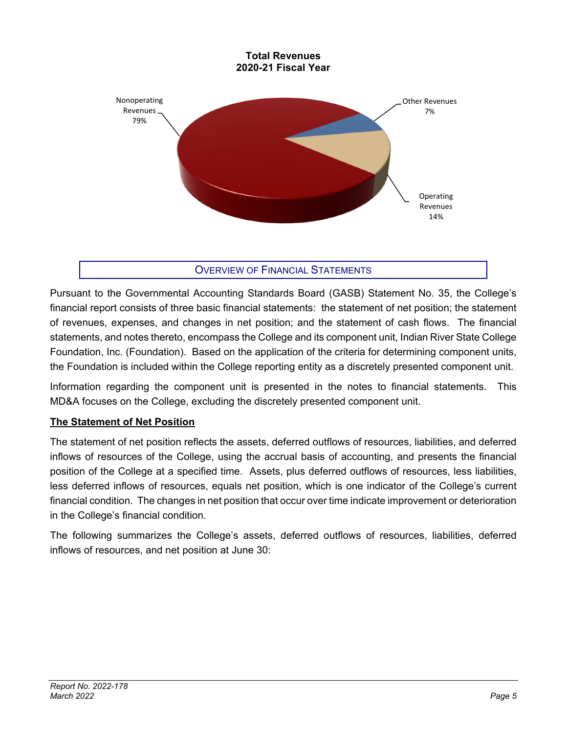**Total Revenues**
**2020-21 Fiscal Year**

Nonoperating Revenues 79%

Other Revenues 7%

Operating Revenues 14%

## OVERVIEW OF FINANCIAL STATEMENTS

Pursuant to the Governmental Accounting Standards Board (GASB) Statement No. 35, the College's financial report consists of three basic financial statements: the statement of net position; the statement of revenues, expenses, and changes in net position; and the statement of cash flows. The financial statements, and notes thereto, encompass the College and its component unit, Indian River State College Foundation, Inc. (Foundation). Based on the application of the criteria for determining component units, the Foundation is included within the College reporting entity as a discretely presented component unit.

Information regarding the component unit is presented in the notes to financial statements. This MD&A focuses on the College, excluding the discretely presented component unit.

### The Statement of Net Position

The statement of net position reflects the assets, deferred outflows of resources, liabilities, and deferred inflows of resources of the College, using the accrual basis of accounting, and presents the financial position of the College at a specified time. Assets, plus deferred outflows of resources, less liabilities, less deferred inflows of resources, equals net position, which is one indicator of the College's current financial condition. The changes in net position that occur over time indicate improvement or deterioration in the College's financial condition.

The following summarizes the College's assets, deferred outflows of resources, liabilities, deferred inflows of resources, and net position at June 30: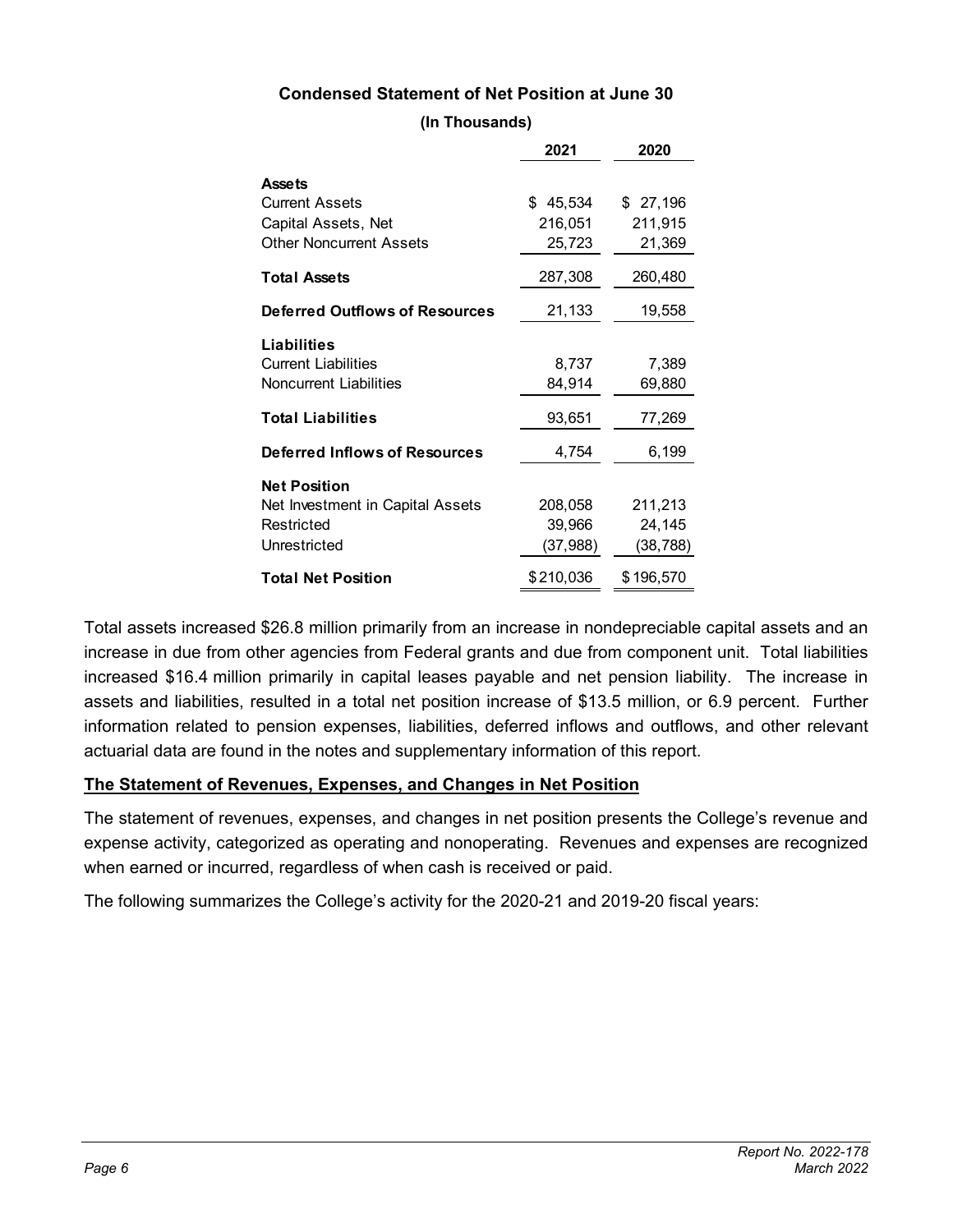**Condensed Statement of Net Position at June 30**

**(In Thousands)**

| | 2021 | 2020 |
|---|---|---|
| **Assets** | | |
| Current Assets | $ 45,534 | $ 27,196 |
| Capital Assets, Net | 216,051 | 211,915 |
| Other Noncurrent Assets | 25,723 | 21,369 |
| **Total Assets** | 287,308 | 260,480 |
| **Deferred Outflows of Resources** | 21,133 | 19,558 |
| **Liabilities** | | |
| Current Liabilities | 8,737 | 7,389 |
| Noncurrent Liabilities | 84,914 | 69,880 |
| **Total Liabilities** | 93,651 | 77,269 |
| **Deferred Inflows of Resources** | 4,754 | 6,199 |
| **Net Position** | | |
| Net Investment in Capital Assets | 208,058 | 211,213 |
| Restricted | 39,966 | 24,145 |
| Unrestricted | (37,988) | (38,788) |
| **Total Net Position** | $210,036 | $196,570 |

Total assets increased $26.8 million primarily from an increase in nondepreciable capital assets and an increase in due from other agencies from Federal grants and due from component unit. Total liabilities increased $16.4 million primarily in capital leases payable and net pension liability. The increase in assets and liabilities, resulted in a total net position increase of $13.5 million, or 6.9 percent. Further information related to pension expenses, liabilities, deferred inflows and outflows, and other relevant actuarial data are found in the notes and supplementary information of this report.

## The Statement of Revenues, Expenses, and Changes in Net Position

The statement of revenues, expenses, and changes in net position presents the College's revenue and expense activity, categorized as operating and nonoperating. Revenues and expenses are recognized when earned or incurred, regardless of when cash is received or paid.

The following summarizes the College's activity for the 2020-21 and 2019-20 fiscal years: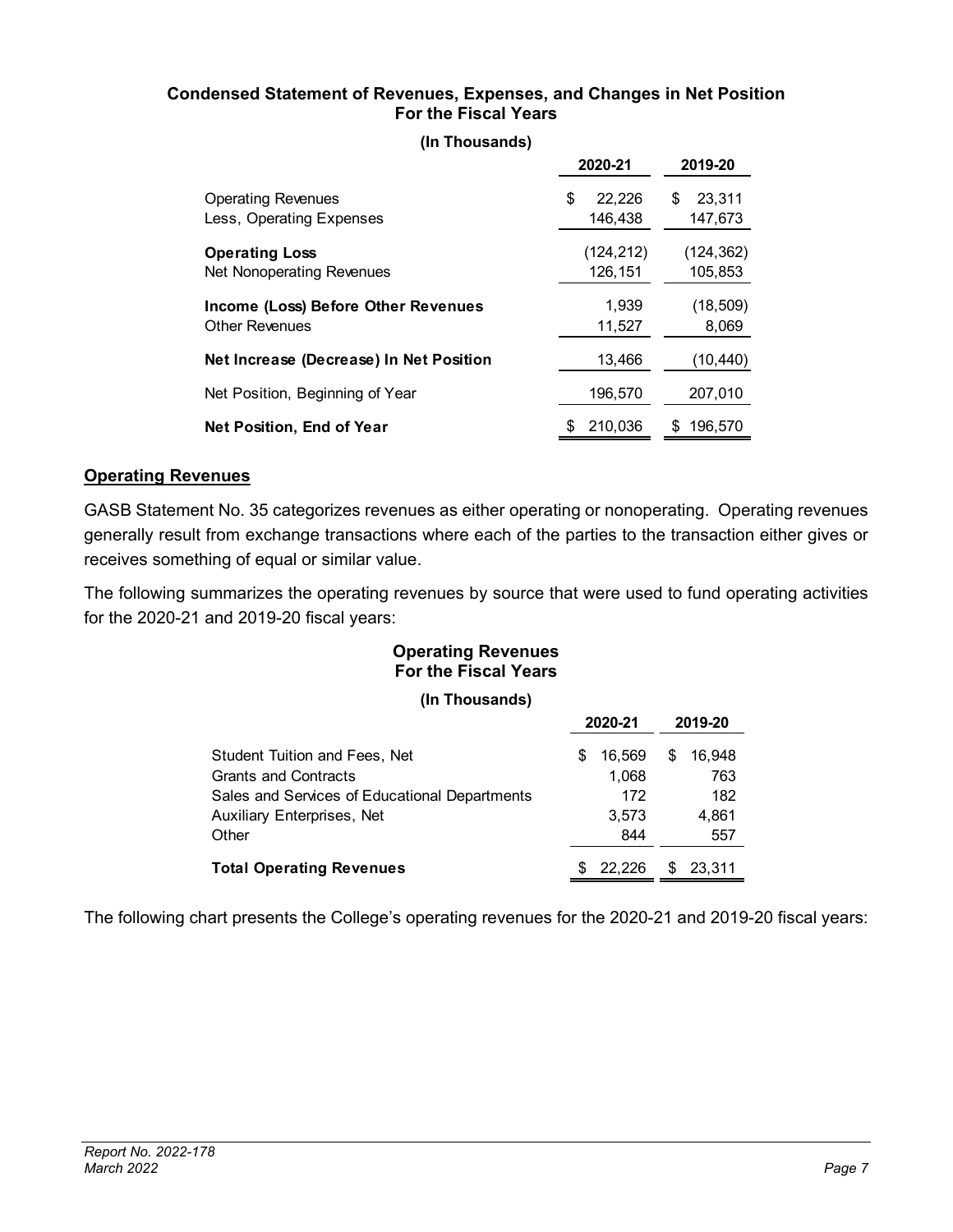**Condensed Statement of Revenues, Expenses, and Changes in Net Position**
**For the Fiscal Years**

**(In Thousands)**

| | 2020-21 | 2019-20 |
|---|---|---|
| Operating Revenues | $ 22,226 | $ 23,311 |
| Less, Operating Expenses | 146,438 | 147,673 |
| **Operating Loss** | (124,212) | (124,362) |
| Net Nonoperating Revenues | 126,151 | 105,853 |
| **Income (Loss) Before Other Revenues** | 1,939 | (18,509) |
| Other Revenues | 11,527 | 8,069 |
| **Net Increase (Decrease) In Net Position** | 13,466 | (10,440) |
| Net Position, Beginning of Year | 196,570 | 207,010 |
| **Net Position, End of Year** | $ 210,036 | $ 196,570 |

## Operating Revenues

GASB Statement No. 35 categorizes revenues as either operating or nonoperating. Operating revenues generally result from exchange transactions where each of the parties to the transaction either gives or receives something of equal or similar value.

The following summarizes the operating revenues by source that were used to fund operating activities for the 2020-21 and 2019-20 fiscal years:

**Operating Revenues**
**For the Fiscal Years**

**(In Thousands)**

| | 2020-21 | 2019-20 |
|---|---|---|
| Student Tuition and Fees, Net | $ 16,569 | $ 16,948 |
| Grants and Contracts | 1,068 | 763 |
| Sales and Services of Educational Departments | 172 | 182 |
| Auxiliary Enterprises, Net | 3,573 | 4,861 |
| Other | 844 | 557 |
| **Total Operating Revenues** | $ 22,226 | $ 23,311 |

The following chart presents the College's operating revenues for the 2020-21 and 2019-20 fiscal years: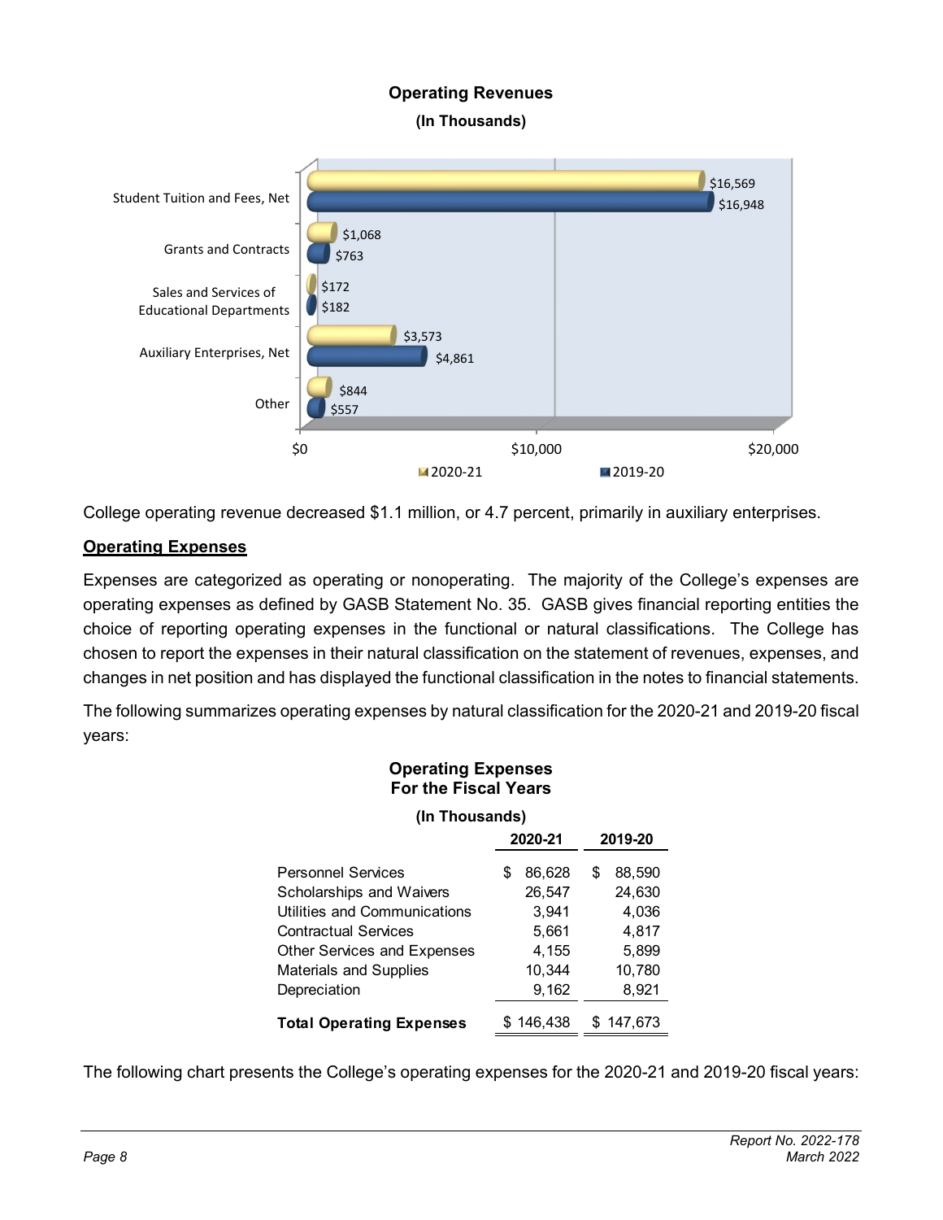**Operating Revenues**

**(In Thousands)**

| | 2020-21 | 2019-20 |
|---|---|---|
| Student Tuition and Fees, Net | $16,569 | $16,948 |
| Grants and Contracts | $1,068 | $763 |
| Sales and Services of Educational Departments | $172 | $182 |
| Auxiliary Enterprises, Net | $3,573 | $4,861 |
| Other | $844 | $557 |

College operating revenue decreased $1.1 million, or 4.7 percent, primarily in auxiliary enterprises.

**Operating Expenses**

Expenses are categorized as operating or nonoperating. The majority of the College's expenses are operating expenses as defined by GASB Statement No. 35. GASB gives financial reporting entities the choice of reporting operating expenses in the functional or natural classifications. The College has chosen to report the expenses in their natural classification on the statement of revenues, expenses, and changes in net position and has displayed the functional classification in the notes to financial statements.

The following summarizes operating expenses by natural classification for the 2020-21 and 2019-20 fiscal years:

**Operating Expenses**
**For the Fiscal Years**

**(In Thousands)**

| | 2020-21 | 2019-20 |
|---|---|---|
| Personnel Services | $ 86,628 | $ 88,590 |
| Scholarships and Waivers | 26,547 | 24,630 |
| Utilities and Communications | 3,941 | 4,036 |
| Contractual Services | 5,661 | 4,817 |
| Other Services and Expenses | 4,155 | 5,899 |
| Materials and Supplies | 10,344 | 10,780 |
| Depreciation | 9,162 | 8,921 |
| **Total Operating Expenses** | $ 146,438 | $ 147,673 |

The following chart presents the College's operating expenses for the 2020-21 and 2019-20 fiscal years: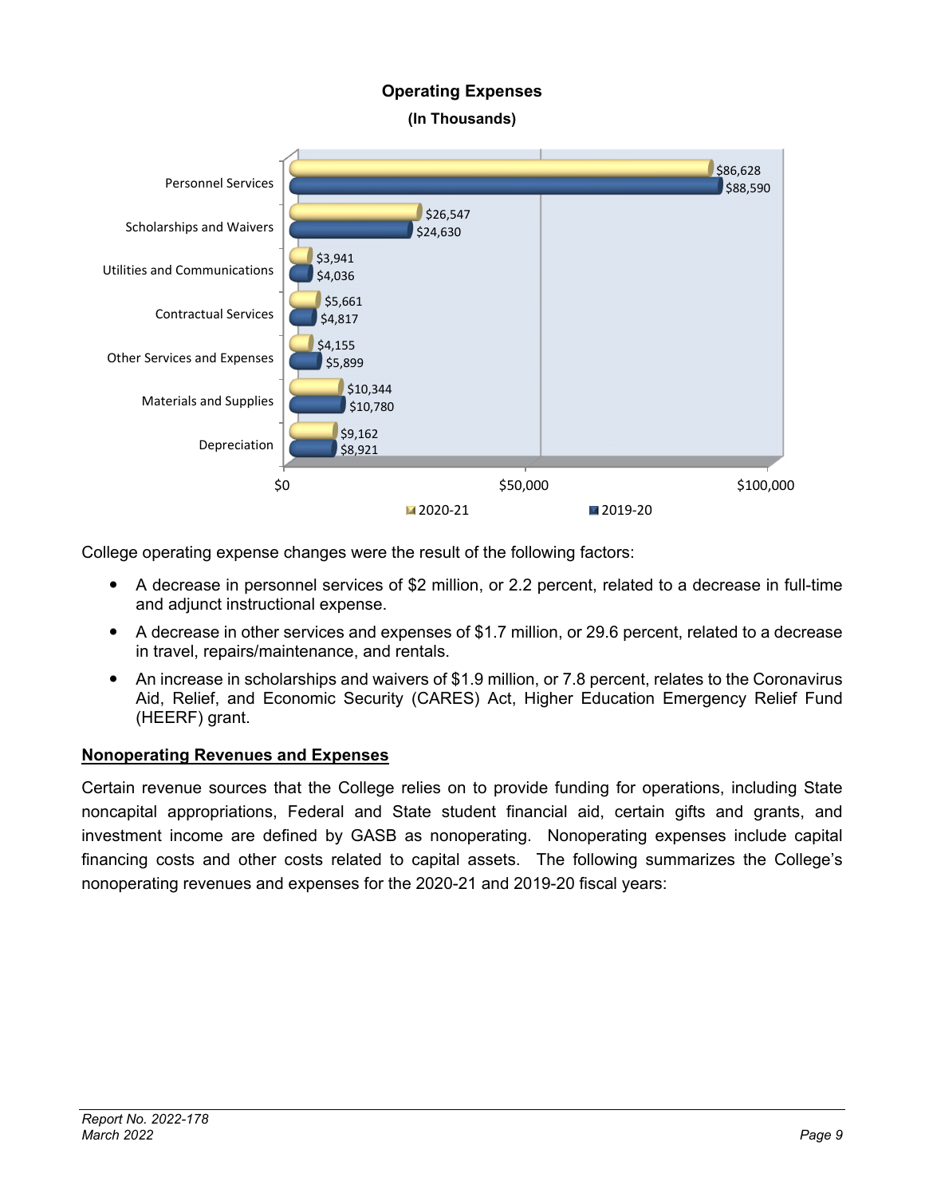**Operating Expenses**

**(In Thousands)**

| | 2020-21 | 2019-20 |
|---|---|---|
| Personnel Services | $86,628 | $88,590 |
| Scholarships and Waivers | $26,547 | $24,630 |
| Utilities and Communications | $3,941 | $4,036 |
| Contractual Services | $5,661 | $4,817 |
| Other Services and Expenses | $4,155 | $5,899 |
| Materials and Supplies | $10,344 | $10,780 |
| Depreciation | $9,162 | $8,921 |

College operating expense changes were the result of the following factors:

- A decrease in personnel services of $2 million, or 2.2 percent, related to a decrease in full-time and adjunct instructional expense.
- A decrease in other services and expenses of $1.7 million, or 29.6 percent, related to a decrease in travel, repairs/maintenance, and rentals.
- An increase in scholarships and waivers of $1.9 million, or 7.8 percent, relates to the Coronavirus Aid, Relief, and Economic Security (CARES) Act, Higher Education Emergency Relief Fund (HEERF) grant.

## Nonoperating Revenues and Expenses

Certain revenue sources that the College relies on to provide funding for operations, including State noncapital appropriations, Federal and State student financial aid, certain gifts and grants, and investment income are defined by GASB as nonoperating. Nonoperating expenses include capital financing costs and other costs related to capital assets. The following summarizes the College's nonoperating revenues and expenses for the 2020-21 and 2019-20 fiscal years: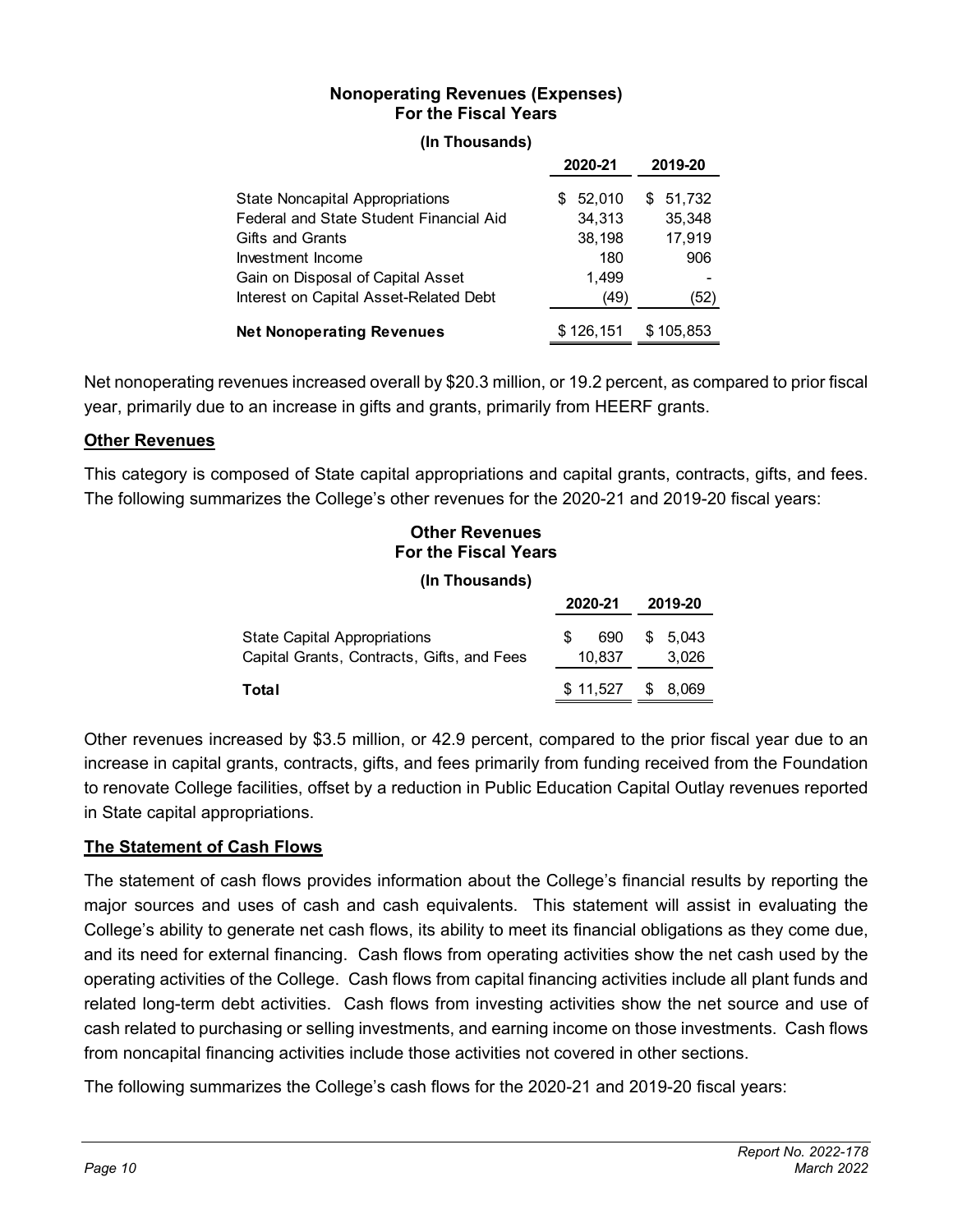**Nonoperating Revenues (Expenses)**
**For the Fiscal Years**
**(In Thousands)**

| | 2020-21 | 2019-20 |
|---|---|---|
| State Noncapital Appropriations | $ 52,010 | $ 51,732 |
| Federal and State Student Financial Aid | 34,313 | 35,348 |
| Gifts and Grants | 38,198 | 17,919 |
| Investment Income | 180 | 906 |
| Gain on Disposal of Capital Asset | 1,499 | - |
| Interest on Capital Asset-Related Debt | (49) | (52) |
| **Net Nonoperating Revenues** | $ 126,151 | $ 105,853 |

Net nonoperating revenues increased overall by $20.3 million, or 19.2 percent, as compared to prior fiscal year, primarily due to an increase in gifts and grants, primarily from HEERF grants.

## Other Revenues

This category is composed of State capital appropriations and capital grants, contracts, gifts, and fees. The following summarizes the College's other revenues for the 2020-21 and 2019-20 fiscal years:

**Other Revenues**
**For the Fiscal Years**
**(In Thousands)**

| | 2020-21 | 2019-20 |
|---|---|---|
| State Capital Appropriations | $ 690 | $ 5,043 |
| Capital Grants, Contracts, Gifts, and Fees | 10,837 | 3,026 |
| **Total** | $ 11,527 | $ 8,069 |

Other revenues increased by $3.5 million, or 42.9 percent, compared to the prior fiscal year due to an increase in capital grants, contracts, gifts, and fees primarily from funding received from the Foundation to renovate College facilities, offset by a reduction in Public Education Capital Outlay revenues reported in State capital appropriations.

## The Statement of Cash Flows

The statement of cash flows provides information about the College's financial results by reporting the major sources and uses of cash and cash equivalents. This statement will assist in evaluating the College's ability to generate net cash flows, its ability to meet its financial obligations as they come due, and its need for external financing. Cash flows from operating activities show the net cash used by the operating activities of the College. Cash flows from capital financing activities include all plant funds and related long-term debt activities. Cash flows from investing activities show the net source and use of cash related to purchasing or selling investments, and earning income on those investments. Cash flows from noncapital financing activities include those activities not covered in other sections.

The following summarizes the College's cash flows for the 2020-21 and 2019-20 fiscal years: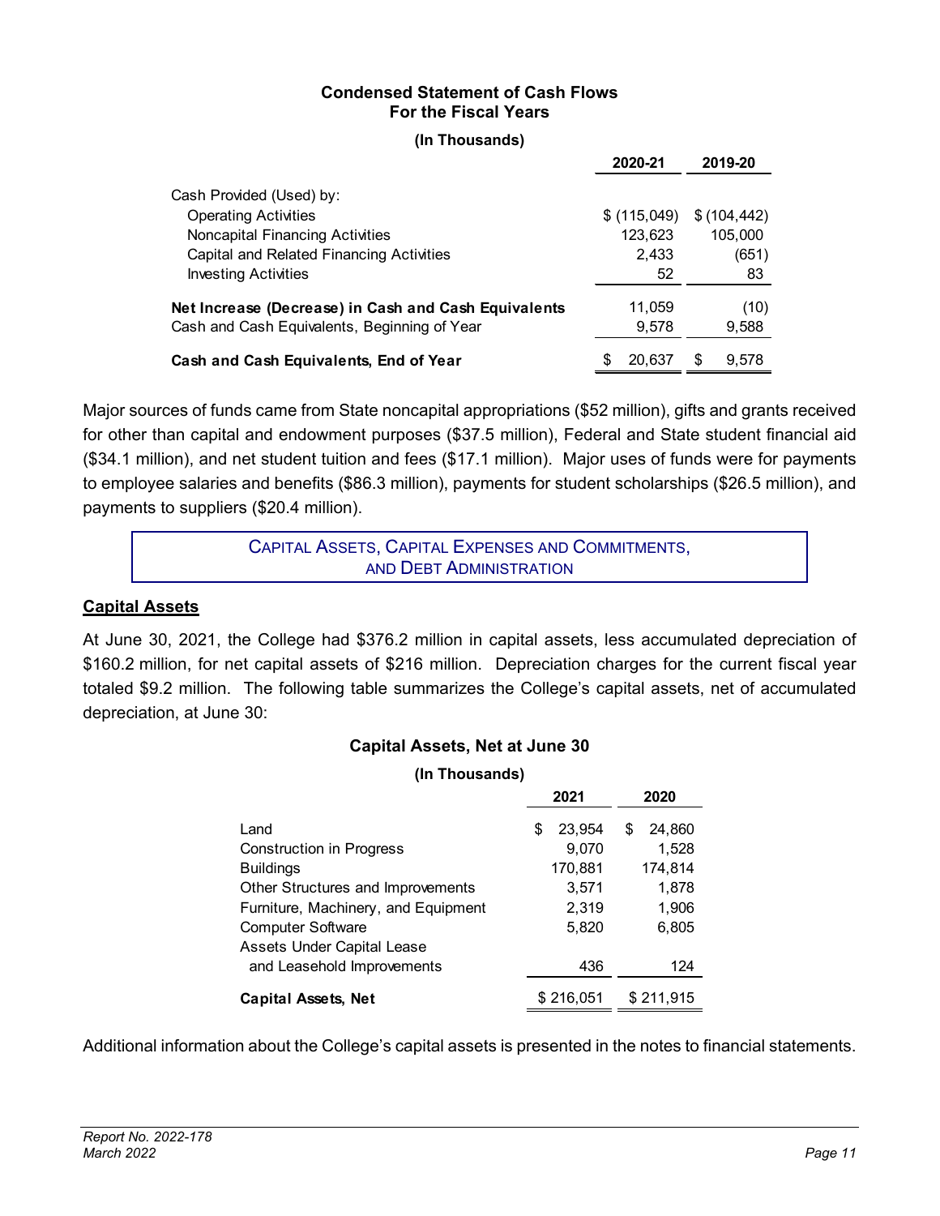### Condensed Statement of Cash Flows
### For the Fiscal Years

**(In Thousands)**

| | 2020-21 | 2019-20 |
|---|---|---|
| Cash Provided (Used) by: | | |
| Operating Activities | $ (115,049) | $ (104,442) |
| Noncapital Financing Activities | 123,623 | 105,000 |
| Capital and Related Financing Activities | 2,433 | (651) |
| Investing Activities | 52 | 83 |
| **Net Increase (Decrease) in Cash and Cash Equivalents** | 11,059 | (10) |
| Cash and Cash Equivalents, Beginning of Year | 9,578 | 9,588 |
| **Cash and Cash Equivalents, End of Year** | $ 20,637 | $ 9,578 |

Major sources of funds came from State noncapital appropriations ($52 million), gifts and grants received for other than capital and endowment purposes ($37.5 million), Federal and State student financial aid ($34.1 million), and net student tuition and fees ($17.1 million). Major uses of funds were for payments to employee salaries and benefits ($86.3 million), payments for student scholarships ($26.5 million), and payments to suppliers ($20.4 million).

## Capital Assets, Capital Expenses and Commitments, and Debt Administration

### Capital Assets

At June 30, 2021, the College had $376.2 million in capital assets, less accumulated depreciation of $160.2 million, for net capital assets of $216 million. Depreciation charges for the current fiscal year totaled $9.2 million. The following table summarizes the College's capital assets, net of accumulated depreciation, at June 30:

### Capital Assets, Net at June 30

**(In Thousands)**

| | 2021 | 2020 |
|---|---|---|
| Land | $ 23,954 | $ 24,860 |
| Construction in Progress | 9,070 | 1,528 |
| Buildings | 170,881 | 174,814 |
| Other Structures and Improvements | 3,571 | 1,878 |
| Furniture, Machinery, and Equipment | 2,319 | 1,906 |
| Computer Software | 5,820 | 6,805 |
| Assets Under Capital Lease and Leasehold Improvements | 436 | 124 |
| **Capital Assets, Net** | $ 216,051 | $ 211,915 |

Additional information about the College's capital assets is presented in the notes to financial statements.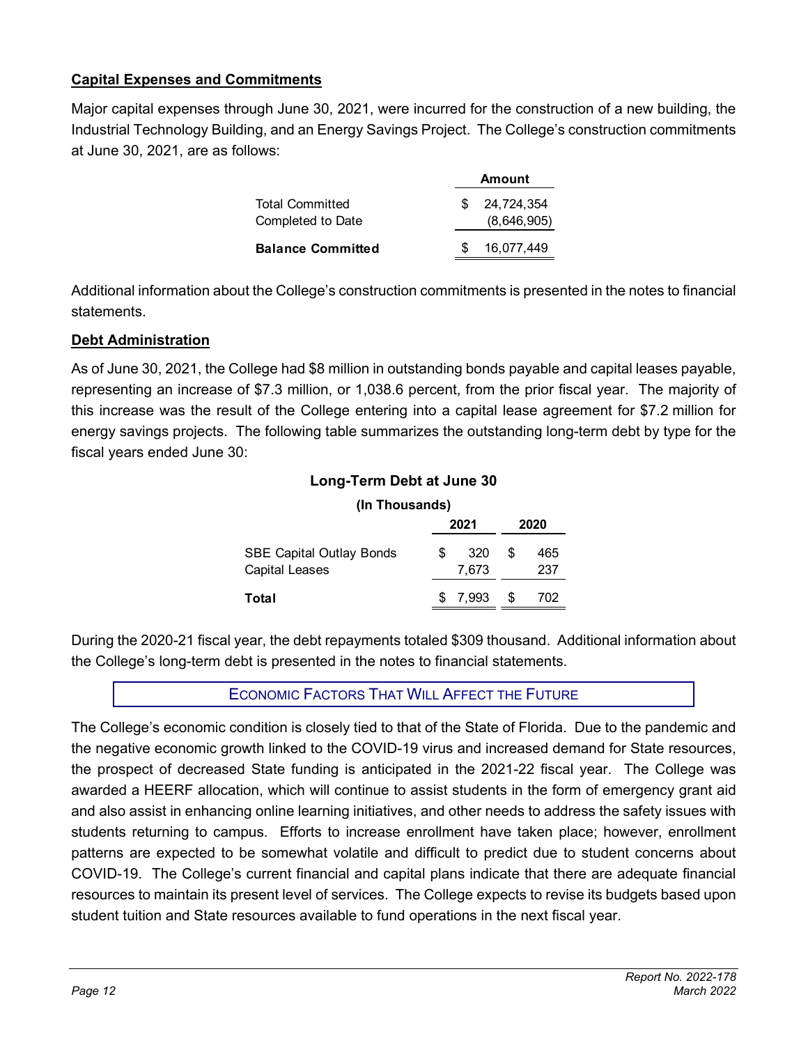## Capital Expenses and Commitments

Major capital expenses through June 30, 2021, were incurred for the construction of a new building, the Industrial Technology Building, and an Energy Savings Project. The College's construction commitments at June 30, 2021, are as follows:

| | Amount |
|---|---|
| Total Committed | $ 24,724,354 |
| Completed to Date | (8,646,905) |
| **Balance Committed** | **$ 16,077,449** |

Additional information about the College's construction commitments is presented in the notes to financial statements.

## Debt Administration

As of June 30, 2021, the College had $8 million in outstanding bonds payable and capital leases payable, representing an increase of $7.3 million, or 1,038.6 percent, from the prior fiscal year. The majority of this increase was the result of the College entering into a capital lease agreement for $7.2 million for energy savings projects. The following table summarizes the outstanding long-term debt by type for the fiscal years ended June 30:

**Long-Term Debt at June 30**

**(In Thousands)**

| | 2021 | 2020 |
|---|---|---|
| SBE Capital Outlay Bonds | $ 320 | $ 465 |
| Capital Leases | 7,673 | 237 |
| **Total** | **$ 7,993** | **$ 702** |

During the 2020-21 fiscal year, the debt repayments totaled $309 thousand. Additional information about the College's long-term debt is presented in the notes to financial statements.

## ECONOMIC FACTORS THAT WILL AFFECT THE FUTURE

The College's economic condition is closely tied to that of the State of Florida. Due to the pandemic and the negative economic growth linked to the COVID-19 virus and increased demand for State resources, the prospect of decreased State funding is anticipated in the 2021-22 fiscal year. The College was awarded a HEERF allocation, which will continue to assist students in the form of emergency grant aid and also assist in enhancing online learning initiatives, and other needs to address the safety issues with students returning to campus. Efforts to increase enrollment have taken place; however, enrollment patterns are expected to be somewhat volatile and difficult to predict due to student concerns about COVID-19. The College's current financial and capital plans indicate that there are adequate financial resources to maintain its present level of services. The College expects to revise its budgets based upon student tuition and State resources available to fund operations in the next fiscal year.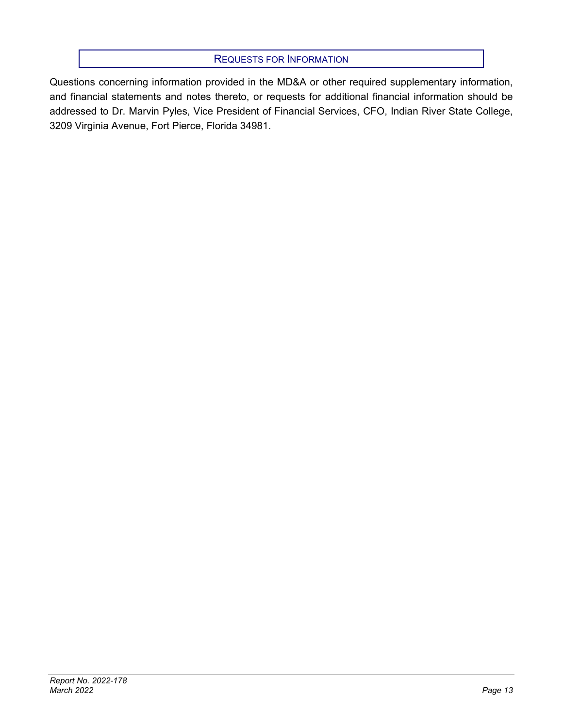## Requests for Information

Questions concerning information provided in the MD&A or other required supplementary information, and financial statements and notes thereto, or requests for additional financial information should be addressed to Dr. Marvin Pyles, Vice President of Financial Services, CFO, Indian River State College, 3209 Virginia Avenue, Fort Pierce, Florida 34981.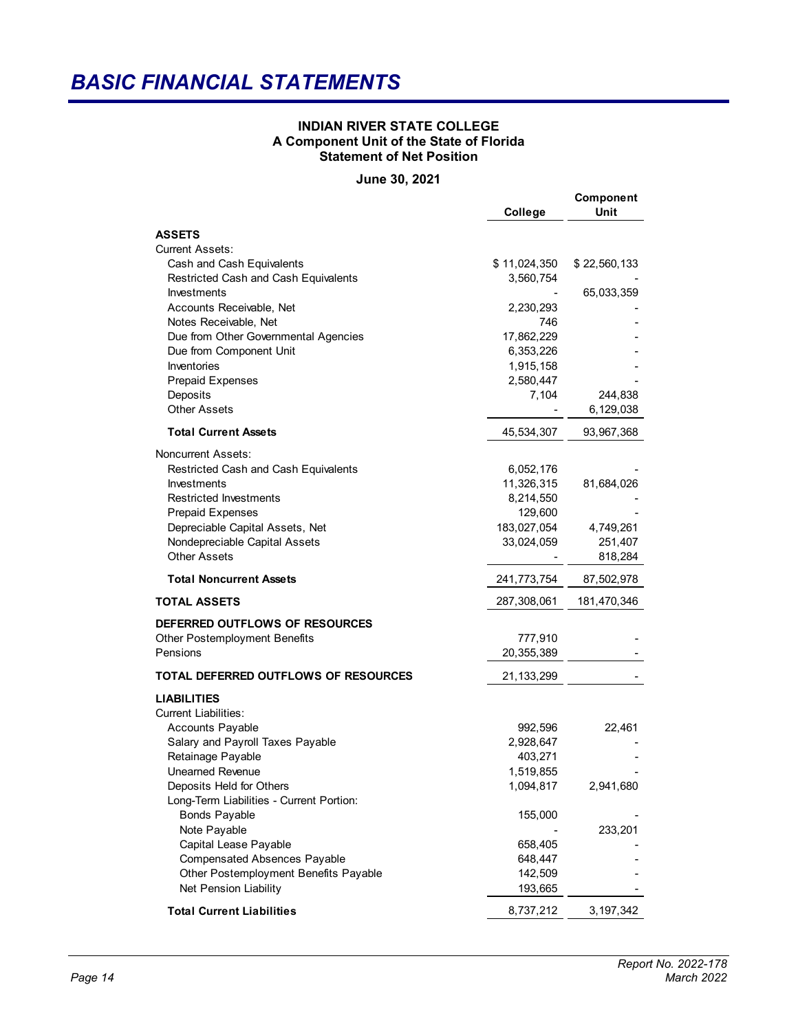# BASIC FINANCIAL STATEMENTS

**INDIAN RIVER STATE COLLEGE**
**A Component Unit of the State of Florida**
**Statement of Net Position**

**June 30, 2021**

| | College | Component Unit |
|---|---|---|
| **ASSETS** | | |
| Current Assets: | | |
| Cash and Cash Equivalents | $ 11,024,350 | $ 22,560,133 |
| Restricted Cash and Cash Equivalents | 3,560,754 | - |
| Investments | - | 65,033,359 |
| Accounts Receivable, Net | 2,230,293 | - |
| Notes Receivable, Net | 746 | - |
| Due from Other Governmental Agencies | 17,862,229 | - |
| Due from Component Unit | 6,353,226 | - |
| Inventories | 1,915,158 | - |
| Prepaid Expenses | 2,580,447 | - |
| Deposits | 7,104 | 244,838 |
| Other Assets | - | 6,129,038 |
| **Total Current Assets** | 45,534,307 | 93,967,368 |
| Noncurrent Assets: | | |
| Restricted Cash and Cash Equivalents | 6,052,176 | - |
| Investments | 11,326,315 | 81,684,026 |
| Restricted Investments | 8,214,550 | - |
| Prepaid Expenses | 129,600 | - |
| Depreciable Capital Assets, Net | 183,027,054 | 4,749,261 |
| Nondepreciable Capital Assets | 33,024,059 | 251,407 |
| Other Assets | - | 818,284 |
| **Total Noncurrent Assets** | 241,773,754 | 87,502,978 |
| **TOTAL ASSETS** | 287,308,061 | 181,470,346 |
| **DEFERRED OUTFLOWS OF RESOURCES** | | |
| Other Postemployment Benefits | 777,910 | - |
| Pensions | 20,355,389 | - |
| **TOTAL DEFERRED OUTFLOWS OF RESOURCES** | 21,133,299 | - |
| **LIABILITIES** | | |
| Current Liabilities: | | |
| Accounts Payable | 992,596 | 22,461 |
| Salary and Payroll Taxes Payable | 2,928,647 | - |
| Retainage Payable | 403,271 | - |
| Unearned Revenue | 1,519,855 | - |
| Deposits Held for Others | 1,094,817 | 2,941,680 |
| Long-Term Liabilities - Current Portion: | | |
| Bonds Payable | 155,000 | - |
| Note Payable | - | 233,201 |
| Capital Lease Payable | 658,405 | - |
| Compensated Absences Payable | 648,447 | - |
| Other Postemployment Benefits Payable | 142,509 | - |
| Net Pension Liability | 193,665 | - |
| **Total Current Liabilities** | 8,737,212 | 3,197,342 |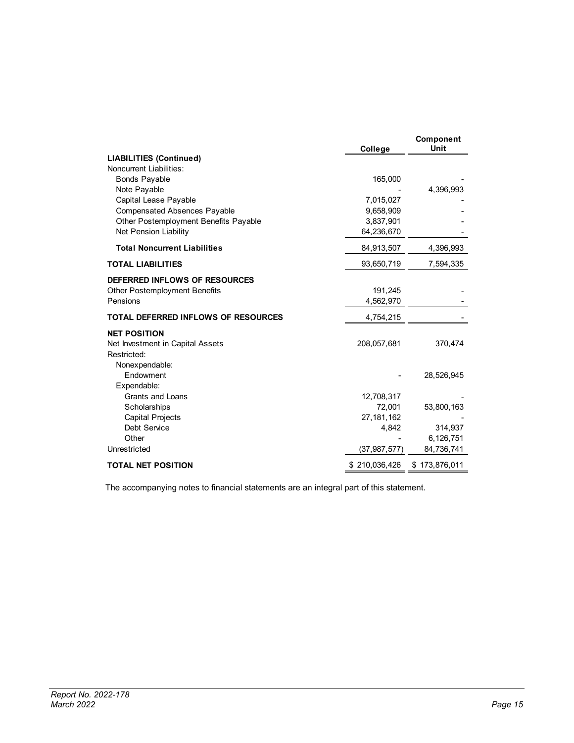| | College | Component Unit |
|---|---|---|
| **LIABILITIES (Continued)** | | |
| Noncurrent Liabilities: | | |
| Bonds Payable | 165,000 | - |
| Note Payable | - | 4,396,993 |
| Capital Lease Payable | 7,015,027 | - |
| Compensated Absences Payable | 9,658,909 | - |
| Other Postemployment Benefits Payable | 3,837,901 | - |
| Net Pension Liability | 64,236,670 | - |
| **Total Noncurrent Liabilities** | 84,913,507 | 4,396,993 |
| **TOTAL LIABILITIES** | 93,650,719 | 7,594,335 |
| **DEFERRED INFLOWS OF RESOURCES** | | |
| Other Postemployment Benefits | 191,245 | - |
| Pensions | 4,562,970 | - |
| **TOTAL DEFERRED INFLOWS OF RESOURCES** | 4,754,215 | - |
| **NET POSITION** | | |
| Net Investment in Capital Assets | 208,057,681 | 370,474 |
| Restricted: | | |
| Nonexpendable: | | |
| Endowment | - | 28,526,945 |
| Expendable: | | |
| Grants and Loans | 12,708,317 | - |
| Scholarships | 72,001 | 53,800,163 |
| Capital Projects | 27,181,162 | - |
| Debt Service | 4,842 | 314,937 |
| Other | - | 6,126,751 |
| Unrestricted | (37,987,577) | 84,736,741 |
| **TOTAL NET POSITION** | $ 210,036,426 | $ 173,876,011 |

The accompanying notes to financial statements are an integral part of this statement.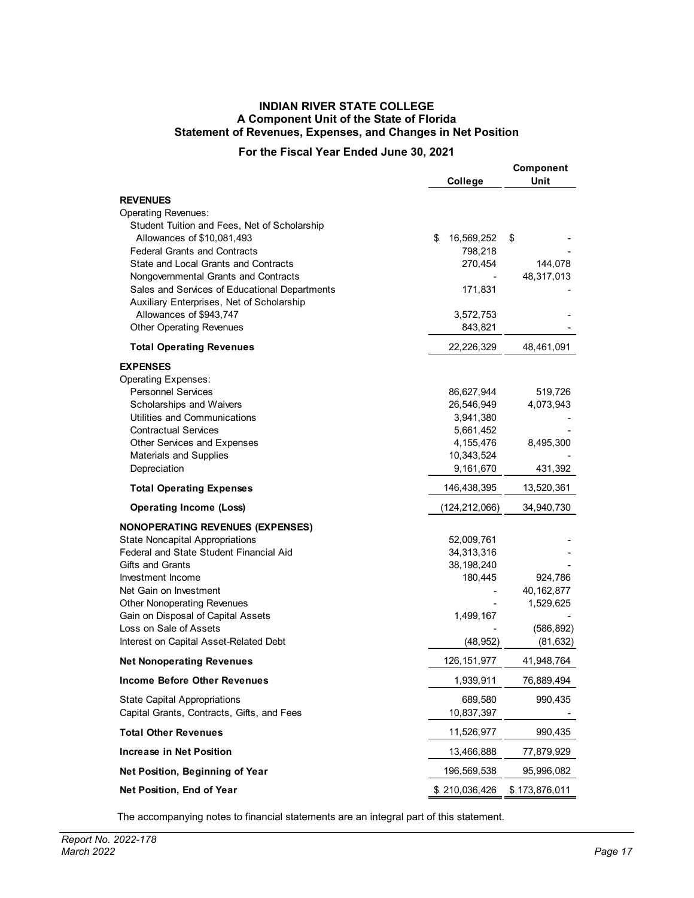# INDIAN RIVER STATE COLLEGE
## A Component Unit of the State of Florida
## Statement of Revenues, Expenses, and Changes in Net Position

### For the Fiscal Year Ended June 30, 2021

| | College | Component Unit |
|---|---|---|
| **REVENUES** | | |
| Operating Revenues: | | |
| Student Tuition and Fees, Net of Scholarship Allowances of $10,081,493 | $ 16,569,252 | $ - |
| Federal Grants and Contracts | 798,218 | - |
| State and Local Grants and Contracts | 270,454 | 144,078 |
| Nongovernmental Grants and Contracts | - | 48,317,013 |
| Sales and Services of Educational Departments | 171,831 | - |
| Auxiliary Enterprises, Net of Scholarship Allowances of $943,747 | 3,572,753 | - |
| Other Operating Revenues | 843,821 | - |
| **Total Operating Revenues** | 22,226,329 | 48,461,091 |
| **EXPENSES** | | |
| Operating Expenses: | | |
| Personnel Services | 86,627,944 | 519,726 |
| Scholarships and Waivers | 26,546,949 | 4,073,943 |
| Utilities and Communications | 3,941,380 | - |
| Contractual Services | 5,661,452 | - |
| Other Services and Expenses | 4,155,476 | 8,495,300 |
| Materials and Supplies | 10,343,524 | - |
| Depreciation | 9,161,670 | 431,392 |
| **Total Operating Expenses** | 146,438,395 | 13,520,361 |
| **Operating Income (Loss)** | (124,212,066) | 34,940,730 |
| **NONOPERATING REVENUES (EXPENSES)** | | |
| State Noncapital Appropriations | 52,009,761 | - |
| Federal and State Student Financial Aid | 34,313,316 | - |
| Gifts and Grants | 38,198,240 | - |
| Investment Income | 180,445 | 924,786 |
| Net Gain on Investment | - | 40,162,877 |
| Other Nonoperating Revenues | - | 1,529,625 |
| Gain on Disposal of Capital Assets | 1,499,167 | - |
| Loss on Sale of Assets | - | (586,892) |
| Interest on Capital Asset-Related Debt | (48,952) | (81,632) |
| **Net Nonoperating Revenues** | 126,151,977 | 41,948,764 |
| **Income Before Other Revenues** | 1,939,911 | 76,889,494 |
| State Capital Appropriations | 689,580 | 990,435 |
| Capital Grants, Contracts, Gifts, and Fees | 10,837,397 | - |
| **Total Other Revenues** | 11,526,977 | 990,435 |
| **Increase in Net Position** | 13,466,888 | 77,879,929 |
| **Net Position, Beginning of Year** | 196,569,538 | 95,996,082 |
| **Net Position, End of Year** | $ 210,036,426 | $ 173,876,011 |

The accompanying notes to financial statements are an integral part of this statement.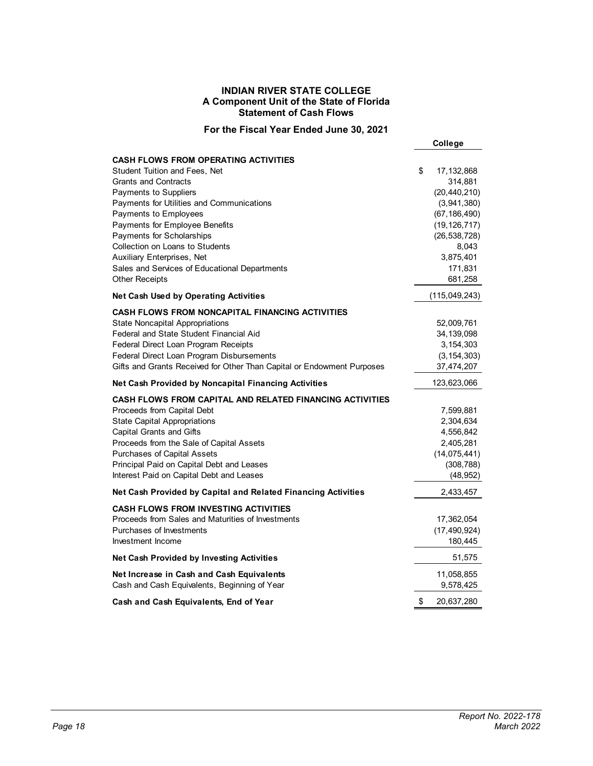# INDIAN RIVER STATE COLLEGE
## A Component Unit of the State of Florida
## Statement of Cash Flows

### For the Fiscal Year Ended June 30, 2021

| | College |
|---|---|
| **CASH FLOWS FROM OPERATING ACTIVITIES** | |
| Student Tuition and Fees, Net | $ 17,132,868 |
| Grants and Contracts | 314,881 |
| Payments to Suppliers | (20,440,210) |
| Payments for Utilities and Communications | (3,941,380) |
| Payments to Employees | (67,186,490) |
| Payments for Employee Benefits | (19,126,717) |
| Payments for Scholarships | (26,538,728) |
| Collection on Loans to Students | 8,043 |
| Auxiliary Enterprises, Net | 3,875,401 |
| Sales and Services of Educational Departments | 171,831 |
| Other Receipts | 681,258 |
| **Net Cash Used by Operating Activities** | (115,049,243) |
| **CASH FLOWS FROM NONCAPITAL FINANCING ACTIVITIES** | |
| State Noncapital Appropriations | 52,009,761 |
| Federal and State Student Financial Aid | 34,139,098 |
| Federal Direct Loan Program Receipts | 3,154,303 |
| Federal Direct Loan Program Disbursements | (3,154,303) |
| Gifts and Grants Received for Other Than Capital or Endowment Purposes | 37,474,207 |
| **Net Cash Provided by Noncapital Financing Activities** | 123,623,066 |
| **CASH FLOWS FROM CAPITAL AND RELATED FINANCING ACTIVITIES** | |
| Proceeds from Capital Debt | 7,599,881 |
| State Capital Appropriations | 2,304,634 |
| Capital Grants and Gifts | 4,556,842 |
| Proceeds from the Sale of Capital Assets | 2,405,281 |
| Purchases of Capital Assets | (14,075,441) |
| Principal Paid on Capital Debt and Leases | (308,788) |
| Interest Paid on Capital Debt and Leases | (48,952) |
| **Net Cash Provided by Capital and Related Financing Activities** | 2,433,457 |
| **CASH FLOWS FROM INVESTING ACTIVITIES** | |
| Proceeds from Sales and Maturities of Investments | 17,362,054 |
| Purchases of Investments | (17,490,924) |
| Investment Income | 180,445 |
| **Net Cash Provided by Investing Activities** | 51,575 |
| **Net Increase in Cash and Cash Equivalents** | 11,058,855 |
| Cash and Cash Equivalents, Beginning of Year | 9,578,425 |
| **Cash and Cash Equivalents, End of Year** | $ 20,637,280 |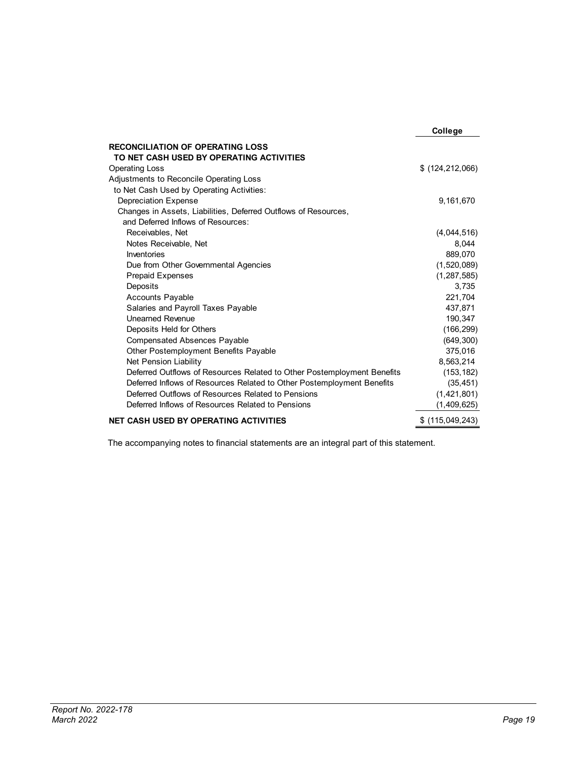| | College |
|---|---|
| **RECONCILIATION OF OPERATING LOSS TO NET CASH USED BY OPERATING ACTIVITIES** | |
| Operating Loss | $ (124,212,066) |
| Adjustments to Reconcile Operating Loss to Net Cash Used by Operating Activities: | |
| Depreciation Expense | 9,161,670 |
| Changes in Assets, Liabilities, Deferred Outflows of Resources, and Deferred Inflows of Resources: | |
| Receivables, Net | (4,044,516) |
| Notes Receivable, Net | 8,044 |
| Inventories | 889,070 |
| Due from Other Governmental Agencies | (1,520,089) |
| Prepaid Expenses | (1,287,585) |
| Deposits | 3,735 |
| Accounts Payable | 221,704 |
| Salaries and Payroll Taxes Payable | 437,871 |
| Unearned Revenue | 190,347 |
| Deposits Held for Others | (166,299) |
| Compensated Absences Payable | (649,300) |
| Other Postemployment Benefits Payable | 375,016 |
| Net Pension Liability | 8,563,214 |
| Deferred Outflows of Resources Related to Other Postemployment Benefits | (153,182) |
| Deferred Inflows of Resources Related to Other Postemployment Benefits | (35,451) |
| Deferred Outflows of Resources Related to Pensions | (1,421,801) |
| Deferred Inflows of Resources Related to Pensions | (1,409,625) |
| **NET CASH USED BY OPERATING ACTIVITIES** | $ (115,049,243) |

The accompanying notes to financial statements are an integral part of this statement.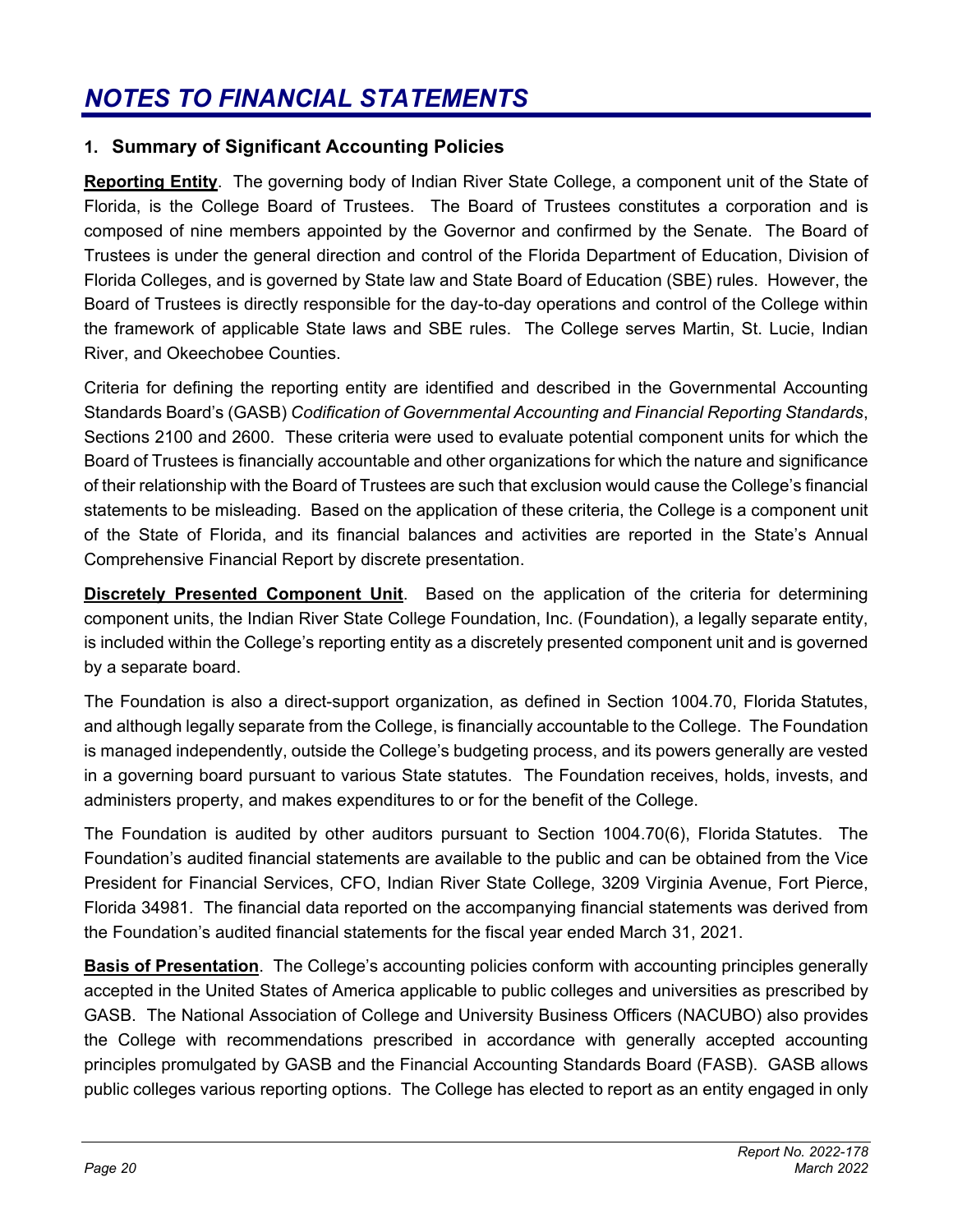# NOTES TO FINANCIAL STATEMENTS

## 1. Summary of Significant Accounting Policies

**Reporting Entity**. The governing body of Indian River State College, a component unit of the State of Florida, is the College Board of Trustees. The Board of Trustees constitutes a corporation and is composed of nine members appointed by the Governor and confirmed by the Senate. The Board of Trustees is under the general direction and control of the Florida Department of Education, Division of Florida Colleges, and is governed by State law and State Board of Education (SBE) rules. However, the Board of Trustees is directly responsible for the day-to-day operations and control of the College within the framework of applicable State laws and SBE rules. The College serves Martin, St. Lucie, Indian River, and Okeechobee Counties.

Criteria for defining the reporting entity are identified and described in the Governmental Accounting Standards Board's (GASB) *Codification of Governmental Accounting and Financial Reporting Standards*, Sections 2100 and 2600. These criteria were used to evaluate potential component units for which the Board of Trustees is financially accountable and other organizations for which the nature and significance of their relationship with the Board of Trustees are such that exclusion would cause the College's financial statements to be misleading. Based on the application of these criteria, the College is a component unit of the State of Florida, and its financial balances and activities are reported in the State's Annual Comprehensive Financial Report by discrete presentation.

**Discretely Presented Component Unit**. Based on the application of the criteria for determining component units, the Indian River State College Foundation, Inc. (Foundation), a legally separate entity, is included within the College's reporting entity as a discretely presented component unit and is governed by a separate board.

The Foundation is also a direct-support organization, as defined in Section 1004.70, Florida Statutes, and although legally separate from the College, is financially accountable to the College. The Foundation is managed independently, outside the College's budgeting process, and its powers generally are vested in a governing board pursuant to various State statutes. The Foundation receives, holds, invests, and administers property, and makes expenditures to or for the benefit of the College.

The Foundation is audited by other auditors pursuant to Section 1004.70(6), Florida Statutes. The Foundation's audited financial statements are available to the public and can be obtained from the Vice President for Financial Services, CFO, Indian River State College, 3209 Virginia Avenue, Fort Pierce, Florida 34981. The financial data reported on the accompanying financial statements was derived from the Foundation's audited financial statements for the fiscal year ended March 31, 2021.

**Basis of Presentation**. The College's accounting policies conform with accounting principles generally accepted in the United States of America applicable to public colleges and universities as prescribed by GASB. The National Association of College and University Business Officers (NACUBO) also provides the College with recommendations prescribed in accordance with generally accepted accounting principles promulgated by GASB and the Financial Accounting Standards Board (FASB). GASB allows public colleges various reporting options. The College has elected to report as an entity engaged in only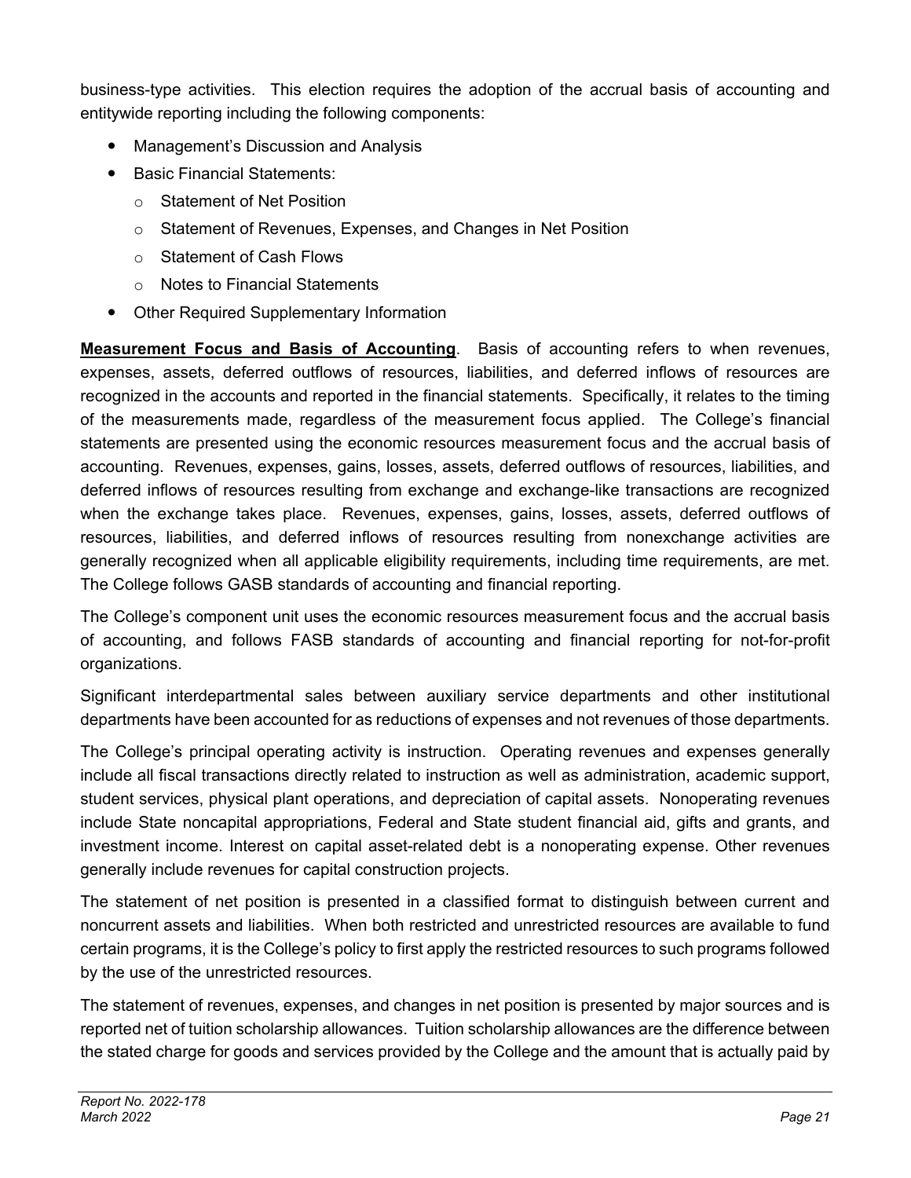business-type activities. This election requires the adoption of the accrual basis of accounting and entitywide reporting including the following components:

- Management's Discussion and Analysis
- Basic Financial Statements:
  - Statement of Net Position
  - Statement of Revenues, Expenses, and Changes in Net Position
  - Statement of Cash Flows
  - Notes to Financial Statements
- Other Required Supplementary Information

**Measurement Focus and Basis of Accounting**. Basis of accounting refers to when revenues, expenses, assets, deferred outflows of resources, liabilities, and deferred inflows of resources are recognized in the accounts and reported in the financial statements. Specifically, it relates to the timing of the measurements made, regardless of the measurement focus applied. The College's financial statements are presented using the economic resources measurement focus and the accrual basis of accounting. Revenues, expenses, gains, losses, assets, deferred outflows of resources, liabilities, and deferred inflows of resources resulting from exchange and exchange-like transactions are recognized when the exchange takes place. Revenues, expenses, gains, losses, assets, deferred outflows of resources, liabilities, and deferred inflows of resources resulting from nonexchange activities are generally recognized when all applicable eligibility requirements, including time requirements, are met. The College follows GASB standards of accounting and financial reporting.

The College's component unit uses the economic resources measurement focus and the accrual basis of accounting, and follows FASB standards of accounting and financial reporting for not-for-profit organizations.

Significant interdepartmental sales between auxiliary service departments and other institutional departments have been accounted for as reductions of expenses and not revenues of those departments.

The College's principal operating activity is instruction. Operating revenues and expenses generally include all fiscal transactions directly related to instruction as well as administration, academic support, student services, physical plant operations, and depreciation of capital assets. Nonoperating revenues include State noncapital appropriations, Federal and State student financial aid, gifts and grants, and investment income. Interest on capital asset-related debt is a nonoperating expense. Other revenues generally include revenues for capital construction projects.

The statement of net position is presented in a classified format to distinguish between current and noncurrent assets and liabilities. When both restricted and unrestricted resources are available to fund certain programs, it is the College's policy to first apply the restricted resources to such programs followed by the use of the unrestricted resources.

The statement of revenues, expenses, and changes in net position is presented by major sources and is reported net of tuition scholarship allowances. Tuition scholarship allowances are the difference between the stated charge for goods and services provided by the College and the amount that is actually paid by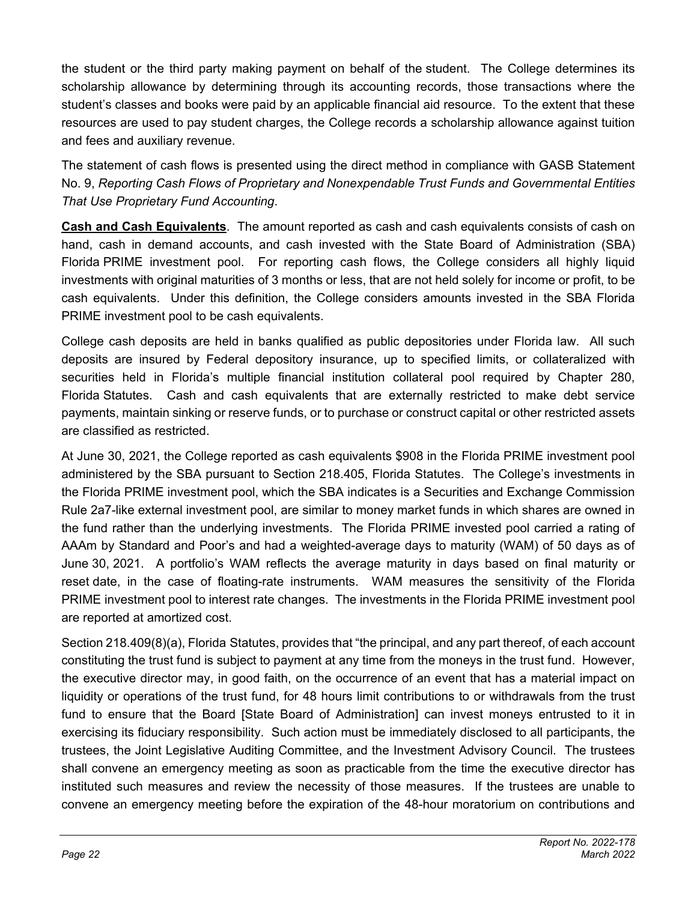the student or the third party making payment on behalf of the student. The College determines its scholarship allowance by determining through its accounting records, those transactions where the student's classes and books were paid by an applicable financial aid resource. To the extent that these resources are used to pay student charges, the College records a scholarship allowance against tuition and fees and auxiliary revenue.

The statement of cash flows is presented using the direct method in compliance with GASB Statement No. 9, *Reporting Cash Flows of Proprietary and Nonexpendable Trust Funds and Governmental Entities That Use Proprietary Fund Accounting*.

**Cash and Cash Equivalents**. The amount reported as cash and cash equivalents consists of cash on hand, cash in demand accounts, and cash invested with the State Board of Administration (SBA) Florida PRIME investment pool. For reporting cash flows, the College considers all highly liquid investments with original maturities of 3 months or less, that are not held solely for income or profit, to be cash equivalents. Under this definition, the College considers amounts invested in the SBA Florida PRIME investment pool to be cash equivalents.

College cash deposits are held in banks qualified as public depositories under Florida law. All such deposits are insured by Federal depository insurance, up to specified limits, or collateralized with securities held in Florida's multiple financial institution collateral pool required by Chapter 280, Florida Statutes. Cash and cash equivalents that are externally restricted to make debt service payments, maintain sinking or reserve funds, or to purchase or construct capital or other restricted assets are classified as restricted.

At June 30, 2021, the College reported as cash equivalents $908 in the Florida PRIME investment pool administered by the SBA pursuant to Section 218.405, Florida Statutes. The College's investments in the Florida PRIME investment pool, which the SBA indicates is a Securities and Exchange Commission Rule 2a7-like external investment pool, are similar to money market funds in which shares are owned in the fund rather than the underlying investments. The Florida PRIME invested pool carried a rating of AAAm by Standard and Poor's and had a weighted-average days to maturity (WAM) of 50 days as of June 30, 2021. A portfolio's WAM reflects the average maturity in days based on final maturity or reset date, in the case of floating-rate instruments. WAM measures the sensitivity of the Florida PRIME investment pool to interest rate changes. The investments in the Florida PRIME investment pool are reported at amortized cost.

Section 218.409(8)(a), Florida Statutes, provides that "the principal, and any part thereof, of each account constituting the trust fund is subject to payment at any time from the moneys in the trust fund. However, the executive director may, in good faith, on the occurrence of an event that has a material impact on liquidity or operations of the trust fund, for 48 hours limit contributions to or withdrawals from the trust fund to ensure that the Board [State Board of Administration] can invest moneys entrusted to it in exercising its fiduciary responsibility. Such action must be immediately disclosed to all participants, the trustees, the Joint Legislative Auditing Committee, and the Investment Advisory Council. The trustees shall convene an emergency meeting as soon as practicable from the time the executive director has instituted such measures and review the necessity of those measures. If the trustees are unable to convene an emergency meeting before the expiration of the 48-hour moratorium on contributions and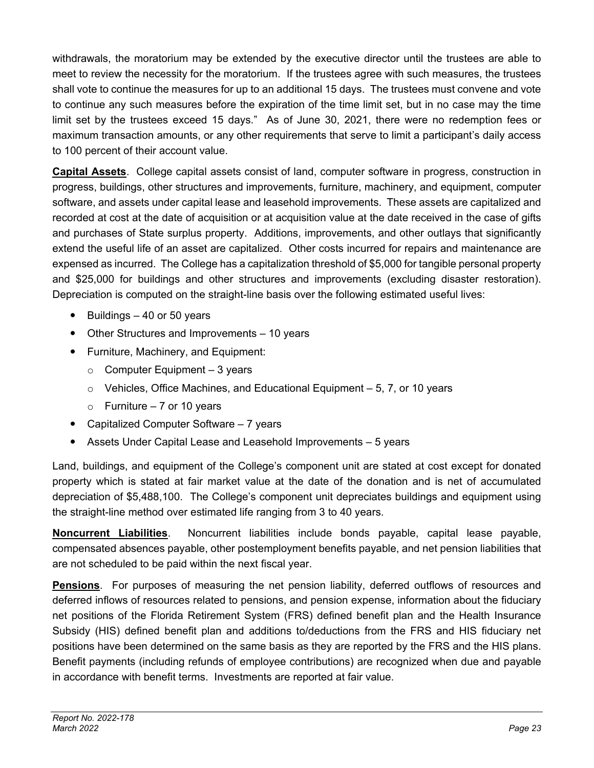withdrawals, the moratorium may be extended by the executive director until the trustees are able to meet to review the necessity for the moratorium. If the trustees agree with such measures, the trustees shall vote to continue the measures for up to an additional 15 days. The trustees must convene and vote to continue any such measures before the expiration of the time limit set, but in no case may the time limit set by the trustees exceed 15 days." As of June 30, 2021, there were no redemption fees or maximum transaction amounts, or any other requirements that serve to limit a participant's daily access to 100 percent of their account value.

**Capital Assets**. College capital assets consist of land, computer software in progress, construction in progress, buildings, other structures and improvements, furniture, machinery, and equipment, computer software, and assets under capital lease and leasehold improvements. These assets are capitalized and recorded at cost at the date of acquisition or at acquisition value at the date received in the case of gifts and purchases of State surplus property. Additions, improvements, and other outlays that significantly extend the useful life of an asset are capitalized. Other costs incurred for repairs and maintenance are expensed as incurred. The College has a capitalization threshold of $5,000 for tangible personal property and $25,000 for buildings and other structures and improvements (excluding disaster restoration). Depreciation is computed on the straight-line basis over the following estimated useful lives:

- Buildings – 40 or 50 years
- Other Structures and Improvements – 10 years
- Furniture, Machinery, and Equipment:
  - Computer Equipment – 3 years
  - Vehicles, Office Machines, and Educational Equipment – 5, 7, or 10 years
  - Furniture – 7 or 10 years
- Capitalized Computer Software – 7 years
- Assets Under Capital Lease and Leasehold Improvements – 5 years

Land, buildings, and equipment of the College's component unit are stated at cost except for donated property which is stated at fair market value at the date of the donation and is net of accumulated depreciation of $5,488,100. The College's component unit depreciates buildings and equipment using the straight-line method over estimated life ranging from 3 to 40 years.

**Noncurrent Liabilities**. Noncurrent liabilities include bonds payable, capital lease payable, compensated absences payable, other postemployment benefits payable, and net pension liabilities that are not scheduled to be paid within the next fiscal year.

**Pensions**. For purposes of measuring the net pension liability, deferred outflows of resources and deferred inflows of resources related to pensions, and pension expense, information about the fiduciary net positions of the Florida Retirement System (FRS) defined benefit plan and the Health Insurance Subsidy (HIS) defined benefit plan and additions to/deductions from the FRS and HIS fiduciary net positions have been determined on the same basis as they are reported by the FRS and the HIS plans. Benefit payments (including refunds of employee contributions) are recognized when due and payable in accordance with benefit terms. Investments are reported at fair value.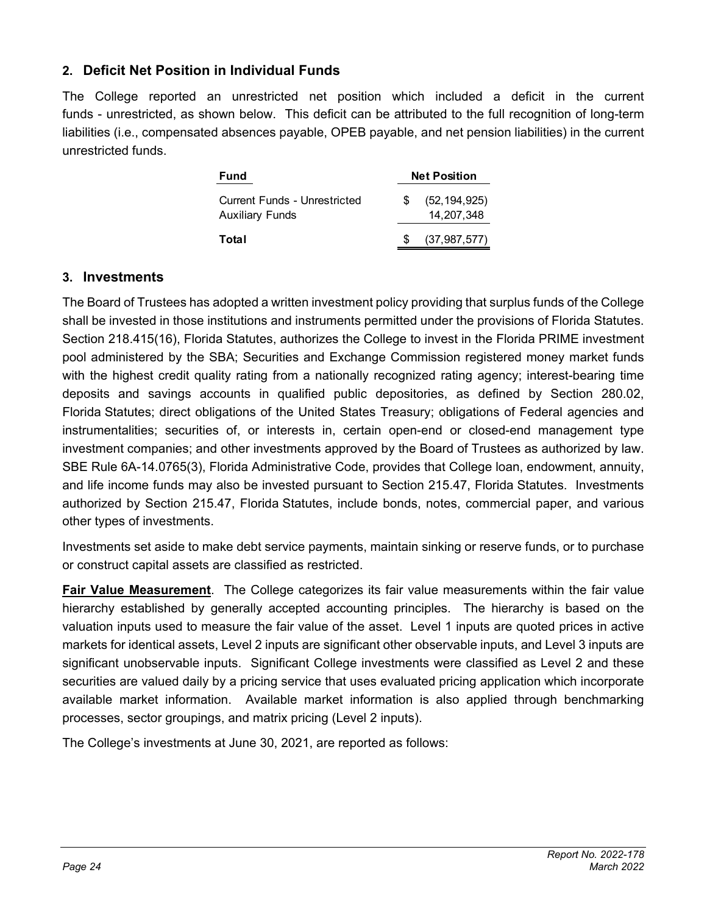## 2. Deficit Net Position in Individual Funds

The College reported an unrestricted net position which included a deficit in the current funds - unrestricted, as shown below. This deficit can be attributed to the full recognition of long-term liabilities (i.e., compensated absences payable, OPEB payable, and net pension liabilities) in the current unrestricted funds.

| Fund | Net Position |
|---|---|
| Current Funds - Unrestricted | $ (52,194,925) |
| Auxiliary Funds | 14,207,348 |
| **Total** | $ (37,987,577) |

## 3. Investments

The Board of Trustees has adopted a written investment policy providing that surplus funds of the College shall be invested in those institutions and instruments permitted under the provisions of Florida Statutes. Section 218.415(16), Florida Statutes, authorizes the College to invest in the Florida PRIME investment pool administered by the SBA; Securities and Exchange Commission registered money market funds with the highest credit quality rating from a nationally recognized rating agency; interest-bearing time deposits and savings accounts in qualified public depositories, as defined by Section 280.02, Florida Statutes; direct obligations of the United States Treasury; obligations of Federal agencies and instrumentalities; securities of, or interests in, certain open-end or closed-end management type investment companies; and other investments approved by the Board of Trustees as authorized by law. SBE Rule 6A-14.0765(3), Florida Administrative Code, provides that College loan, endowment, annuity, and life income funds may also be invested pursuant to Section 215.47, Florida Statutes. Investments authorized by Section 215.47, Florida Statutes, include bonds, notes, commercial paper, and various other types of investments.

Investments set aside to make debt service payments, maintain sinking or reserve funds, or to purchase or construct capital assets are classified as restricted.

**Fair Value Measurement**. The College categorizes its fair value measurements within the fair value hierarchy established by generally accepted accounting principles. The hierarchy is based on the valuation inputs used to measure the fair value of the asset. Level 1 inputs are quoted prices in active markets for identical assets, Level 2 inputs are significant other observable inputs, and Level 3 inputs are significant unobservable inputs. Significant College investments were classified as Level 2 and these securities are valued daily by a pricing service that uses evaluated pricing application which incorporate available market information. Available market information is also applied through benchmarking processes, sector groupings, and matrix pricing (Level 2 inputs).

The College's investments at June 30, 2021, are reported as follows: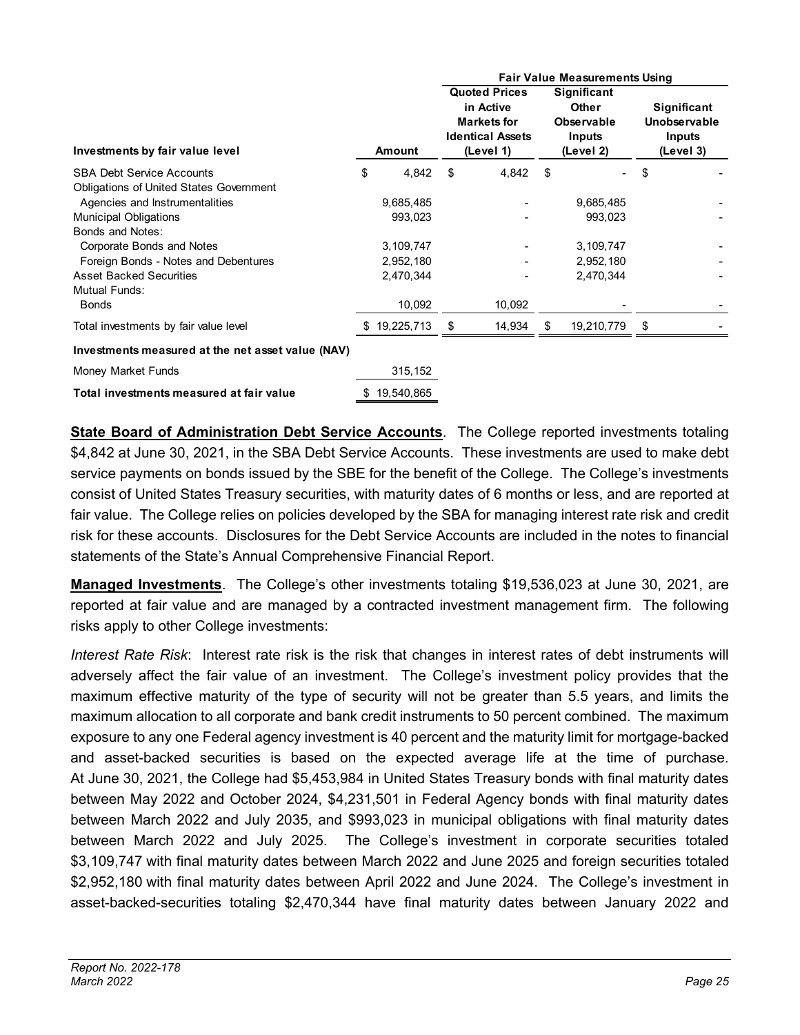| Investments by fair value level | Amount | Fair Value Measurements Using: Quoted Prices in Active Markets for Identical Assets (Level 1) | Significant Other Observable Inputs (Level 2) | Significant Unobservable Inputs (Level 3) |
|---|---|---|---|---|
| SBA Debt Service Accounts | $ 4,842 | $ 4,842 | $ - | $ - |
| Obligations of United States Government Agencies and Instrumentalities | 9,685,485 | - | 9,685,485 | - |
| Municipal Obligations | 993,023 | - | 993,023 | - |
| Bonds and Notes: | | | | |
| Corporate Bonds and Notes | 3,109,747 | - | 3,109,747 | - |
| Foreign Bonds - Notes and Debentures | 2,952,180 | - | 2,952,180 | - |
| Asset Backed Securities | 2,470,344 | - | 2,470,344 | - |
| Mutual Funds: | | | | |
| Bonds | 10,092 | 10,092 | - | - |
| Total investments by fair value level | $ 19,225,713 | $ 14,934 | $ 19,210,779 | $ - |
| **Investments measured at the net asset value (NAV)** | | | | |
| Money Market Funds | 315,152 | | | |
| **Total investments measured at fair value** | $ 19,540,865 | | | |

**State Board of Administration Debt Service Accounts**. The College reported investments totaling $4,842 at June 30, 2021, in the SBA Debt Service Accounts. These investments are used to make debt service payments on bonds issued by the SBE for the benefit of the College. The College's investments consist of United States Treasury securities, with maturity dates of 6 months or less, and are reported at fair value. The College relies on policies developed by the SBA for managing interest rate risk and credit risk for these accounts. Disclosures for the Debt Service Accounts are included in the notes to financial statements of the State's Annual Comprehensive Financial Report.

**Managed Investments**. The College's other investments totaling $19,536,023 at June 30, 2021, are reported at fair value and are managed by a contracted investment management firm. The following risks apply to other College investments:

*Interest Rate Risk*: Interest rate risk is the risk that changes in interest rates of debt instruments will adversely affect the fair value of an investment. The College's investment policy provides that the maximum effective maturity of the type of security will not be greater than 5.5 years, and limits the maximum allocation to all corporate and bank credit instruments to 50 percent combined. The maximum exposure to any one Federal agency investment is 40 percent and the maturity limit for mortgage-backed and asset-backed securities is based on the expected average life at the time of purchase. At June 30, 2021, the College had $5,453,984 in United States Treasury bonds with final maturity dates between May 2022 and October 2024, $4,231,501 in Federal Agency bonds with final maturity dates between March 2022 and July 2035, and $993,023 in municipal obligations with final maturity dates between March 2022 and July 2025. The College's investment in corporate securities totaled $3,109,747 with final maturity dates between March 2022 and June 2025 and foreign securities totaled $2,952,180 with final maturity dates between April 2022 and June 2024. The College's investment in asset-backed-securities totaling $2,470,344 have final maturity dates between January 2022 and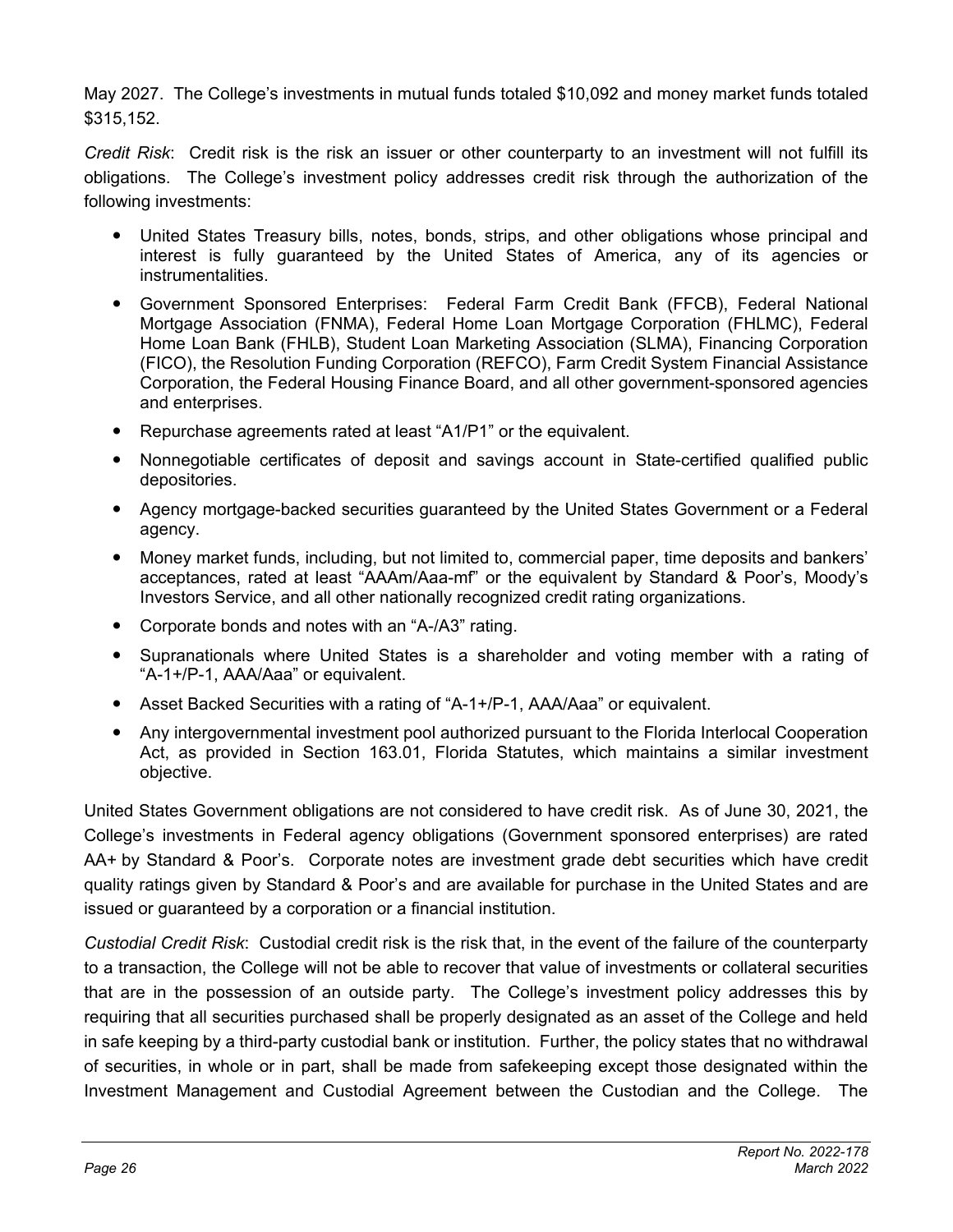May 2027. The College's investments in mutual funds totaled $10,092 and money market funds totaled $315,152.

*Credit Risk*: Credit risk is the risk an issuer or other counterparty to an investment will not fulfill its obligations. The College's investment policy addresses credit risk through the authorization of the following investments:

- United States Treasury bills, notes, bonds, strips, and other obligations whose principal and interest is fully guaranteed by the United States of America, any of its agencies or instrumentalities.
- Government Sponsored Enterprises: Federal Farm Credit Bank (FFCB), Federal National Mortgage Association (FNMA), Federal Home Loan Mortgage Corporation (FHLMC), Federal Home Loan Bank (FHLB), Student Loan Marketing Association (SLMA), Financing Corporation (FICO), the Resolution Funding Corporation (REFCO), Farm Credit System Financial Assistance Corporation, the Federal Housing Finance Board, and all other government-sponsored agencies and enterprises.
- Repurchase agreements rated at least "A1/P1" or the equivalent.
- Nonnegotiable certificates of deposit and savings account in State-certified qualified public depositories.
- Agency mortgage-backed securities guaranteed by the United States Government or a Federal agency.
- Money market funds, including, but not limited to, commercial paper, time deposits and bankers' acceptances, rated at least "AAAm/Aaa-mf" or the equivalent by Standard & Poor's, Moody's Investors Service, and all other nationally recognized credit rating organizations.
- Corporate bonds and notes with an "A-/A3" rating.
- Supranationals where United States is a shareholder and voting member with a rating of "A-1+/P-1, AAA/Aaa" or equivalent.
- Asset Backed Securities with a rating of "A-1+/P-1, AAA/Aaa" or equivalent.
- Any intergovernmental investment pool authorized pursuant to the Florida Interlocal Cooperation Act, as provided in Section 163.01, Florida Statutes, which maintains a similar investment objective.

United States Government obligations are not considered to have credit risk. As of June 30, 2021, the College's investments in Federal agency obligations (Government sponsored enterprises) are rated AA+ by Standard & Poor's. Corporate notes are investment grade debt securities which have credit quality ratings given by Standard & Poor's and are available for purchase in the United States and are issued or guaranteed by a corporation or a financial institution.

*Custodial Credit Risk*: Custodial credit risk is the risk that, in the event of the failure of the counterparty to a transaction, the College will not be able to recover that value of investments or collateral securities that are in the possession of an outside party. The College's investment policy addresses this by requiring that all securities purchased shall be properly designated as an asset of the College and held in safe keeping by a third-party custodial bank or institution. Further, the policy states that no withdrawal of securities, in whole or in part, shall be made from safekeeping except those designated within the Investment Management and Custodial Agreement between the Custodian and the College. The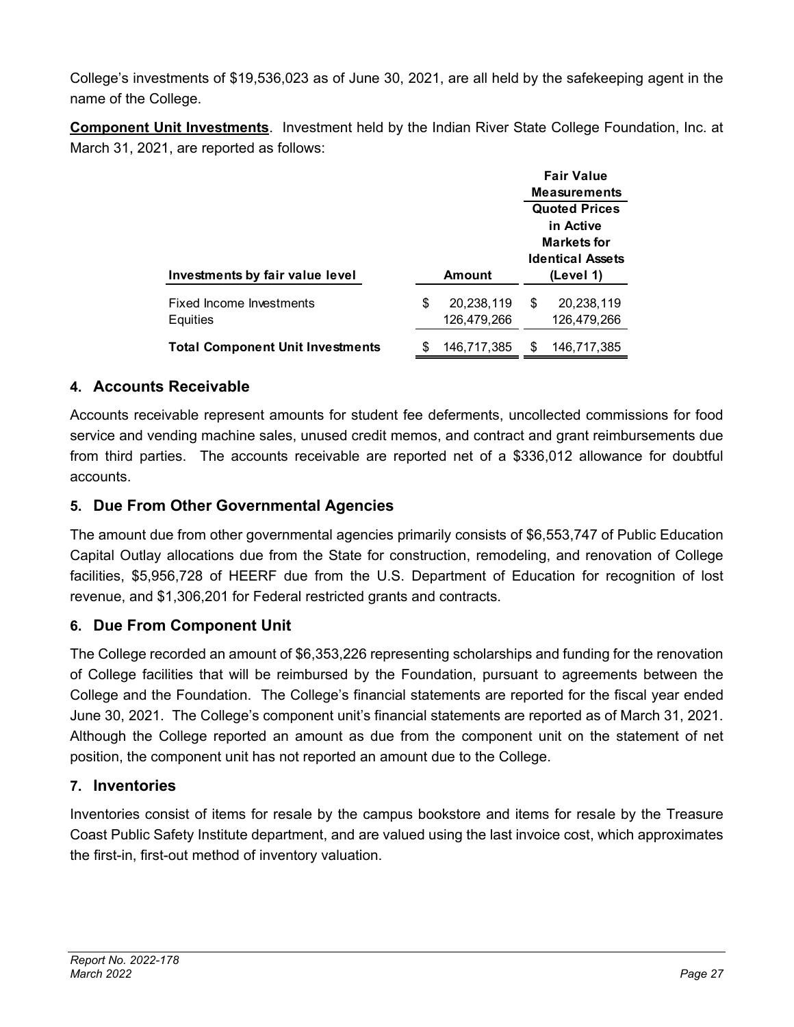College's investments of $19,536,023 as of June 30, 2021, are all held by the safekeeping agent in the name of the College.

**Component Unit Investments**. Investment held by the Indian River State College Foundation, Inc. at March 31, 2021, are reported as follows:

| Investments by fair value level | Amount | Fair Value Measurements Quoted Prices in Active Markets for Identical Assets (Level 1) |
|---|---|---|
| Fixed Income Investments | $ 20,238,119 | $ 20,238,119 |
| Equities | 126,479,266 | 126,479,266 |
| **Total Component Unit Investments** | $ 146,717,385 | $ 146,717,385 |

## 4. Accounts Receivable

Accounts receivable represent amounts for student fee deferments, uncollected commissions for food service and vending machine sales, unused credit memos, and contract and grant reimbursements due from third parties. The accounts receivable are reported net of a $336,012 allowance for doubtful accounts.

## 5. Due From Other Governmental Agencies

The amount due from other governmental agencies primarily consists of $6,553,747 of Public Education Capital Outlay allocations due from the State for construction, remodeling, and renovation of College facilities, $5,956,728 of HEERF due from the U.S. Department of Education for recognition of lost revenue, and $1,306,201 for Federal restricted grants and contracts.

## 6. Due From Component Unit

The College recorded an amount of $6,353,226 representing scholarships and funding for the renovation of College facilities that will be reimbursed by the Foundation, pursuant to agreements between the College and the Foundation. The College's financial statements are reported for the fiscal year ended June 30, 2021. The College's component unit's financial statements are reported as of March 31, 2021. Although the College reported an amount as due from the component unit on the statement of net position, the component unit has not reported an amount due to the College.

## 7. Inventories

Inventories consist of items for resale by the campus bookstore and items for resale by the Treasure Coast Public Safety Institute department, and are valued using the last invoice cost, which approximates the first-in, first-out method of inventory valuation.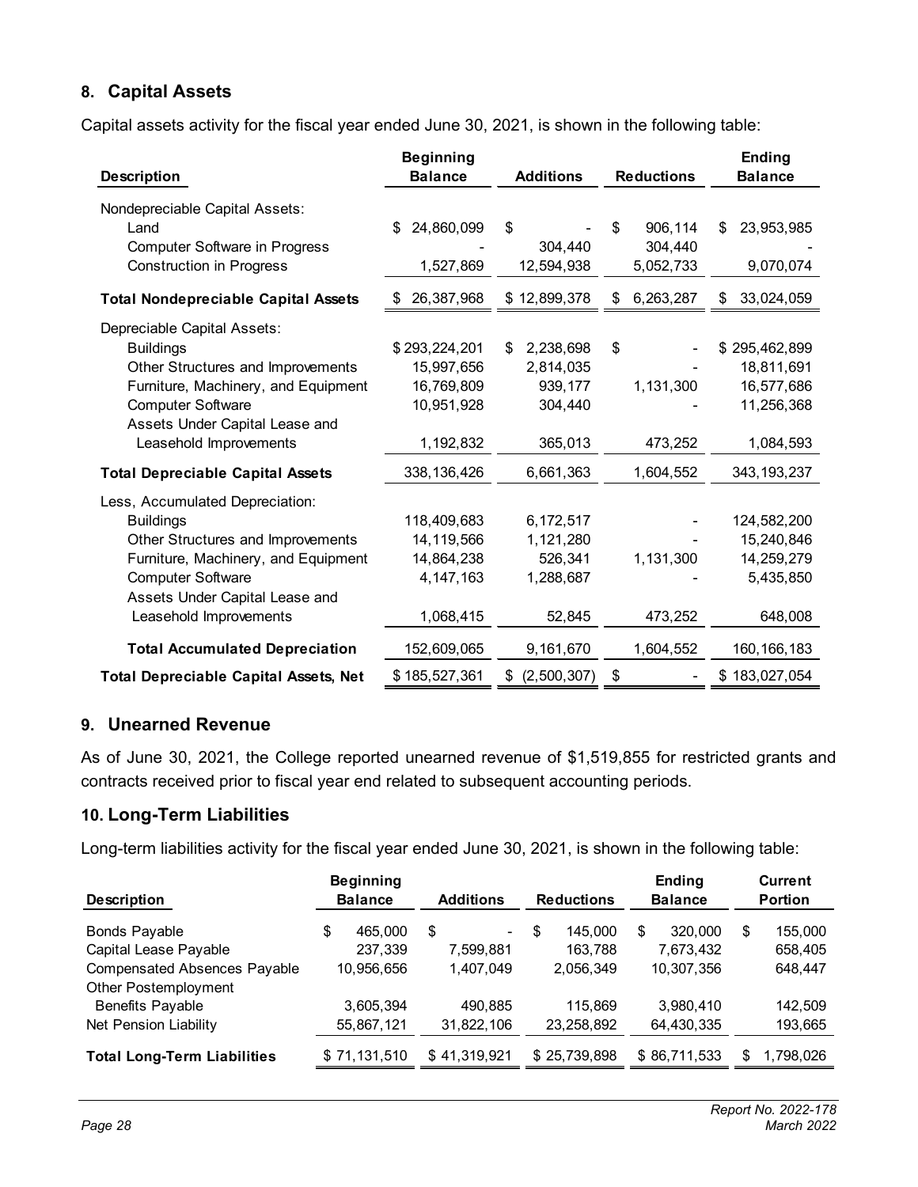## 8. Capital Assets

Capital assets activity for the fiscal year ended June 30, 2021, is shown in the following table:

| Description | Beginning Balance | Additions | Reductions | Ending Balance |
|---|---|---|---|---|
| Nondepreciable Capital Assets: | | | | |
| Land | $ 24,860,099 | $ - | $ 906,114 | $ 23,953,985 |
| Computer Software in Progress | - | 304,440 | 304,440 | - |
| Construction in Progress | 1,527,869 | 12,594,938 | 5,052,733 | 9,070,074 |
| **Total Nondepreciable Capital Assets** | $ 26,387,968 | $ 12,899,378 | $ 6,263,287 | $ 33,024,059 |
| Depreciable Capital Assets: | | | | |
| Buildings | $ 293,224,201 | $ 2,238,698 | $ - | $ 295,462,899 |
| Other Structures and Improvements | 15,997,656 | 2,814,035 | - | 18,811,691 |
| Furniture, Machinery, and Equipment | 16,769,809 | 939,177 | 1,131,300 | 16,577,686 |
| Computer Software | 10,951,928 | 304,440 | - | 11,256,368 |
| Assets Under Capital Lease and Leasehold Improvements | 1,192,832 | 365,013 | 473,252 | 1,084,593 |
| **Total Depreciable Capital Assets** | 338,136,426 | 6,661,363 | 1,604,552 | 343,193,237 |
| Less, Accumulated Depreciation: | | | | |
| Buildings | 118,409,683 | 6,172,517 | - | 124,582,200 |
| Other Structures and Improvements | 14,119,566 | 1,121,280 | - | 15,240,846 |
| Furniture, Machinery, and Equipment | 14,864,238 | 526,341 | 1,131,300 | 14,259,279 |
| Computer Software | 4,147,163 | 1,288,687 | - | 5,435,850 |
| Assets Under Capital Lease and Leasehold Improvements | 1,068,415 | 52,845 | 473,252 | 648,008 |
| **Total Accumulated Depreciation** | 152,609,065 | 9,161,670 | 1,604,552 | 160,166,183 |
| **Total Depreciable Capital Assets, Net** | $ 185,527,361 | $ (2,500,307) | $ - | $ 183,027,054 |

## 9. Unearned Revenue

As of June 30, 2021, the College reported unearned revenue of $1,519,855 for restricted grants and contracts received prior to fiscal year end related to subsequent accounting periods.

## 10. Long-Term Liabilities

Long-term liabilities activity for the fiscal year ended June 30, 2021, is shown in the following table:

| Description | Beginning Balance | Additions | Reductions | Ending Balance | Current Portion |
|---|---|---|---|---|---|
| Bonds Payable | $ 465,000 | $ - | $ 145,000 | $ 320,000 | $ 155,000 |
| Capital Lease Payable | 237,339 | 7,599,881 | 163,788 | 7,673,432 | 658,405 |
| Compensated Absences Payable | 10,956,656 | 1,407,049 | 2,056,349 | 10,307,356 | 648,447 |
| Other Postemployment Benefits Payable | 3,605,394 | 490,885 | 115,869 | 3,980,410 | 142,509 |
| Net Pension Liability | 55,867,121 | 31,822,106 | 23,258,892 | 64,430,335 | 193,665 |
| **Total Long-Term Liabilities** | $ 71,131,510 | $ 41,319,921 | $ 25,739,898 | $ 86,711,533 | $ 1,798,026 |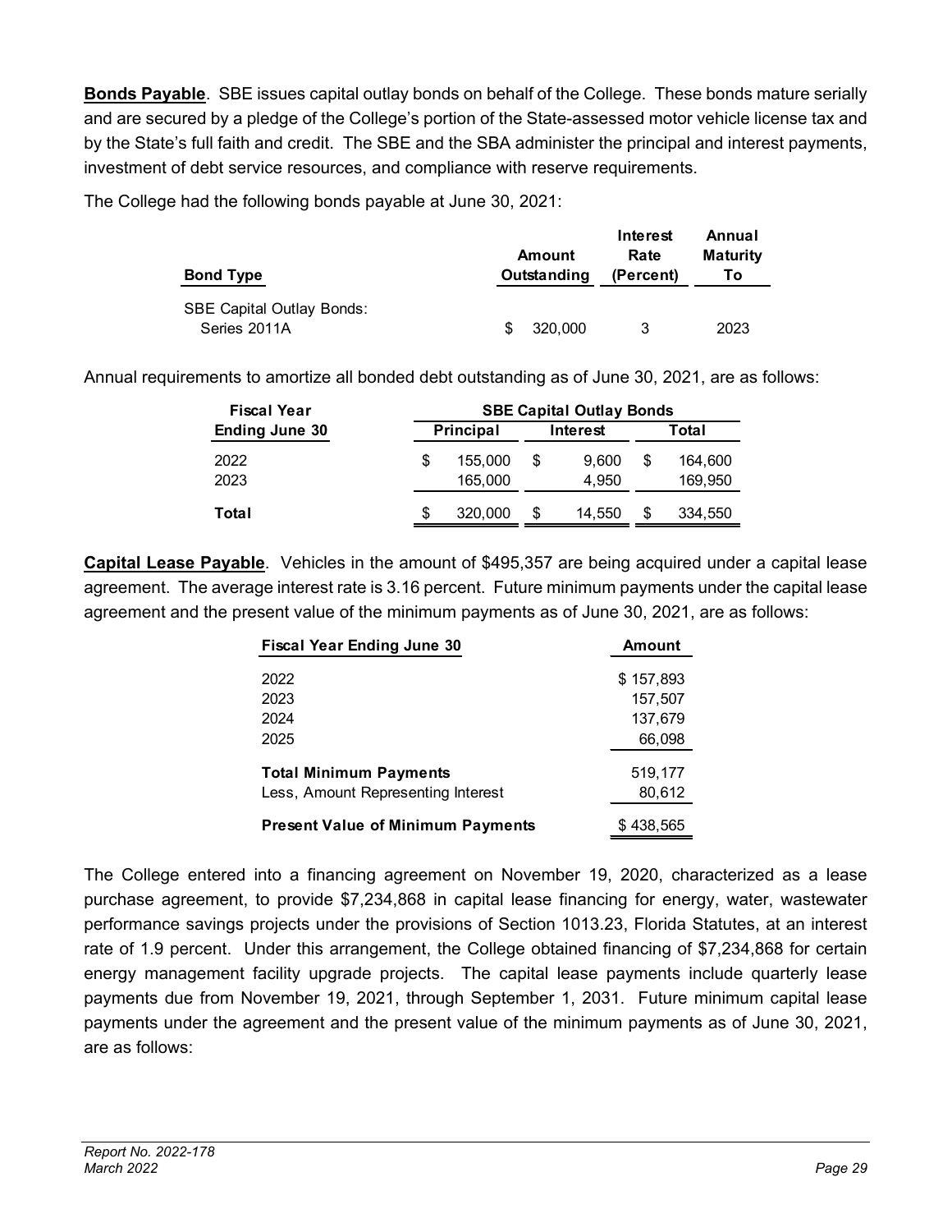**Bonds Payable**. SBE issues capital outlay bonds on behalf of the College. These bonds mature serially and are secured by a pledge of the College's portion of the State-assessed motor vehicle license tax and by the State's full faith and credit. The SBE and the SBA administer the principal and interest payments, investment of debt service resources, and compliance with reserve requirements.

The College had the following bonds payable at June 30, 2021:

| Bond Type | Amount Outstanding | Interest Rate (Percent) | Annual Maturity To |
|---|---|---|---|
| SBE Capital Outlay Bonds: | | | |
| Series 2011A | $ 320,000 | 3 | 2023 |

Annual requirements to amortize all bonded debt outstanding as of June 30, 2021, are as follows:

| Fiscal Year Ending June 30 | SBE Capital Outlay Bonds | | |
|---|---|---|---|
| | Principal | Interest | Total |
| 2022 | $ 155,000 | $ 9,600 | $ 164,600 |
| 2023 | 165,000 | 4,950 | 169,950 |
| **Total** | $ 320,000 | $ 14,550 | $ 334,550 |

**Capital Lease Payable**. Vehicles in the amount of $495,357 are being acquired under a capital lease agreement. The average interest rate is 3.16 percent. Future minimum payments under the capital lease agreement and the present value of the minimum payments as of June 30, 2021, are as follows:

| Fiscal Year Ending June 30 | Amount |
|---|---|
| 2022 | $ 157,893 |
| 2023 | 157,507 |
| 2024 | 137,679 |
| 2025 | 66,098 |
| **Total Minimum Payments** | 519,177 |
| Less, Amount Representing Interest | 80,612 |
| **Present Value of Minimum Payments** | $ 438,565 |

The College entered into a financing agreement on November 19, 2020, characterized as a lease purchase agreement, to provide $7,234,868 in capital lease financing for energy, water, wastewater performance savings projects under the provisions of Section 1013.23, Florida Statutes, at an interest rate of 1.9 percent. Under this arrangement, the College obtained financing of $7,234,868 for certain energy management facility upgrade projects. The capital lease payments include quarterly lease payments due from November 19, 2021, through September 1, 2031. Future minimum capital lease payments under the agreement and the present value of the minimum payments as of June 30, 2021, are as follows: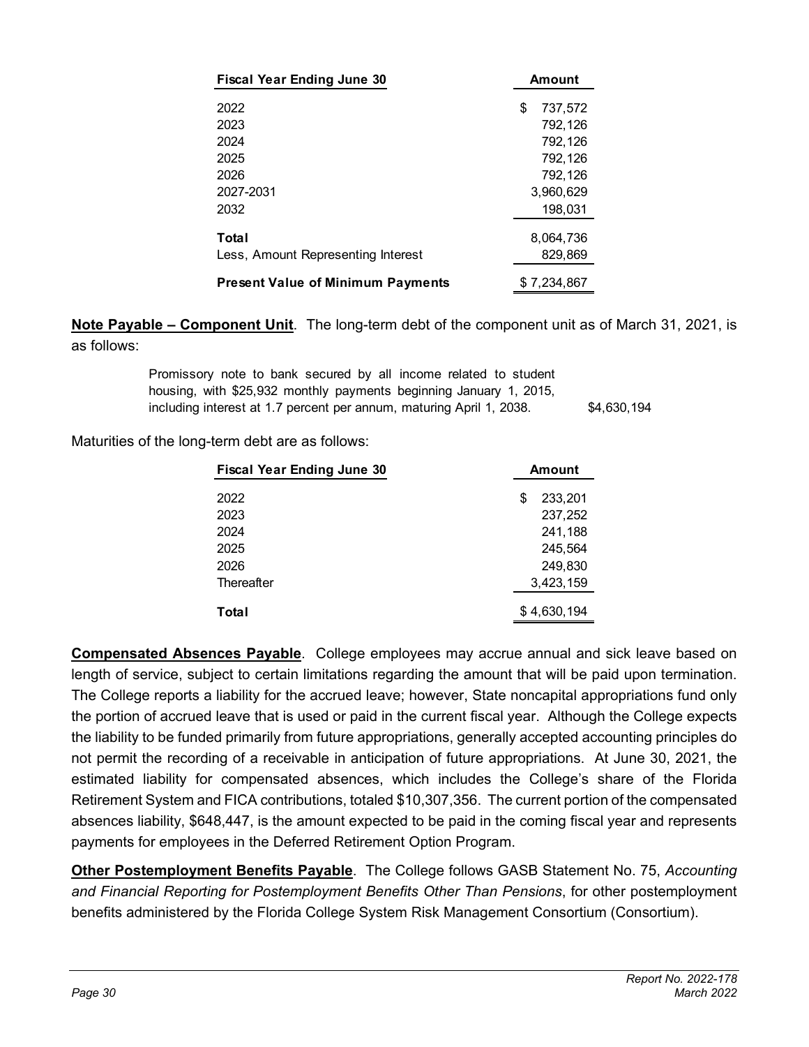| Fiscal Year Ending June 30 | Amount |
|---|---|
| 2022 | $ 737,572 |
| 2023 | 792,126 |
| 2024 | 792,126 |
| 2025 | 792,126 |
| 2026 | 792,126 |
| 2027-2031 | 3,960,629 |
| 2032 | 198,031 |
| **Total** | 8,064,736 |
| Less, Amount Representing Interest | 829,869 |
| **Present Value of Minimum Payments** | $ 7,234,867 |

**Note Payable – Component Unit**. The long-term debt of the component unit as of March 31, 2021, is as follows:

| | |
|---|---|
| Promissory note to bank secured by all income related to student housing, with $25,932 monthly payments beginning January 1, 2015, including interest at 1.7 percent per annum, maturing April 1, 2038. | $4,630,194 |

Maturities of the long-term debt are as follows:

| Fiscal Year Ending June 30 | Amount |
|---|---|
| 2022 | $ 233,201 |
| 2023 | 237,252 |
| 2024 | 241,188 |
| 2025 | 245,564 |
| 2026 | 249,830 |
| Thereafter | 3,423,159 |
| **Total** | $ 4,630,194 |

**Compensated Absences Payable**. College employees may accrue annual and sick leave based on length of service, subject to certain limitations regarding the amount that will be paid upon termination. The College reports a liability for the accrued leave; however, State noncapital appropriations fund only the portion of accrued leave that is used or paid in the current fiscal year. Although the College expects the liability to be funded primarily from future appropriations, generally accepted accounting principles do not permit the recording of a receivable in anticipation of future appropriations. At June 30, 2021, the estimated liability for compensated absences, which includes the College's share of the Florida Retirement System and FICA contributions, totaled $10,307,356. The current portion of the compensated absences liability, $648,447, is the amount expected to be paid in the coming fiscal year and represents payments for employees in the Deferred Retirement Option Program.

**Other Postemployment Benefits Payable**. The College follows GASB Statement No. 75, *Accounting and Financial Reporting for Postemployment Benefits Other Than Pensions*, for other postemployment benefits administered by the Florida College System Risk Management Consortium (Consortium).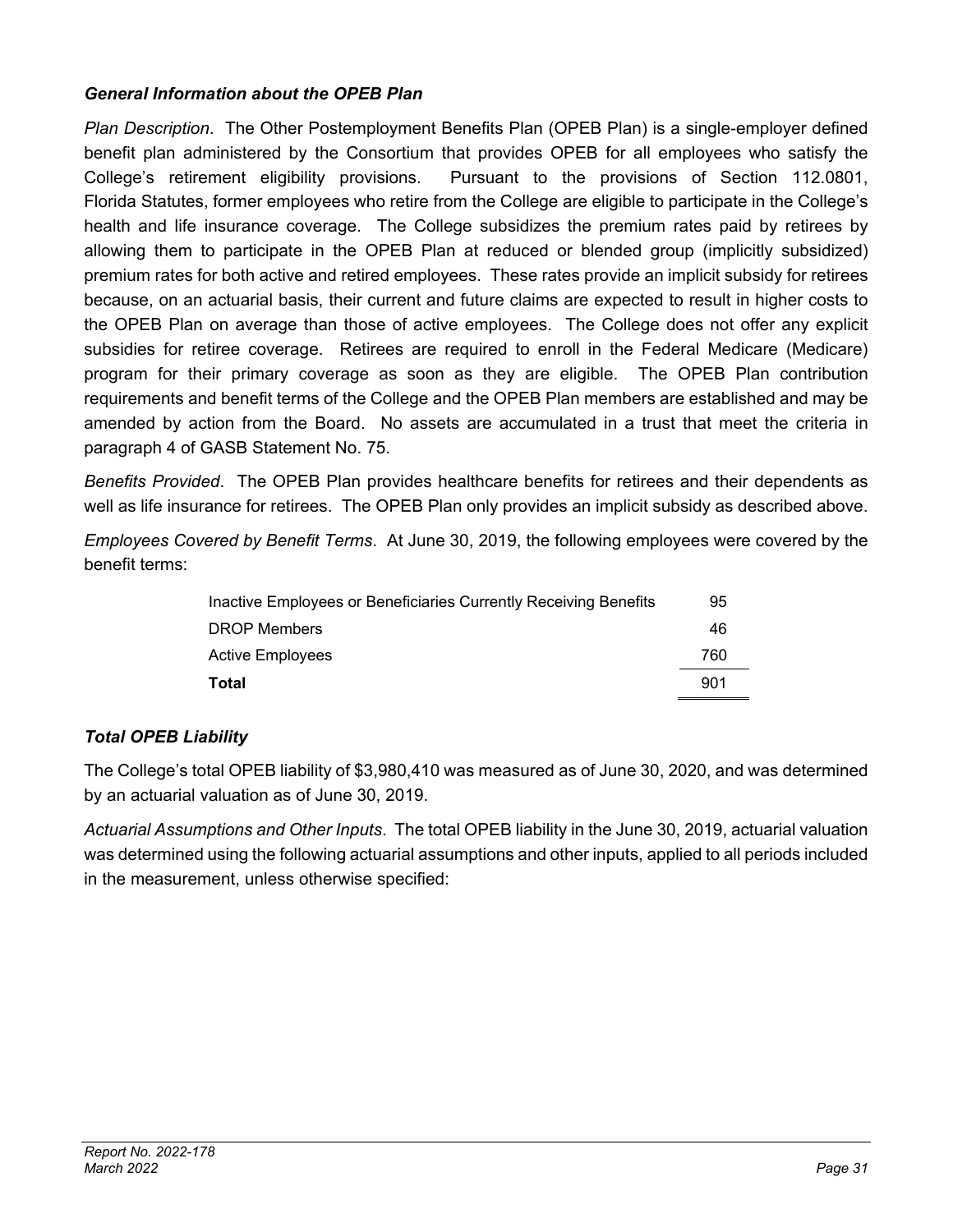### *General Information about the OPEB Plan*

*Plan Description*. The Other Postemployment Benefits Plan (OPEB Plan) is a single-employer defined benefit plan administered by the Consortium that provides OPEB for all employees who satisfy the College's retirement eligibility provisions. Pursuant to the provisions of Section 112.0801, Florida Statutes, former employees who retire from the College are eligible to participate in the College's health and life insurance coverage. The College subsidizes the premium rates paid by retirees by allowing them to participate in the OPEB Plan at reduced or blended group (implicitly subsidized) premium rates for both active and retired employees. These rates provide an implicit subsidy for retirees because, on an actuarial basis, their current and future claims are expected to result in higher costs to the OPEB Plan on average than those of active employees. The College does not offer any explicit subsidies for retiree coverage. Retirees are required to enroll in the Federal Medicare (Medicare) program for their primary coverage as soon as they are eligible. The OPEB Plan contribution requirements and benefit terms of the College and the OPEB Plan members are established and may be amended by action from the Board. No assets are accumulated in a trust that meet the criteria in paragraph 4 of GASB Statement No. 75.

*Benefits Provided*. The OPEB Plan provides healthcare benefits for retirees and their dependents as well as life insurance for retirees. The OPEB Plan only provides an implicit subsidy as described above.

*Employees Covered by Benefit Terms*. At June 30, 2019, the following employees were covered by the benefit terms:

| | |
|---|---|
| Inactive Employees or Beneficiaries Currently Receiving Benefits | 95 |
| DROP Members | 46 |
| Active Employees | 760 |
| **Total** | 901 |

### *Total OPEB Liability*

The College's total OPEB liability of $3,980,410 was measured as of June 30, 2020, and was determined by an actuarial valuation as of June 30, 2019.

*Actuarial Assumptions and Other Inputs*. The total OPEB liability in the June 30, 2019, actuarial valuation was determined using the following actuarial assumptions and other inputs, applied to all periods included in the measurement, unless otherwise specified: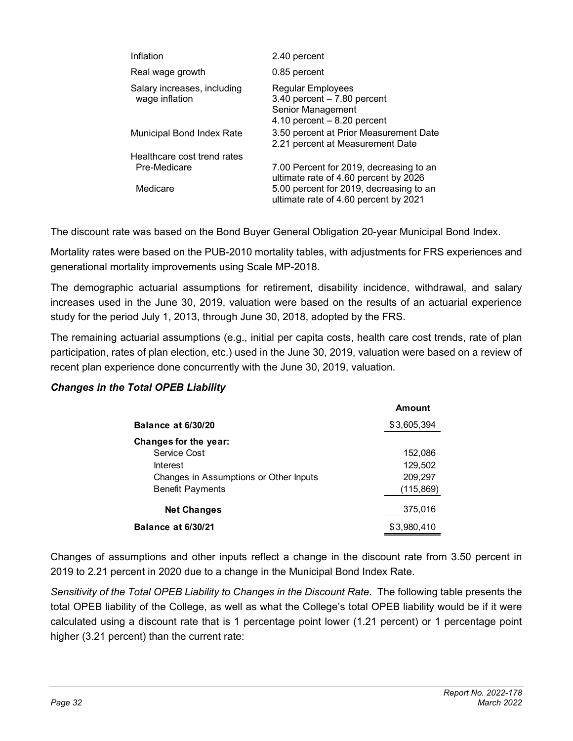| | |
|---|---|
| Inflation | 2.40 percent |
| Real wage growth | 0.85 percent |
| Salary increases, including wage inflation | Regular Employees<br>3.40 percent – 7.80 percent<br>Senior Management<br>4.10 percent – 8.20 percent |
| Municipal Bond Index Rate | 3.50 percent at Prior Measurement Date<br>2.21 percent at Measurement Date |
| Healthcare cost trend rates | |
| Pre-Medicare | 7.00 Percent for 2019, decreasing to an ultimate rate of 4.60 percent by 2026 |
| Medicare | 5.00 percent for 2019, decreasing to an ultimate rate of 4.60 percent by 2021 |

The discount rate was based on the Bond Buyer General Obligation 20-year Municipal Bond Index.

Mortality rates were based on the PUB-2010 mortality tables, with adjustments for FRS experiences and generational mortality improvements using Scale MP-2018.

The demographic actuarial assumptions for retirement, disability incidence, withdrawal, and salary increases used in the June 30, 2019, valuation were based on the results of an actuarial experience study for the period July 1, 2013, through June 30, 2018, adopted by the FRS.

The remaining actuarial assumptions (e.g., initial per capita costs, health care cost trends, rate of plan participation, rates of plan election, etc.) used in the June 30, 2019, valuation were based on a review of recent plan experience done concurrently with the June 30, 2019, valuation.

***Changes in the Total OPEB Liability***

| | Amount |
|---|---:|
| **Balance at 6/30/20** | $3,605,394 |
| **Changes for the year:** | |
| Service Cost | 152,086 |
| Interest | 129,502 |
| Changes in Assumptions or Other Inputs | 209,297 |
| Benefit Payments | (115,869) |
| **Net Changes** | 375,016 |
| **Balance at 6/30/21** | $3,980,410 |

Changes of assumptions and other inputs reflect a change in the discount rate from 3.50 percent in 2019 to 2.21 percent in 2020 due to a change in the Municipal Bond Index Rate.

*Sensitivity of the Total OPEB Liability to Changes in the Discount Rate*. The following table presents the total OPEB liability of the College, as well as what the College's total OPEB liability would be if it were calculated using a discount rate that is 1 percentage point lower (1.21 percent) or 1 percentage point higher (3.21 percent) than the current rate: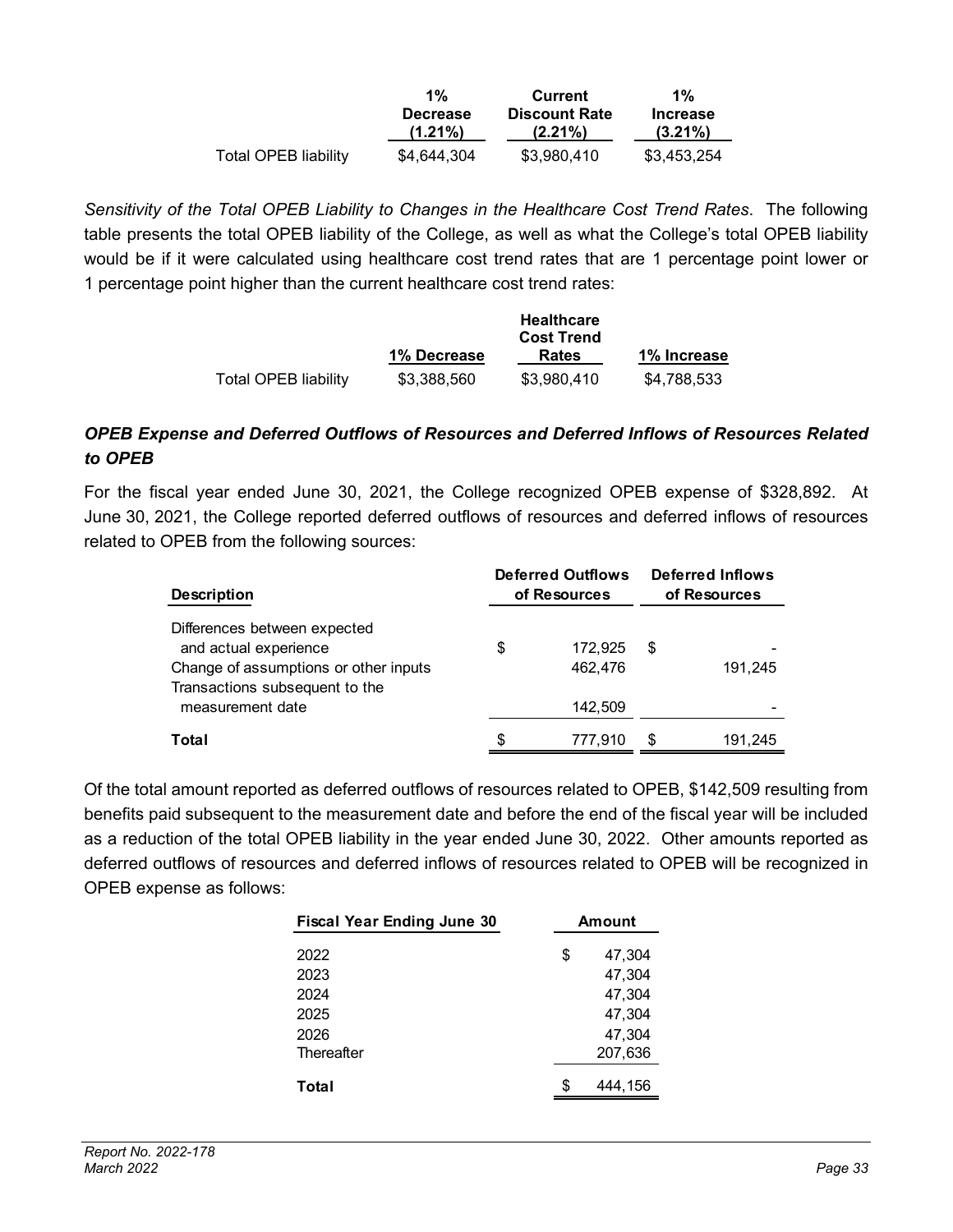| | 1% Decrease (1.21%) | Current Discount Rate (2.21%) | 1% Increase (3.21%) |
|---|---|---|---|
| Total OPEB liability | $4,644,304 | $3,980,410 | $3,453,254 |

*Sensitivity of the Total OPEB Liability to Changes in the Healthcare Cost Trend Rates*. The following table presents the total OPEB liability of the College, as well as what the College's total OPEB liability would be if it were calculated using healthcare cost trend rates that are 1 percentage point lower or 1 percentage point higher than the current healthcare cost trend rates:

| | 1% Decrease | Healthcare Cost Trend Rates | 1% Increase |
|---|---|---|---|
| Total OPEB liability | $3,388,560 | $3,980,410 | $4,788,533 |

### *OPEB Expense and Deferred Outflows of Resources and Deferred Inflows of Resources Related to OPEB*

For the fiscal year ended June 30, 2021, the College recognized OPEB expense of $328,892. At June 30, 2021, the College reported deferred outflows of resources and deferred inflows of resources related to OPEB from the following sources:

| Description | Deferred Outflows of Resources | Deferred Inflows of Resources |
|---|---|---|
| Differences between expected and actual experience | $ 172,925 | $ - |
| Change of assumptions or other inputs | 462,476 | 191,245 |
| Transactions subsequent to the measurement date | 142,509 | - |
| **Total** | $ 777,910 | $ 191,245 |

Of the total amount reported as deferred outflows of resources related to OPEB, $142,509 resulting from benefits paid subsequent to the measurement date and before the end of the fiscal year will be included as a reduction of the total OPEB liability in the year ended June 30, 2022. Other amounts reported as deferred outflows of resources and deferred inflows of resources related to OPEB will be recognized in OPEB expense as follows:

| Fiscal Year Ending June 30 | Amount |
|---|---|
| 2022 | $ 47,304 |
| 2023 | 47,304 |
| 2024 | 47,304 |
| 2025 | 47,304 |
| 2026 | 47,304 |
| Thereafter | 207,636 |
| **Total** | $ 444,156 |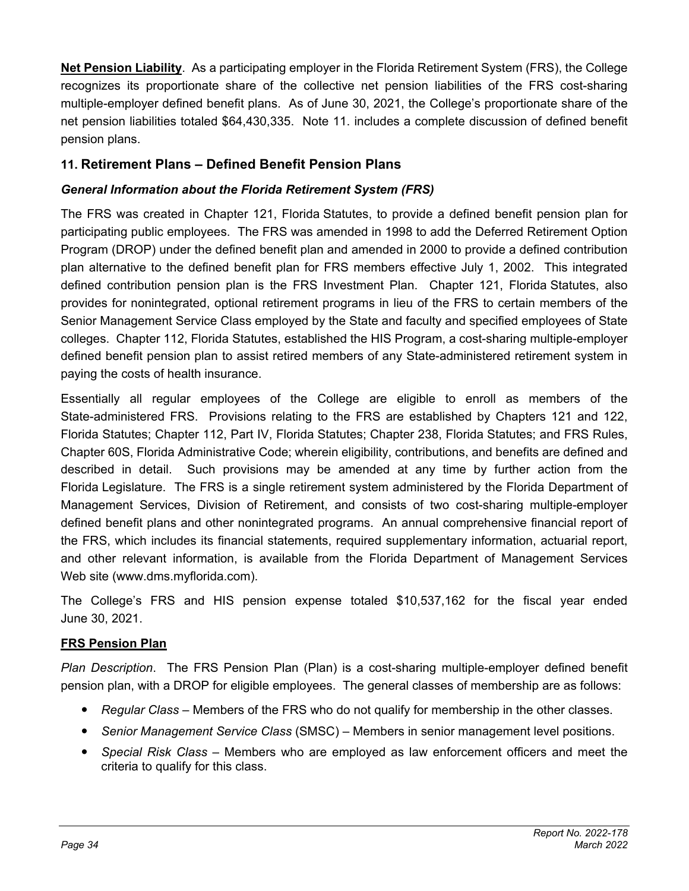**Net Pension Liability**. As a participating employer in the Florida Retirement System (FRS), the College recognizes its proportionate share of the collective net pension liabilities of the FRS cost-sharing multiple-employer defined benefit plans. As of June 30, 2021, the College's proportionate share of the net pension liabilities totaled $64,430,335. Note 11. includes a complete discussion of defined benefit pension plans.

## 11. Retirement Plans – Defined Benefit Pension Plans

### *General Information about the Florida Retirement System (FRS)*

The FRS was created in Chapter 121, Florida Statutes, to provide a defined benefit pension plan for participating public employees. The FRS was amended in 1998 to add the Deferred Retirement Option Program (DROP) under the defined benefit plan and amended in 2000 to provide a defined contribution plan alternative to the defined benefit plan for FRS members effective July 1, 2002. This integrated defined contribution pension plan is the FRS Investment Plan. Chapter 121, Florida Statutes, also provides for nonintegrated, optional retirement programs in lieu of the FRS to certain members of the Senior Management Service Class employed by the State and faculty and specified employees of State colleges. Chapter 112, Florida Statutes, established the HIS Program, a cost-sharing multiple-employer defined benefit pension plan to assist retired members of any State-administered retirement system in paying the costs of health insurance.

Essentially all regular employees of the College are eligible to enroll as members of the State-administered FRS. Provisions relating to the FRS are established by Chapters 121 and 122, Florida Statutes; Chapter 112, Part IV, Florida Statutes; Chapter 238, Florida Statutes; and FRS Rules, Chapter 60S, Florida Administrative Code; wherein eligibility, contributions, and benefits are defined and described in detail. Such provisions may be amended at any time by further action from the Florida Legislature. The FRS is a single retirement system administered by the Florida Department of Management Services, Division of Retirement, and consists of two cost-sharing multiple-employer defined benefit plans and other nonintegrated programs. An annual comprehensive financial report of the FRS, which includes its financial statements, required supplementary information, actuarial report, and other relevant information, is available from the Florida Department of Management Services Web site (www.dms.myflorida.com).

The College's FRS and HIS pension expense totaled $10,537,162 for the fiscal year ended June 30, 2021.

### **FRS Pension Plan**

*Plan Description*. The FRS Pension Plan (Plan) is a cost-sharing multiple-employer defined benefit pension plan, with a DROP for eligible employees. The general classes of membership are as follows:

- *Regular Class* – Members of the FRS who do not qualify for membership in the other classes.
- *Senior Management Service Class* (SMSC) – Members in senior management level positions.
- *Special Risk Class* – Members who are employed as law enforcement officers and meet the criteria to qualify for this class.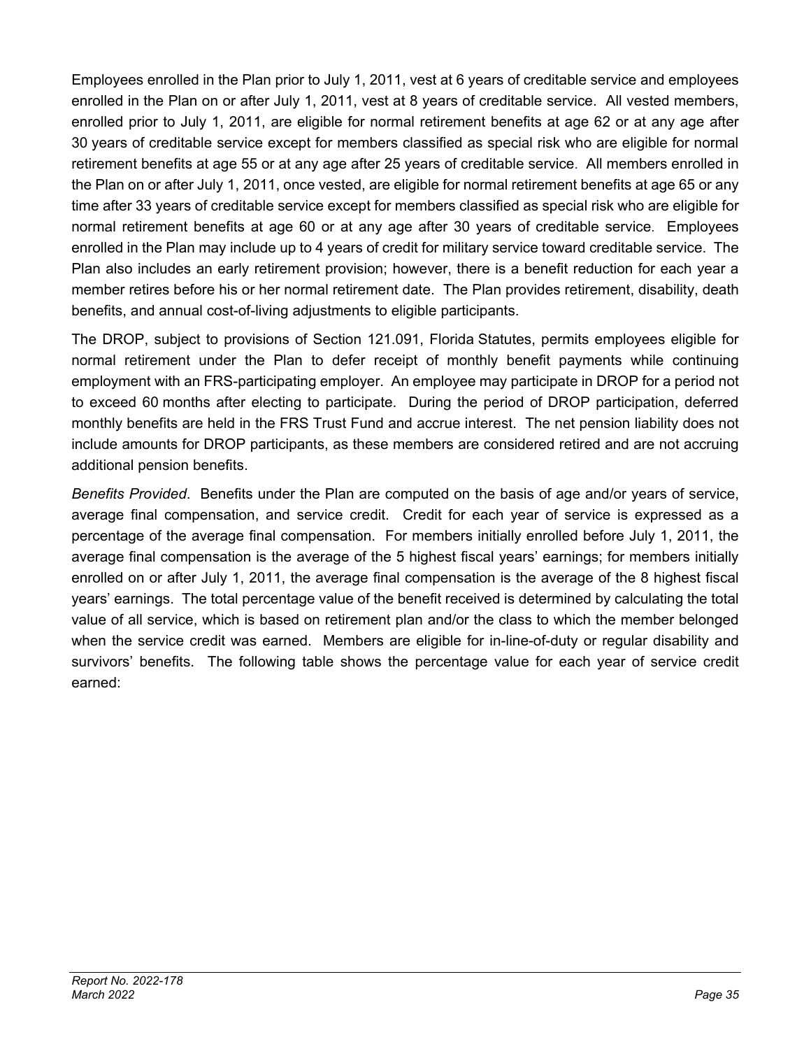Employees enrolled in the Plan prior to July 1, 2011, vest at 6 years of creditable service and employees enrolled in the Plan on or after July 1, 2011, vest at 8 years of creditable service. All vested members, enrolled prior to July 1, 2011, are eligible for normal retirement benefits at age 62 or at any age after 30 years of creditable service except for members classified as special risk who are eligible for normal retirement benefits at age 55 or at any age after 25 years of creditable service. All members enrolled in the Plan on or after July 1, 2011, once vested, are eligible for normal retirement benefits at age 65 or any time after 33 years of creditable service except for members classified as special risk who are eligible for normal retirement benefits at age 60 or at any age after 30 years of creditable service. Employees enrolled in the Plan may include up to 4 years of credit for military service toward creditable service. The Plan also includes an early retirement provision; however, there is a benefit reduction for each year a member retires before his or her normal retirement date. The Plan provides retirement, disability, death benefits, and annual cost-of-living adjustments to eligible participants.

The DROP, subject to provisions of Section 121.091, Florida Statutes, permits employees eligible for normal retirement under the Plan to defer receipt of monthly benefit payments while continuing employment with an FRS-participating employer. An employee may participate in DROP for a period not to exceed 60 months after electing to participate. During the period of DROP participation, deferred monthly benefits are held in the FRS Trust Fund and accrue interest. The net pension liability does not include amounts for DROP participants, as these members are considered retired and are not accruing additional pension benefits.

*Benefits Provided*. Benefits under the Plan are computed on the basis of age and/or years of service, average final compensation, and service credit. Credit for each year of service is expressed as a percentage of the average final compensation. For members initially enrolled before July 1, 2011, the average final compensation is the average of the 5 highest fiscal years' earnings; for members initially enrolled on or after July 1, 2011, the average final compensation is the average of the 8 highest fiscal years' earnings. The total percentage value of the benefit received is determined by calculating the total value of all service, which is based on retirement plan and/or the class to which the member belonged when the service credit was earned. Members are eligible for in-line-of-duty or regular disability and survivors' benefits. The following table shows the percentage value for each year of service credit earned: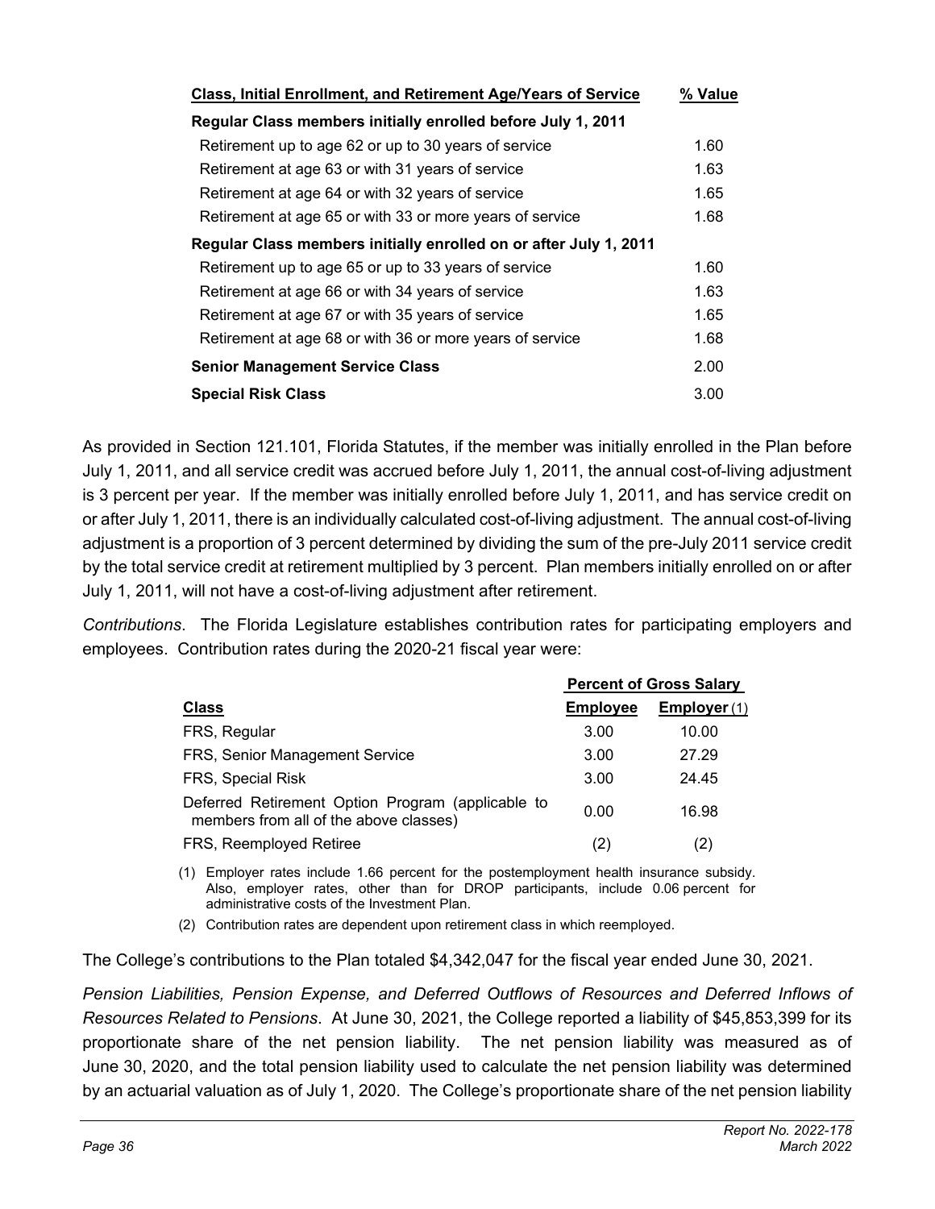| Class, Initial Enrollment, and Retirement Age/Years of Service | % Value |
|---|---|
| **Regular Class members initially enrolled before July 1, 2011** | |
| Retirement up to age 62 or up to 30 years of service | 1.60 |
| Retirement at age 63 or with 31 years of service | 1.63 |
| Retirement at age 64 or with 32 years of service | 1.65 |
| Retirement at age 65 or with 33 or more years of service | 1.68 |
| **Regular Class members initially enrolled on or after July 1, 2011** | |
| Retirement up to age 65 or up to 33 years of service | 1.60 |
| Retirement at age 66 or with 34 years of service | 1.63 |
| Retirement at age 67 or with 35 years of service | 1.65 |
| Retirement at age 68 or with 36 or more years of service | 1.68 |
| **Senior Management Service Class** | 2.00 |
| **Special Risk Class** | 3.00 |

As provided in Section 121.101, Florida Statutes, if the member was initially enrolled in the Plan before July 1, 2011, and all service credit was accrued before July 1, 2011, the annual cost-of-living adjustment is 3 percent per year. If the member was initially enrolled before July 1, 2011, and has service credit on or after July 1, 2011, there is an individually calculated cost-of-living adjustment. The annual cost-of-living adjustment is a proportion of 3 percent determined by dividing the sum of the pre-July 2011 service credit by the total service credit at retirement multiplied by 3 percent. Plan members initially enrolled on or after July 1, 2011, will not have a cost-of-living adjustment after retirement.

*Contributions*. The Florida Legislature establishes contribution rates for participating employers and employees. Contribution rates during the 2020-21 fiscal year were:

| | Percent of Gross Salary | |
|---|---|---|
| **Class** | **Employee** | **Employer (1)** |
| FRS, Regular | 3.00 | 10.00 |
| FRS, Senior Management Service | 3.00 | 27.29 |
| FRS, Special Risk | 3.00 | 24.45 |
| Deferred Retirement Option Program (applicable to members from all of the above classes) | 0.00 | 16.98 |
| FRS, Reemployed Retiree | (2) | (2) |

(1) Employer rates include 1.66 percent for the postemployment health insurance subsidy. Also, employer rates, other than for DROP participants, include 0.06 percent for administrative costs of the Investment Plan.

(2) Contribution rates are dependent upon retirement class in which reemployed.

The College's contributions to the Plan totaled $4,342,047 for the fiscal year ended June 30, 2021.

*Pension Liabilities, Pension Expense, and Deferred Outflows of Resources and Deferred Inflows of Resources Related to Pensions*. At June 30, 2021, the College reported a liability of $45,853,399 for its proportionate share of the net pension liability. The net pension liability was measured as of June 30, 2020, and the total pension liability used to calculate the net pension liability was determined by an actuarial valuation as of July 1, 2020. The College's proportionate share of the net pension liability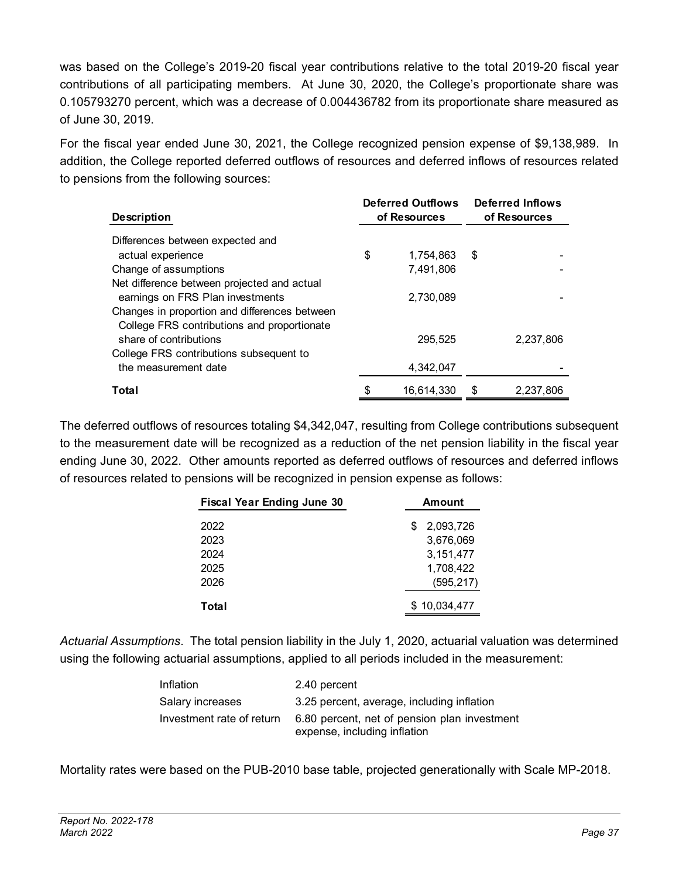was based on the College's 2019-20 fiscal year contributions relative to the total 2019-20 fiscal year contributions of all participating members. At June 30, 2020, the College's proportionate share was 0.105793270 percent, which was a decrease of 0.004436782 from its proportionate share measured as of June 30, 2019.

For the fiscal year ended June 30, 2021, the College recognized pension expense of $9,138,989. In addition, the College reported deferred outflows of resources and deferred inflows of resources related to pensions from the following sources:

| Description | Deferred Outflows of Resources | Deferred Inflows of Resources |
|---|---|---|
| Differences between expected and actual experience | $ 1,754,863 | $ - |
| Change of assumptions | 7,491,806 | - |
| Net difference between projected and actual earnings on FRS Plan investments | 2,730,089 | - |
| Changes in proportion and differences between College FRS contributions and proportionate share of contributions | 295,525 | 2,237,806 |
| College FRS contributions subsequent to the measurement date | 4,342,047 | - |
| **Total** | $ 16,614,330 | $ 2,237,806 |

The deferred outflows of resources totaling $4,342,047, resulting from College contributions subsequent to the measurement date will be recognized as a reduction of the net pension liability in the fiscal year ending June 30, 2022. Other amounts reported as deferred outflows of resources and deferred inflows of resources related to pensions will be recognized in pension expense as follows:

| Fiscal Year Ending June 30 | Amount |
|---|---|
| 2022 | $ 2,093,726 |
| 2023 | 3,676,069 |
| 2024 | 3,151,477 |
| 2025 | 1,708,422 |
| 2026 | (595,217) |
| **Total** | $ 10,034,477 |

*Actuarial Assumptions*. The total pension liability in the July 1, 2020, actuarial valuation was determined using the following actuarial assumptions, applied to all periods included in the measurement:

| | |
|---|---|
| Inflation | 2.40 percent |
| Salary increases | 3.25 percent, average, including inflation |
| Investment rate of return | 6.80 percent, net of pension plan investment expense, including inflation |

Mortality rates were based on the PUB-2010 base table, projected generationally with Scale MP-2018.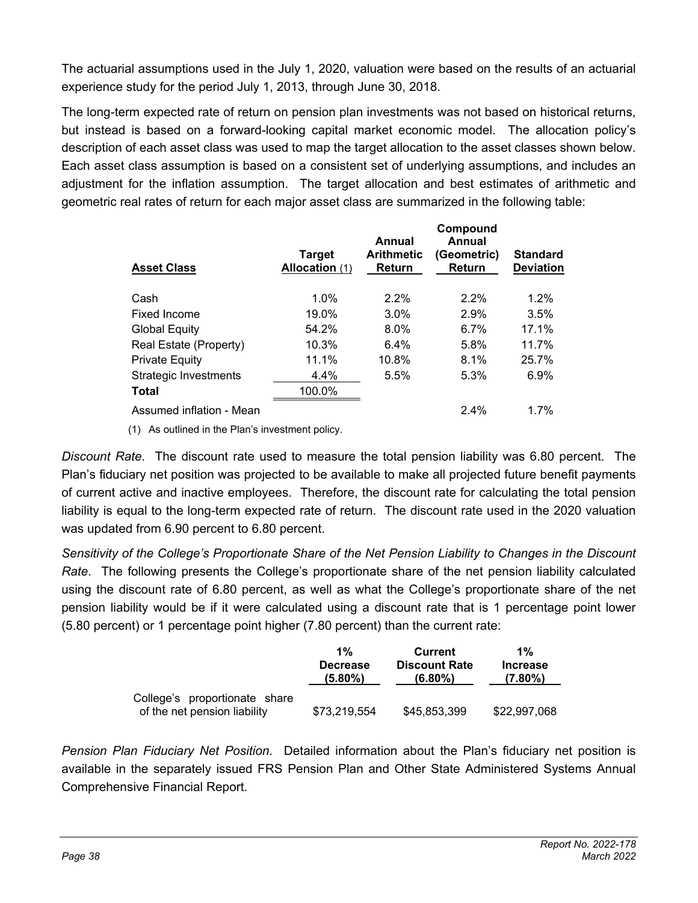The actuarial assumptions used in the July 1, 2020, valuation were based on the results of an actuarial experience study for the period July 1, 2013, through June 30, 2018.

The long-term expected rate of return on pension plan investments was not based on historical returns, but instead is based on a forward-looking capital market economic model. The allocation policy's description of each asset class was used to map the target allocation to the asset classes shown below. Each asset class assumption is based on a consistent set of underlying assumptions, and includes an adjustment for the inflation assumption. The target allocation and best estimates of arithmetic and geometric real rates of return for each major asset class are summarized in the following table:

| Asset Class | Target Allocation (1) | Annual Arithmetic Return | Compound Annual (Geometric) Return | Standard Deviation |
|---|---|---|---|---|
| Cash | 1.0% | 2.2% | 2.2% | 1.2% |
| Fixed Income | 19.0% | 3.0% | 2.9% | 3.5% |
| Global Equity | 54.2% | 8.0% | 6.7% | 17.1% |
| Real Estate (Property) | 10.3% | 6.4% | 5.8% | 11.7% |
| Private Equity | 11.1% | 10.8% | 8.1% | 25.7% |
| Strategic Investments | 4.4% | 5.5% | 5.3% | 6.9% |
| **Total** | 100.0% | | | |
| Assumed inflation - Mean | | | 2.4% | 1.7% |

(1) As outlined in the Plan's investment policy.

*Discount Rate*. The discount rate used to measure the total pension liability was 6.80 percent. The Plan's fiduciary net position was projected to be available to make all projected future benefit payments of current active and inactive employees. Therefore, the discount rate for calculating the total pension liability is equal to the long-term expected rate of return. The discount rate used in the 2020 valuation was updated from 6.90 percent to 6.80 percent.

*Sensitivity of the College's Proportionate Share of the Net Pension Liability to Changes in the Discount Rate*. The following presents the College's proportionate share of the net pension liability calculated using the discount rate of 6.80 percent, as well as what the College's proportionate share of the net pension liability would be if it were calculated using a discount rate that is 1 percentage point lower (5.80 percent) or 1 percentage point higher (7.80 percent) than the current rate:

| | 1% Decrease (5.80%) | Current Discount Rate (6.80%) | 1% Increase (7.80%) |
|---|---|---|---|
| College's proportionate share of the net pension liability | $73,219,554 | $45,853,399 | $22,997,068 |

*Pension Plan Fiduciary Net Position*. Detailed information about the Plan's fiduciary net position is available in the separately issued FRS Pension Plan and Other State Administered Systems Annual Comprehensive Financial Report.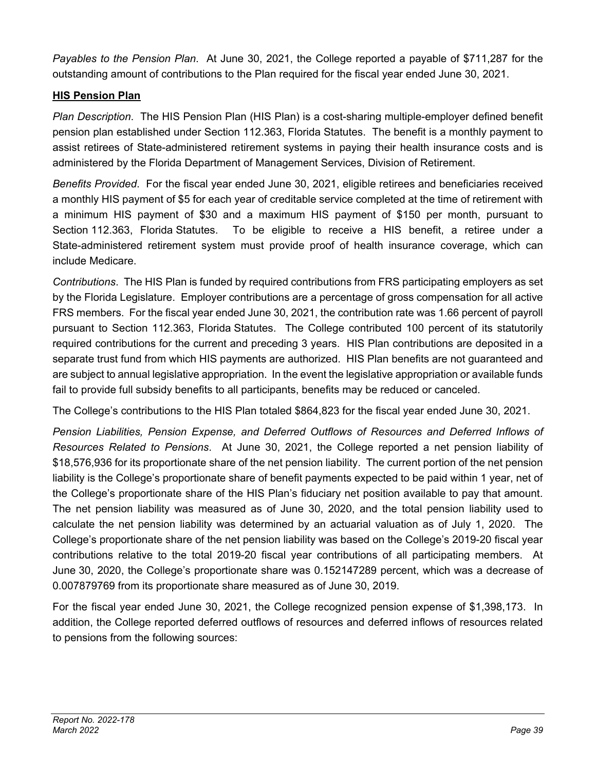*Payables to the Pension Plan*. At June 30, 2021, the College reported a payable of $711,287 for the outstanding amount of contributions to the Plan required for the fiscal year ended June 30, 2021.

**<u>HIS Pension Plan</u>**

*Plan Description*. The HIS Pension Plan (HIS Plan) is a cost-sharing multiple-employer defined benefit pension plan established under Section 112.363, Florida Statutes. The benefit is a monthly payment to assist retirees of State-administered retirement systems in paying their health insurance costs and is administered by the Florida Department of Management Services, Division of Retirement.

*Benefits Provided*. For the fiscal year ended June 30, 2021, eligible retirees and beneficiaries received a monthly HIS payment of $5 for each year of creditable service completed at the time of retirement with a minimum HIS payment of $30 and a maximum HIS payment of $150 per month, pursuant to Section 112.363, Florida Statutes. To be eligible to receive a HIS benefit, a retiree under a State-administered retirement system must provide proof of health insurance coverage, which can include Medicare.

*Contributions*. The HIS Plan is funded by required contributions from FRS participating employers as set by the Florida Legislature. Employer contributions are a percentage of gross compensation for all active FRS members. For the fiscal year ended June 30, 2021, the contribution rate was 1.66 percent of payroll pursuant to Section 112.363, Florida Statutes. The College contributed 100 percent of its statutorily required contributions for the current and preceding 3 years. HIS Plan contributions are deposited in a separate trust fund from which HIS payments are authorized. HIS Plan benefits are not guaranteed and are subject to annual legislative appropriation. In the event the legislative appropriation or available funds fail to provide full subsidy benefits to all participants, benefits may be reduced or canceled.

The College's contributions to the HIS Plan totaled $864,823 for the fiscal year ended June 30, 2021.

*Pension Liabilities, Pension Expense, and Deferred Outflows of Resources and Deferred Inflows of Resources Related to Pensions*. At June 30, 2021, the College reported a net pension liability of $18,576,936 for its proportionate share of the net pension liability. The current portion of the net pension liability is the College's proportionate share of benefit payments expected to be paid within 1 year, net of the College's proportionate share of the HIS Plan's fiduciary net position available to pay that amount. The net pension liability was measured as of June 30, 2020, and the total pension liability used to calculate the net pension liability was determined by an actuarial valuation as of July 1, 2020. The College's proportionate share of the net pension liability was based on the College's 2019-20 fiscal year contributions relative to the total 2019-20 fiscal year contributions of all participating members. At June 30, 2020, the College's proportionate share was 0.152147289 percent, which was a decrease of 0.007879769 from its proportionate share measured as of June 30, 2019.

For the fiscal year ended June 30, 2021, the College recognized pension expense of $1,398,173. In addition, the College reported deferred outflows of resources and deferred inflows of resources related to pensions from the following sources: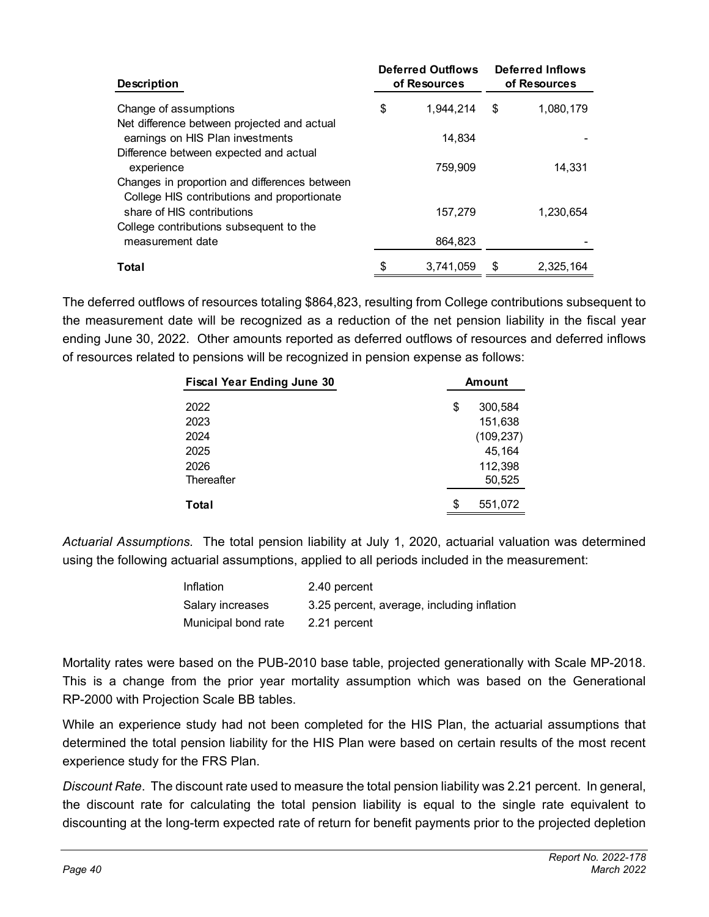| Description | Deferred Outflows of Resources | Deferred Inflows of Resources |
|---|---|---|
| Change of assumptions | $ 1,944,214 | $ 1,080,179 |
| Net difference between projected and actual earnings on HIS Plan investments | 14,834 | - |
| Difference between expected and actual experience | 759,909 | 14,331 |
| Changes in proportion and differences between College HIS contributions and proportionate share of HIS contributions | 157,279 | 1,230,654 |
| College contributions subsequent to the measurement date | 864,823 | - |
| **Total** | $ 3,741,059 | $ 2,325,164 |

The deferred outflows of resources totaling $864,823, resulting from College contributions subsequent to the measurement date will be recognized as a reduction of the net pension liability in the fiscal year ending June 30, 2022. Other amounts reported as deferred outflows of resources and deferred inflows of resources related to pensions will be recognized in pension expense as follows:

| Fiscal Year Ending June 30 | Amount |
|---|---|
| 2022 | $ 300,584 |
| 2023 | 151,638 |
| 2024 | (109,237) |
| 2025 | 45,164 |
| 2026 | 112,398 |
| Thereafter | 50,525 |
| **Total** | $ 551,072 |

*Actuarial Assumptions*. The total pension liability at July 1, 2020, actuarial valuation was determined using the following actuarial assumptions, applied to all periods included in the measurement:

| | |
|---|---|
| Inflation | 2.40 percent |
| Salary increases | 3.25 percent, average, including inflation |
| Municipal bond rate | 2.21 percent |

Mortality rates were based on the PUB-2010 base table, projected generationally with Scale MP-2018. This is a change from the prior year mortality assumption which was based on the Generational RP-2000 with Projection Scale BB tables.

While an experience study had not been completed for the HIS Plan, the actuarial assumptions that determined the total pension liability for the HIS Plan were based on certain results of the most recent experience study for the FRS Plan.

*Discount Rate*. The discount rate used to measure the total pension liability was 2.21 percent. In general, the discount rate for calculating the total pension liability is equal to the single rate equivalent to discounting at the long-term expected rate of return for benefit payments prior to the projected depletion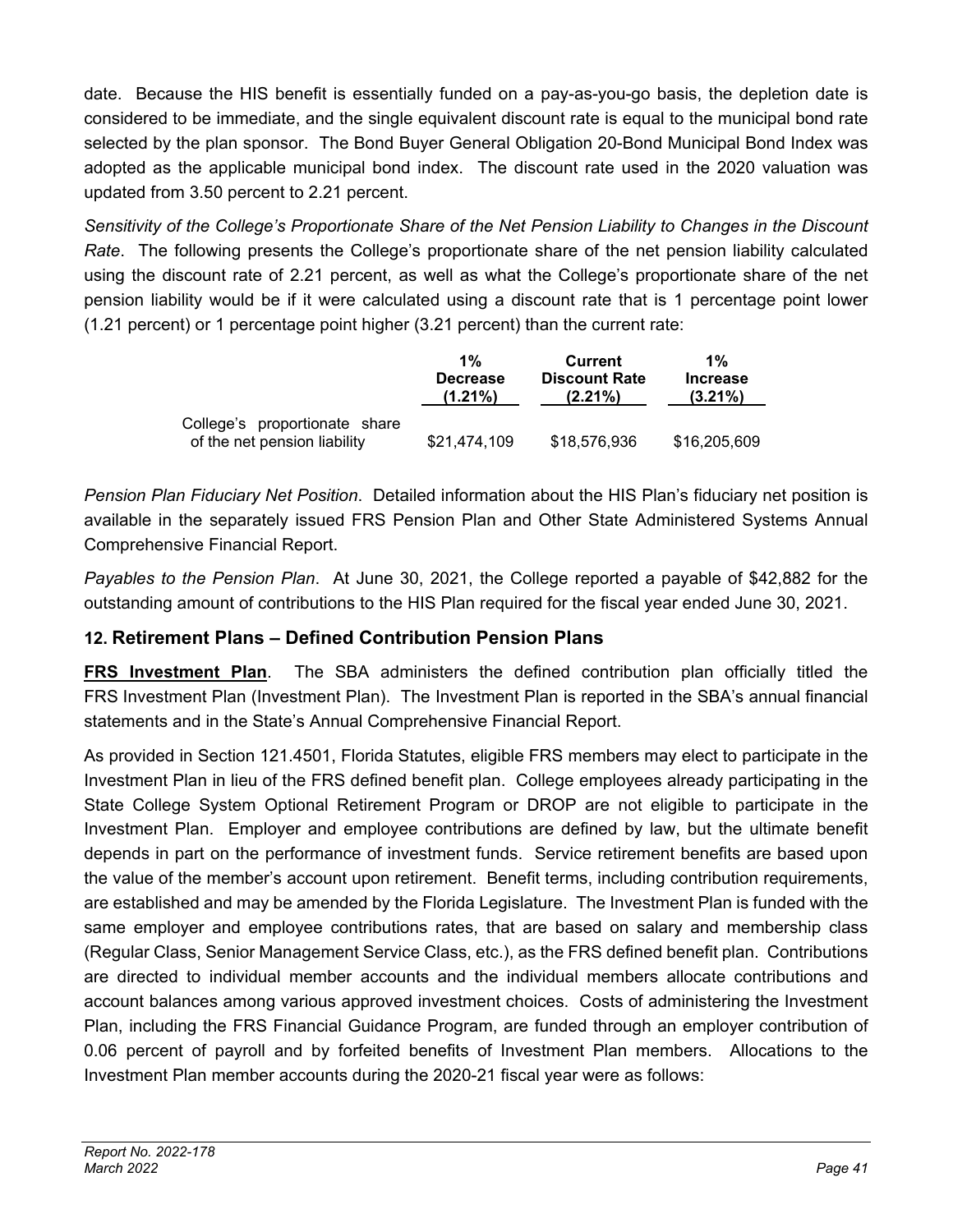date. Because the HIS benefit is essentially funded on a pay-as-you-go basis, the depletion date is considered to be immediate, and the single equivalent discount rate is equal to the municipal bond rate selected by the plan sponsor. The Bond Buyer General Obligation 20-Bond Municipal Bond Index was adopted as the applicable municipal bond index. The discount rate used in the 2020 valuation was updated from 3.50 percent to 2.21 percent.

*Sensitivity of the College's Proportionate Share of the Net Pension Liability to Changes in the Discount Rate*. The following presents the College's proportionate share of the net pension liability calculated using the discount rate of 2.21 percent, as well as what the College's proportionate share of the net pension liability would be if it were calculated using a discount rate that is 1 percentage point lower (1.21 percent) or 1 percentage point higher (3.21 percent) than the current rate:

| | 1% Decrease (1.21%) | Current Discount Rate (2.21%) | 1% Increase (3.21%) |
|---|---|---|---|
| College's proportionate share of the net pension liability | $21,474,109 | $18,576,936 | $16,205,609 |

*Pension Plan Fiduciary Net Position*. Detailed information about the HIS Plan's fiduciary net position is available in the separately issued FRS Pension Plan and Other State Administered Systems Annual Comprehensive Financial Report.

*Payables to the Pension Plan*. At June 30, 2021, the College reported a payable of $42,882 for the outstanding amount of contributions to the HIS Plan required for the fiscal year ended June 30, 2021.

## 12. Retirement Plans – Defined Contribution Pension Plans

**FRS Investment Plan**. The SBA administers the defined contribution plan officially titled the FRS Investment Plan (Investment Plan). The Investment Plan is reported in the SBA's annual financial statements and in the State's Annual Comprehensive Financial Report.

As provided in Section 121.4501, Florida Statutes, eligible FRS members may elect to participate in the Investment Plan in lieu of the FRS defined benefit plan. College employees already participating in the State College System Optional Retirement Program or DROP are not eligible to participate in the Investment Plan. Employer and employee contributions are defined by law, but the ultimate benefit depends in part on the performance of investment funds. Service retirement benefits are based upon the value of the member's account upon retirement. Benefit terms, including contribution requirements, are established and may be amended by the Florida Legislature. The Investment Plan is funded with the same employer and employee contributions rates, that are based on salary and membership class (Regular Class, Senior Management Service Class, etc.), as the FRS defined benefit plan. Contributions are directed to individual member accounts and the individual members allocate contributions and account balances among various approved investment choices. Costs of administering the Investment Plan, including the FRS Financial Guidance Program, are funded through an employer contribution of 0.06 percent of payroll and by forfeited benefits of Investment Plan members. Allocations to the Investment Plan member accounts during the 2020-21 fiscal year were as follows: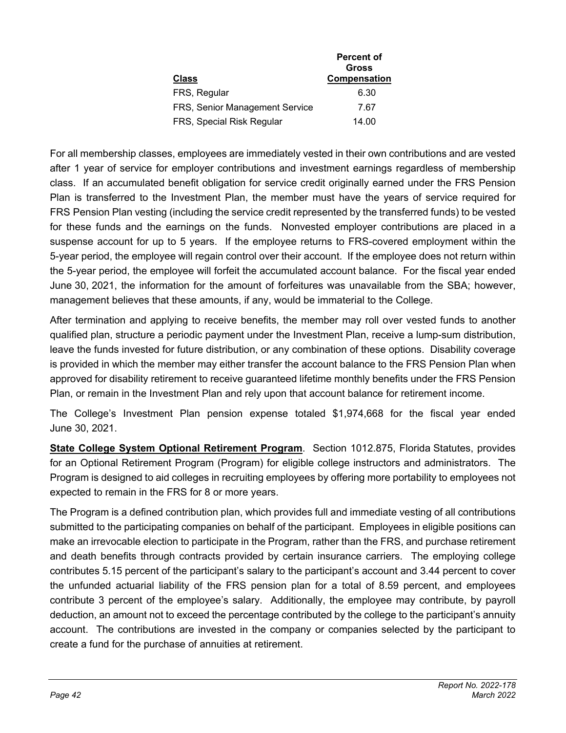| Class | Percent of Gross Compensation |
| --- | --- |
| FRS, Regular | 6.30 |
| FRS, Senior Management Service | 7.67 |
| FRS, Special Risk Regular | 14.00 |

For all membership classes, employees are immediately vested in their own contributions and are vested after 1 year of service for employer contributions and investment earnings regardless of membership class. If an accumulated benefit obligation for service credit originally earned under the FRS Pension Plan is transferred to the Investment Plan, the member must have the years of service required for FRS Pension Plan vesting (including the service credit represented by the transferred funds) to be vested for these funds and the earnings on the funds. Nonvested employer contributions are placed in a suspense account for up to 5 years. If the employee returns to FRS-covered employment within the 5-year period, the employee will regain control over their account. If the employee does not return within the 5-year period, the employee will forfeit the accumulated account balance. For the fiscal year ended June 30, 2021, the information for the amount of forfeitures was unavailable from the SBA; however, management believes that these amounts, if any, would be immaterial to the College.

After termination and applying to receive benefits, the member may roll over vested funds to another qualified plan, structure a periodic payment under the Investment Plan, receive a lump-sum distribution, leave the funds invested for future distribution, or any combination of these options. Disability coverage is provided in which the member may either transfer the account balance to the FRS Pension Plan when approved for disability retirement to receive guaranteed lifetime monthly benefits under the FRS Pension Plan, or remain in the Investment Plan and rely upon that account balance for retirement income.

The College's Investment Plan pension expense totaled $1,974,668 for the fiscal year ended June 30, 2021.

**State College System Optional Retirement Program**. Section 1012.875, Florida Statutes, provides for an Optional Retirement Program (Program) for eligible college instructors and administrators. The Program is designed to aid colleges in recruiting employees by offering more portability to employees not expected to remain in the FRS for 8 or more years.

The Program is a defined contribution plan, which provides full and immediate vesting of all contributions submitted to the participating companies on behalf of the participant. Employees in eligible positions can make an irrevocable election to participate in the Program, rather than the FRS, and purchase retirement and death benefits through contracts provided by certain insurance carriers. The employing college contributes 5.15 percent of the participant's salary to the participant's account and 3.44 percent to cover the unfunded actuarial liability of the FRS pension plan for a total of 8.59 percent, and employees contribute 3 percent of the employee's salary. Additionally, the employee may contribute, by payroll deduction, an amount not to exceed the percentage contributed by the college to the participant's annuity account. The contributions are invested in the company or companies selected by the participant to create a fund for the purchase of annuities at retirement.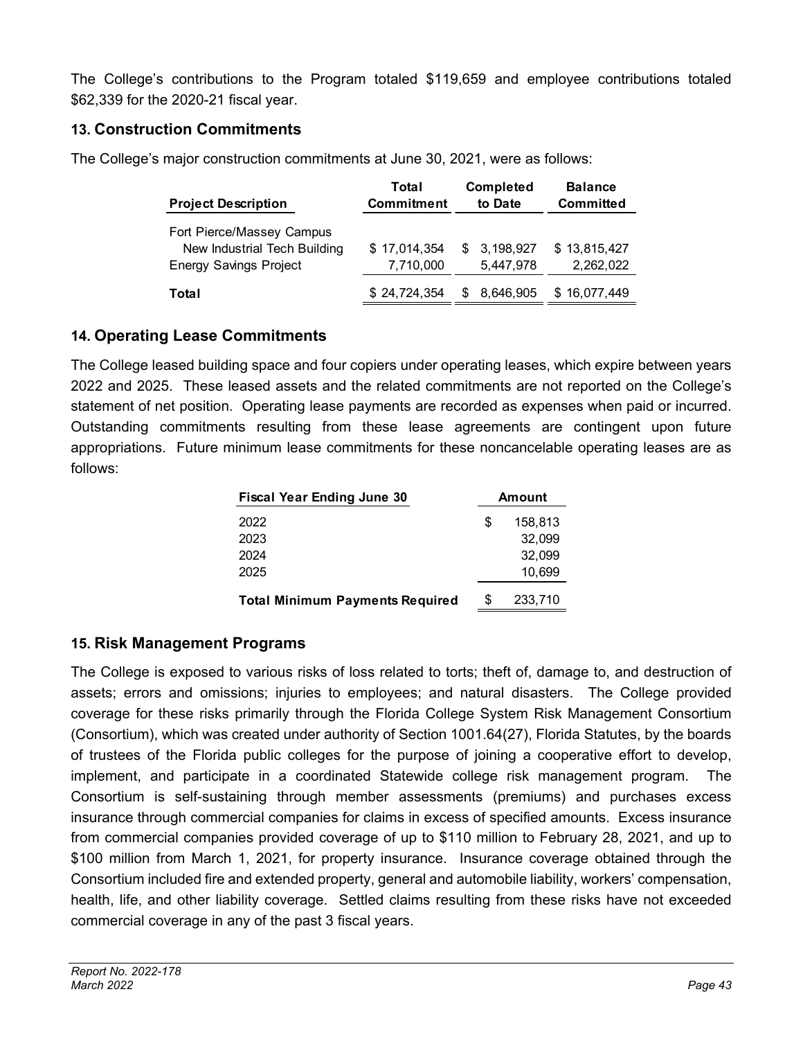The College's contributions to the Program totaled $119,659 and employee contributions totaled $62,339 for the 2020-21 fiscal year.

## 13. Construction Commitments

The College's major construction commitments at June 30, 2021, were as follows:

| Project Description | Total Commitment | Completed to Date | Balance Committed |
|---|---|---|---|
| Fort Pierce/Massey Campus New Industrial Tech Building | $ 17,014,354 | $ 3,198,927 | $ 13,815,427 |
| Energy Savings Project | 7,710,000 | 5,447,978 | 2,262,022 |
| **Total** | $ 24,724,354 | $ 8,646,905 | $ 16,077,449 |

## 14. Operating Lease Commitments

The College leased building space and four copiers under operating leases, which expire between years 2022 and 2025. These leased assets and the related commitments are not reported on the College's statement of net position. Operating lease payments are recorded as expenses when paid or incurred. Outstanding commitments resulting from these lease agreements are contingent upon future appropriations. Future minimum lease commitments for these noncancelable operating leases are as follows:

| Fiscal Year Ending June 30 | Amount |
|---|---|
| 2022 | $ 158,813 |
| 2023 | 32,099 |
| 2024 | 32,099 |
| 2025 | 10,699 |
| **Total Minimum Payments Required** | $ 233,710 |

## 15. Risk Management Programs

The College is exposed to various risks of loss related to torts; theft of, damage to, and destruction of assets; errors and omissions; injuries to employees; and natural disasters. The College provided coverage for these risks primarily through the Florida College System Risk Management Consortium (Consortium), which was created under authority of Section 1001.64(27), Florida Statutes, by the boards of trustees of the Florida public colleges for the purpose of joining a cooperative effort to develop, implement, and participate in a coordinated Statewide college risk management program. The Consortium is self-sustaining through member assessments (premiums) and purchases excess insurance through commercial companies for claims in excess of specified amounts. Excess insurance from commercial companies provided coverage of up to $110 million to February 28, 2021, and up to $100 million from March 1, 2021, for property insurance. Insurance coverage obtained through the Consortium included fire and extended property, general and automobile liability, workers' compensation, health, life, and other liability coverage. Settled claims resulting from these risks have not exceeded commercial coverage in any of the past 3 fiscal years.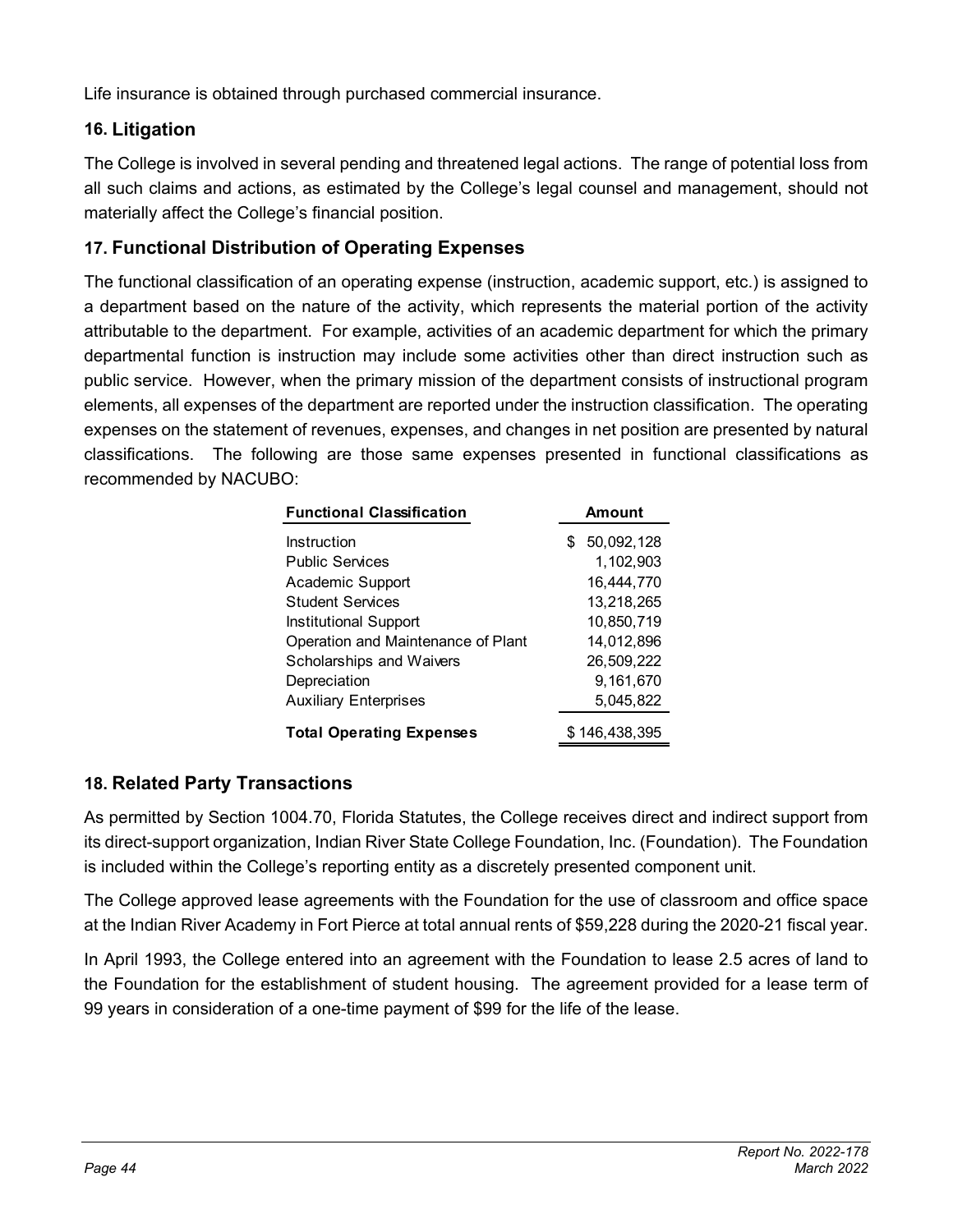Life insurance is obtained through purchased commercial insurance.

## 16. Litigation

The College is involved in several pending and threatened legal actions. The range of potential loss from all such claims and actions, as estimated by the College's legal counsel and management, should not materially affect the College's financial position.

## 17. Functional Distribution of Operating Expenses

The functional classification of an operating expense (instruction, academic support, etc.) is assigned to a department based on the nature of the activity, which represents the material portion of the activity attributable to the department. For example, activities of an academic department for which the primary departmental function is instruction may include some activities other than direct instruction such as public service. However, when the primary mission of the department consists of instructional program elements, all expenses of the department are reported under the instruction classification. The operating expenses on the statement of revenues, expenses, and changes in net position are presented by natural classifications. The following are those same expenses presented in functional classifications as recommended by NACUBO:

| Functional Classification | Amount |
|---|---|
| Instruction | $ 50,092,128 |
| Public Services | 1,102,903 |
| Academic Support | 16,444,770 |
| Student Services | 13,218,265 |
| Institutional Support | 10,850,719 |
| Operation and Maintenance of Plant | 14,012,896 |
| Scholarships and Waivers | 26,509,222 |
| Depreciation | 9,161,670 |
| Auxiliary Enterprises | 5,045,822 |
| **Total Operating Expenses** | $ 146,438,395 |

## 18. Related Party Transactions

As permitted by Section 1004.70, Florida Statutes, the College receives direct and indirect support from its direct-support organization, Indian River State College Foundation, Inc. (Foundation). The Foundation is included within the College's reporting entity as a discretely presented component unit.

The College approved lease agreements with the Foundation for the use of classroom and office space at the Indian River Academy in Fort Pierce at total annual rents of $59,228 during the 2020-21 fiscal year.

In April 1993, the College entered into an agreement with the Foundation to lease 2.5 acres of land to the Foundation for the establishment of student housing. The agreement provided for a lease term of 99 years in consideration of a one-time payment of $99 for the life of the lease.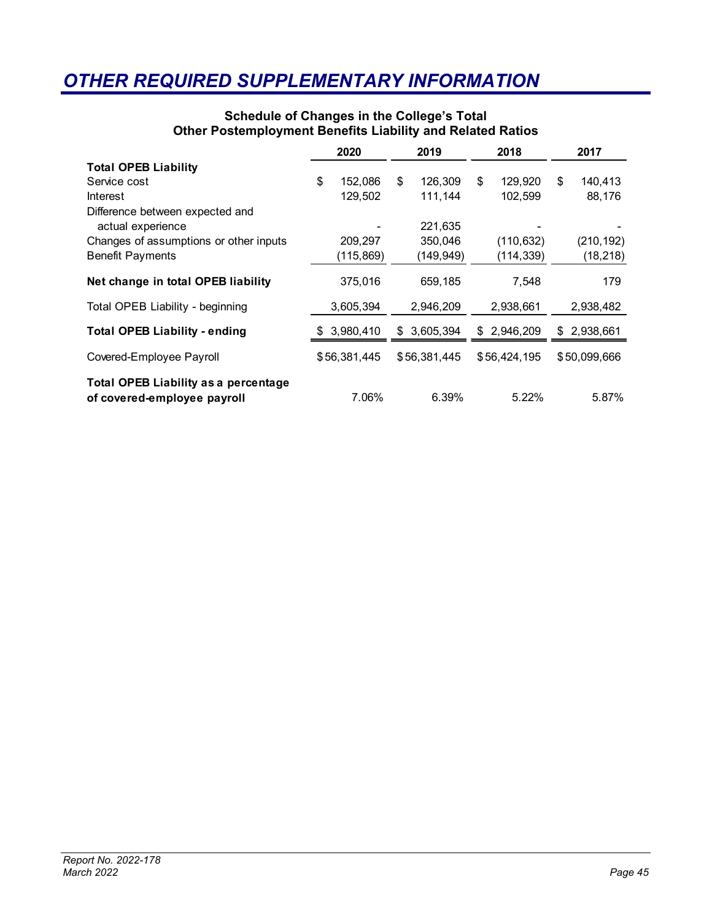# OTHER REQUIRED SUPPLEMENTARY INFORMATION

### Schedule of Changes in the College's Total Other Postemployment Benefits Liability and Related Ratios

| | 2020 | 2019 | 2018 | 2017 |
|---|---|---|---|---|
| **Total OPEB Liability** | | | | |
| Service cost | $ 152,086 | $ 126,309 | $ 129,920 | $ 140,413 |
| Interest | 129,502 | 111,144 | 102,599 | 88,176 |
| Difference between expected and actual experience | - | 221,635 | - | - |
| Changes of assumptions or other inputs | 209,297 | 350,046 | (110,632) | (210,192) |
| Benefit Payments | (115,869) | (149,949) | (114,339) | (18,218) |
| **Net change in total OPEB liability** | 375,016 | 659,185 | 7,548 | 179 |
| Total OPEB Liability - beginning | 3,605,394 | 2,946,209 | 2,938,661 | 2,938,482 |
| **Total OPEB Liability - ending** | $ 3,980,410 | $ 3,605,394 | $ 2,946,209 | $ 2,938,661 |
| Covered-Employee Payroll | $56,381,445 | $56,381,445 | $56,424,195 | $50,099,666 |
| **Total OPEB Liability as a percentage of covered-employee payroll** | 7.06% | 6.39% | 5.22% | 5.87% |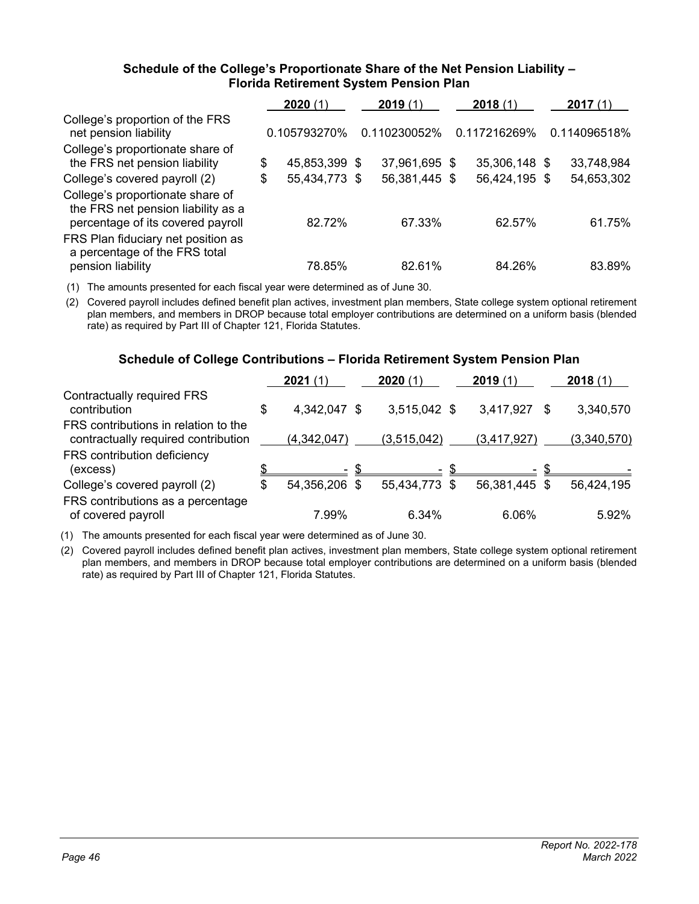### Schedule of the College's Proportionate Share of the Net Pension Liability – Florida Retirement System Pension Plan

| | 2020 (1) | 2019 (1) | 2018 (1) | 2017 (1) |
|---|---|---|---|---|
| College's proportion of the FRS net pension liability | 0.105793270% | 0.110230052% | 0.117216269% | 0.114096518% |
| College's proportionate share of the FRS net pension liability | $ 45,853,399 | $ 37,961,695 | $ 35,306,148 | $ 33,748,984 |
| College's covered payroll (2) | $ 55,434,773 | $ 56,381,445 | $ 56,424,195 | $ 54,653,302 |
| College's proportionate share of the FRS net pension liability as a percentage of its covered payroll | 82.72% | 67.33% | 62.57% | 61.75% |
| FRS Plan fiduciary net position as a percentage of the FRS total pension liability | 78.85% | 82.61% | 84.26% | 83.89% |

(1) The amounts presented for each fiscal year were determined as of June 30.

(2) Covered payroll includes defined benefit plan actives, investment plan members, State college system optional retirement plan members, and members in DROP because total employer contributions are determined on a uniform basis (blended rate) as required by Part III of Chapter 121, Florida Statutes.

### Schedule of College Contributions – Florida Retirement System Pension Plan

| | 2021 (1) | 2020 (1) | 2019 (1) | 2018 (1) |
|---|---|---|---|---|
| Contractually required FRS contribution | $ 4,342,047 | $ 3,515,042 | $ 3,417,927 | $ 3,340,570 |
| FRS contributions in relation to the contractually required contribution | (4,342,047) | (3,515,042) | (3,417,927) | (3,340,570) |
| FRS contribution deficiency (excess) | $ - | $ - | $ - | $ - |
| College's covered payroll (2) | $ 54,356,206 | $ 55,434,773 | $ 56,381,445 | $ 56,424,195 |
| FRS contributions as a percentage of covered payroll | 7.99% | 6.34% | 6.06% | 5.92% |

(1) The amounts presented for each fiscal year were determined as of June 30.

(2) Covered payroll includes defined benefit plan actives, investment plan members, State college system optional retirement plan members, and members in DROP because total employer contributions are determined on a uniform basis (blended rate) as required by Part III of Chapter 121, Florida Statutes.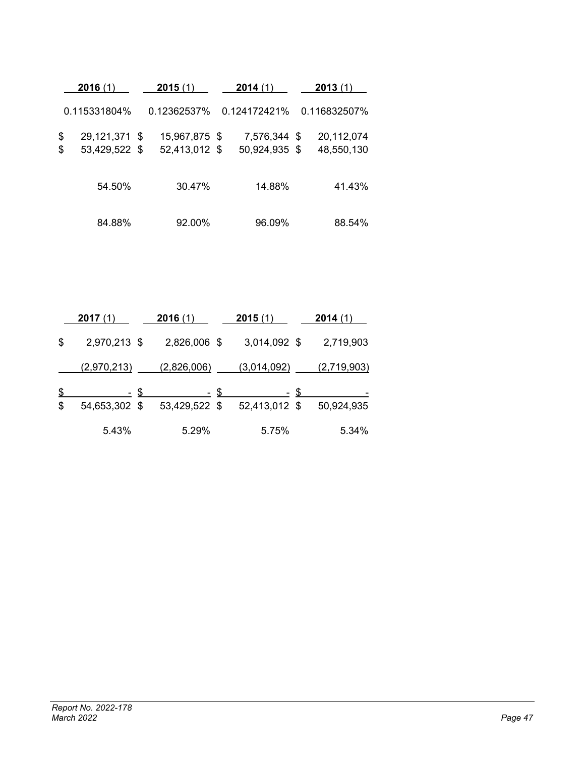| **2016** (1) | **2015** (1) | **2014** (1) | **2013** (1) |
|---|---|---|---|
| 0.115331804% | 0.12362537% | 0.124172421% | 0.116832507% |
| $ 29,121,371 | $ 15,967,875 | $ 7,576,344 | $ 20,112,074 |
| $ 53,429,522 | $ 52,413,012 | $ 50,924,935 | $ 48,550,130 |
| 54.50% | 30.47% | 14.88% | 41.43% |
| 84.88% | 92.00% | 96.09% | 88.54% |

| **2017** (1) | **2016** (1) | **2015** (1) | **2014** (1) |
|---|---|---|---|
| $ 2,970,213 | $ 2,826,006 | $ 3,014,092 | $ 2,719,903 |
| (2,970,213) | (2,826,006) | (3,014,092) | (2,719,903) |
| $ - | $ - | $ - | $ - |
| $ 54,653,302 | $ 53,429,522 | $ 52,413,012 | $ 50,924,935 |
| 5.43% | 5.29% | 5.75% | 5.34% |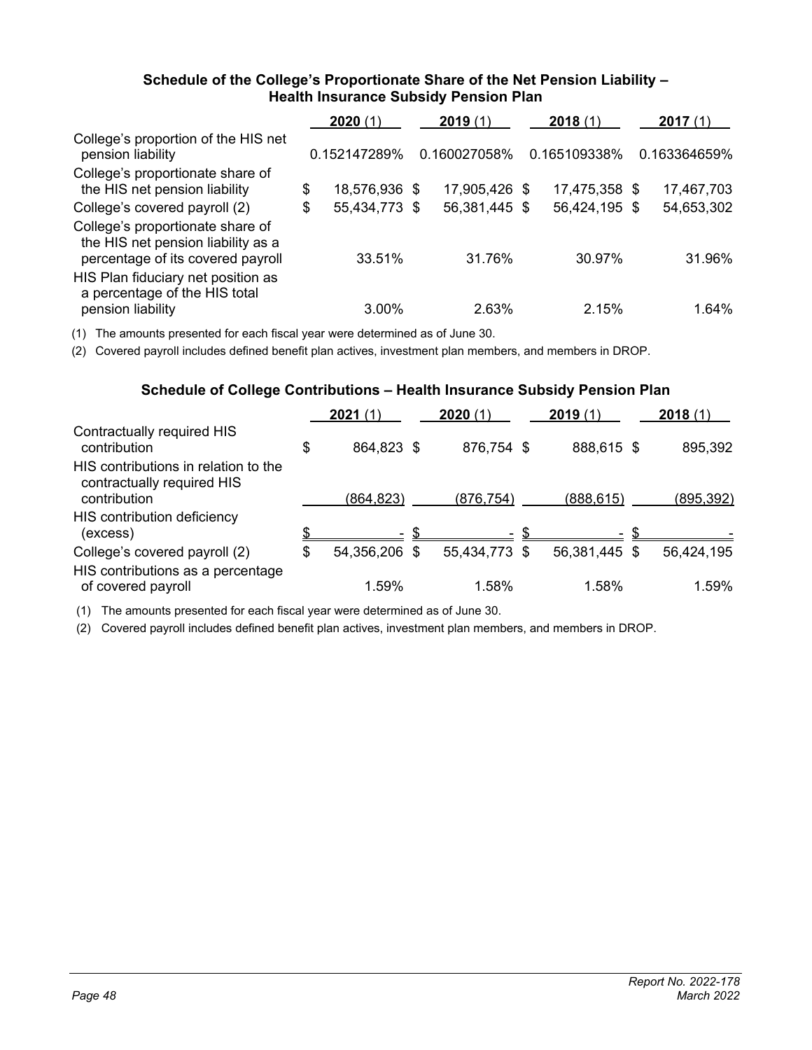### Schedule of the College's Proportionate Share of the Net Pension Liability – Health Insurance Subsidy Pension Plan

| | **2020** (1) | **2019** (1) | **2018** (1) | **2017** (1) |
|---|---|---|---|---|
| College's proportion of the HIS net pension liability | 0.152147289% | 0.160027058% | 0.165109338% | 0.163364659% |
| College's proportionate share of the HIS net pension liability | $ 18,576,936 | $ 17,905,426 | $ 17,475,358 | $ 17,467,703 |
| College's covered payroll (2) | $ 55,434,773 | $ 56,381,445 | $ 56,424,195 | $ 54,653,302 |
| College's proportionate share of the HIS net pension liability as a percentage of its covered payroll | 33.51% | 31.76% | 30.97% | 31.96% |
| HIS Plan fiduciary net position as a percentage of the HIS total pension liability | 3.00% | 2.63% | 2.15% | 1.64% |

(1) The amounts presented for each fiscal year were determined as of June 30.

(2) Covered payroll includes defined benefit plan actives, investment plan members, and members in DROP.

### Schedule of College Contributions – Health Insurance Subsidy Pension Plan

| | **2021** (1) | **2020** (1) | **2019** (1) | **2018** (1) |
|---|---|---|---|---|
| Contractually required HIS contribution | $ 864,823 | $ 876,754 | $ 888,615 | $ 895,392 |
| HIS contributions in relation to the contractually required HIS contribution | (864,823) | (876,754) | (888,615) | (895,392) |
| HIS contribution deficiency (excess) | $ - | $ - | $ - | $ - |
| College's covered payroll (2) | $ 54,356,206 | $ 55,434,773 | $ 56,381,445 | $ 56,424,195 |
| HIS contributions as a percentage of covered payroll | 1.59% | 1.58% | 1.58% | 1.59% |

(1) The amounts presented for each fiscal year were determined as of June 30.

(2) Covered payroll includes defined benefit plan actives, investment plan members, and members in DROP.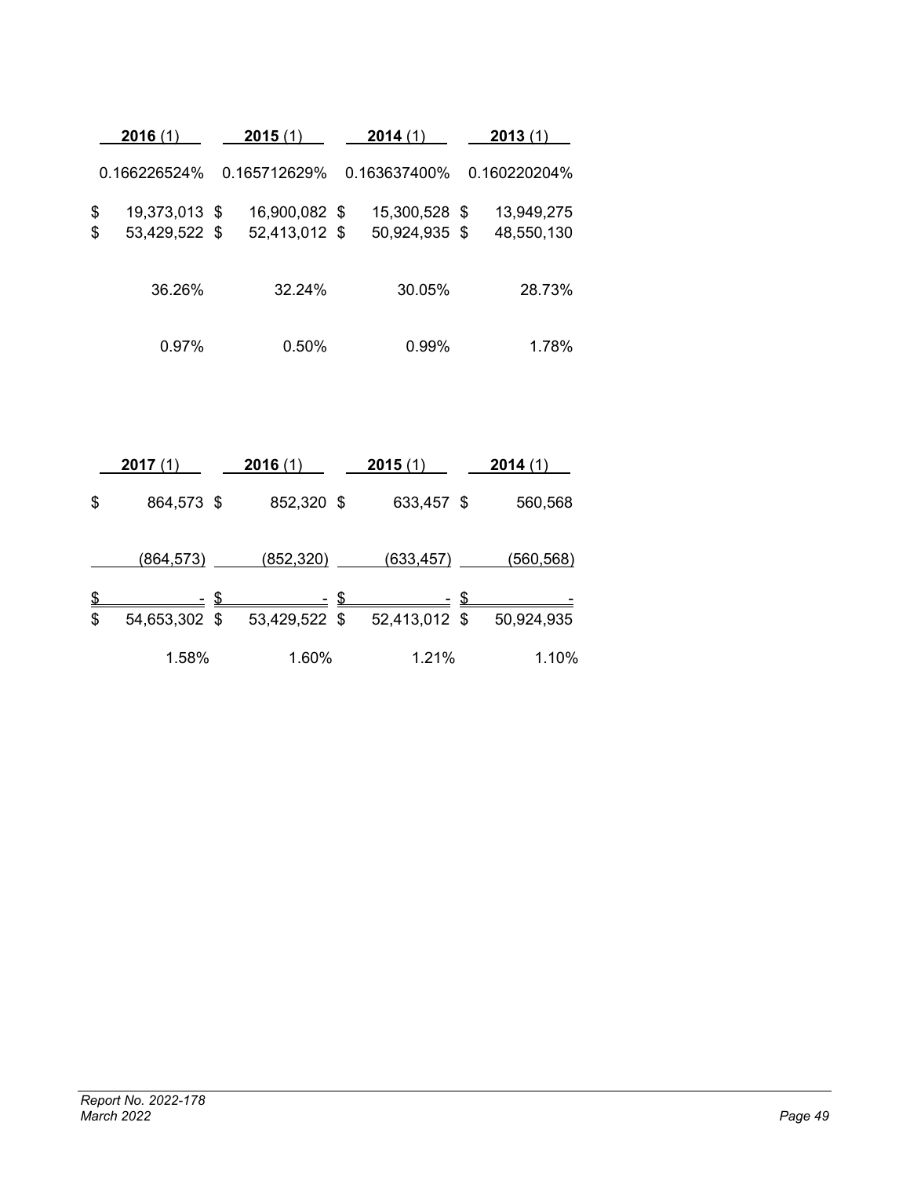| 2016 (1) | 2015 (1) | 2014 (1) | 2013 (1) |
|---|---|---|---|
| 0.166226524% | 0.165712629% | 0.163637400% | 0.160220204% |
| $ 19,373,013 | $ 16,900,082 | $ 15,300,528 | $ 13,949,275 |
| $ 53,429,522 | $ 52,413,012 | $ 50,924,935 | $ 48,550,130 |
| 36.26% | 32.24% | 30.05% | 28.73% |
| 0.97% | 0.50% | 0.99% | 1.78% |

| 2017 (1) | 2016 (1) | 2015 (1) | 2014 (1) |
|---|---|---|---|
| $ 864,573 | $ 852,320 | $ 633,457 | $ 560,568 |
| (864,573) | (852,320) | (633,457) | (560,568) |
| $ - | $ - | $ - | $ - |
| $ 54,653,302 | $ 53,429,522 | $ 52,413,012 | $ 50,924,935 |
| 1.58% | 1.60% | 1.21% | 1.10% |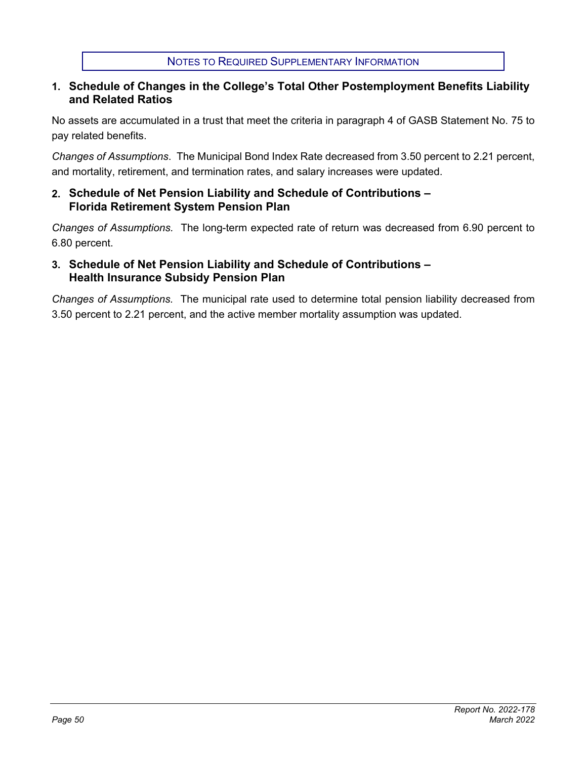# NOTES TO REQUIRED SUPPLEMENTARY INFORMATION

## 1. Schedule of Changes in the College's Total Other Postemployment Benefits Liability and Related Ratios

No assets are accumulated in a trust that meet the criteria in paragraph 4 of GASB Statement No. 75 to pay related benefits.

*Changes of Assumptions*. The Municipal Bond Index Rate decreased from 3.50 percent to 2.21 percent, and mortality, retirement, and termination rates, and salary increases were updated.

## 2. Schedule of Net Pension Liability and Schedule of Contributions – Florida Retirement System Pension Plan

*Changes of Assumptions.* The long-term expected rate of return was decreased from 6.90 percent to 6.80 percent.

## 3. Schedule of Net Pension Liability and Schedule of Contributions – Health Insurance Subsidy Pension Plan

*Changes of Assumptions.* The municipal rate used to determine total pension liability decreased from 3.50 percent to 2.21 percent, and the active member mortality assumption was updated.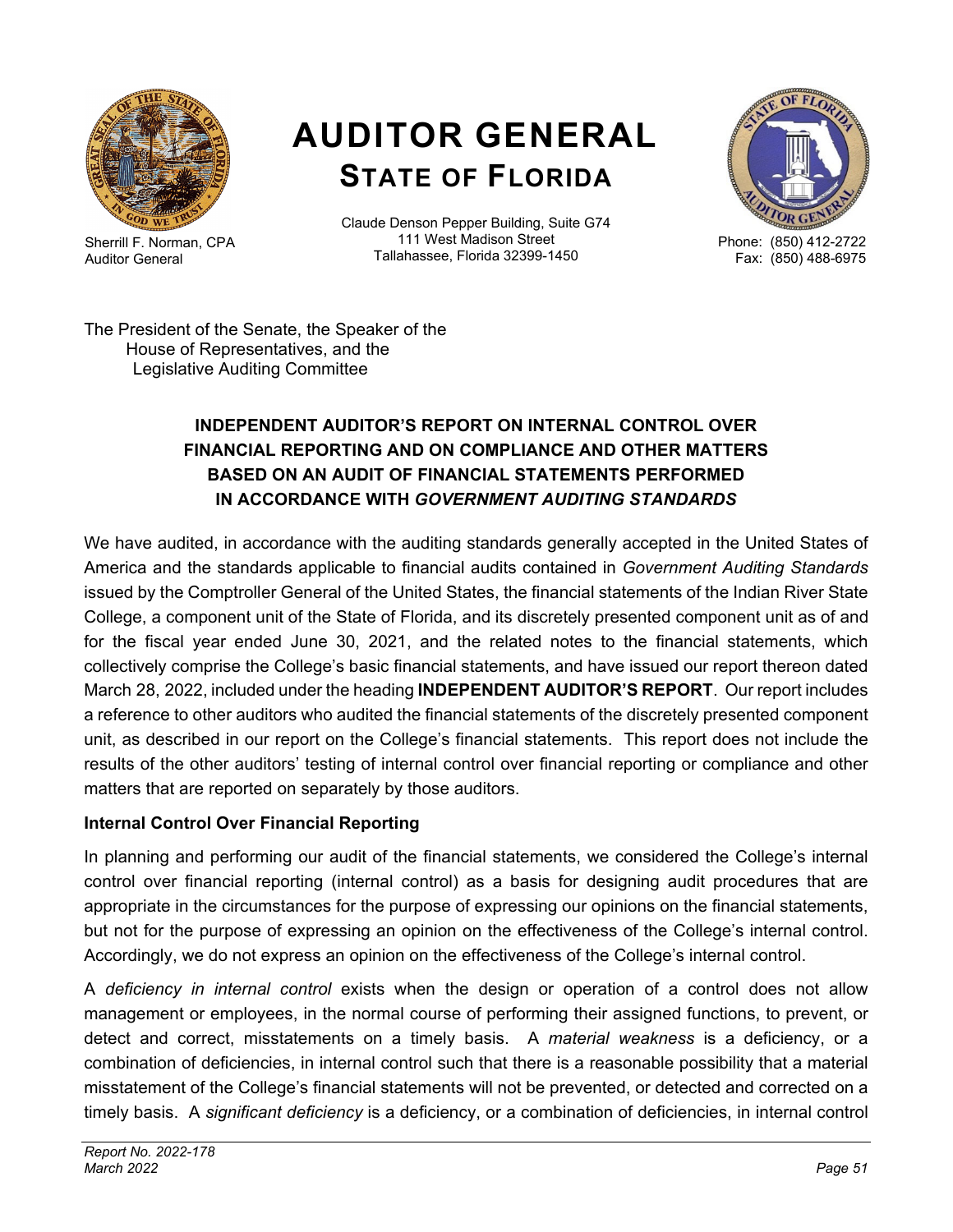# AUDITOR GENERAL
## STATE OF FLORIDA

Sherrill F. Norman, CPA
Auditor General

Claude Denson Pepper Building, Suite G74
111 West Madison Street
Tallahassee, Florida 32399-1450

Phone: (850) 412-2722
Fax: (850) 488-6975

The President of the Senate, the Speaker of the
House of Representatives, and the
Legislative Auditing Committee

### INDEPENDENT AUDITOR'S REPORT ON INTERNAL CONTROL OVER FINANCIAL REPORTING AND ON COMPLIANCE AND OTHER MATTERS BASED ON AN AUDIT OF FINANCIAL STATEMENTS PERFORMED IN ACCORDANCE WITH *GOVERNMENT AUDITING STANDARDS*

We have audited, in accordance with the auditing standards generally accepted in the United States of America and the standards applicable to financial audits contained in *Government Auditing Standards* issued by the Comptroller General of the United States, the financial statements of the Indian River State College, a component unit of the State of Florida, and its discretely presented component unit as of and for the fiscal year ended June 30, 2021, and the related notes to the financial statements, which collectively comprise the College's basic financial statements, and have issued our report thereon dated March 28, 2022, included under the heading **INDEPENDENT AUDITOR'S REPORT**. Our report includes a reference to other auditors who audited the financial statements of the discretely presented component unit, as described in our report on the College's financial statements. This report does not include the results of the other auditors' testing of internal control over financial reporting or compliance and other matters that are reported on separately by those auditors.

**Internal Control Over Financial Reporting**

In planning and performing our audit of the financial statements, we considered the College's internal control over financial reporting (internal control) as a basis for designing audit procedures that are appropriate in the circumstances for the purpose of expressing our opinions on the financial statements, but not for the purpose of expressing an opinion on the effectiveness of the College's internal control. Accordingly, we do not express an opinion on the effectiveness of the College's internal control.

A *deficiency in internal control* exists when the design or operation of a control does not allow management or employees, in the normal course of performing their assigned functions, to prevent, or detect and correct, misstatements on a timely basis. A *material weakness* is a deficiency, or a combination of deficiencies, in internal control such that there is a reasonable possibility that a material misstatement of the College's financial statements will not be prevented, or detected and corrected on a timely basis. A *significant deficiency* is a deficiency, or a combination of deficiencies, in internal control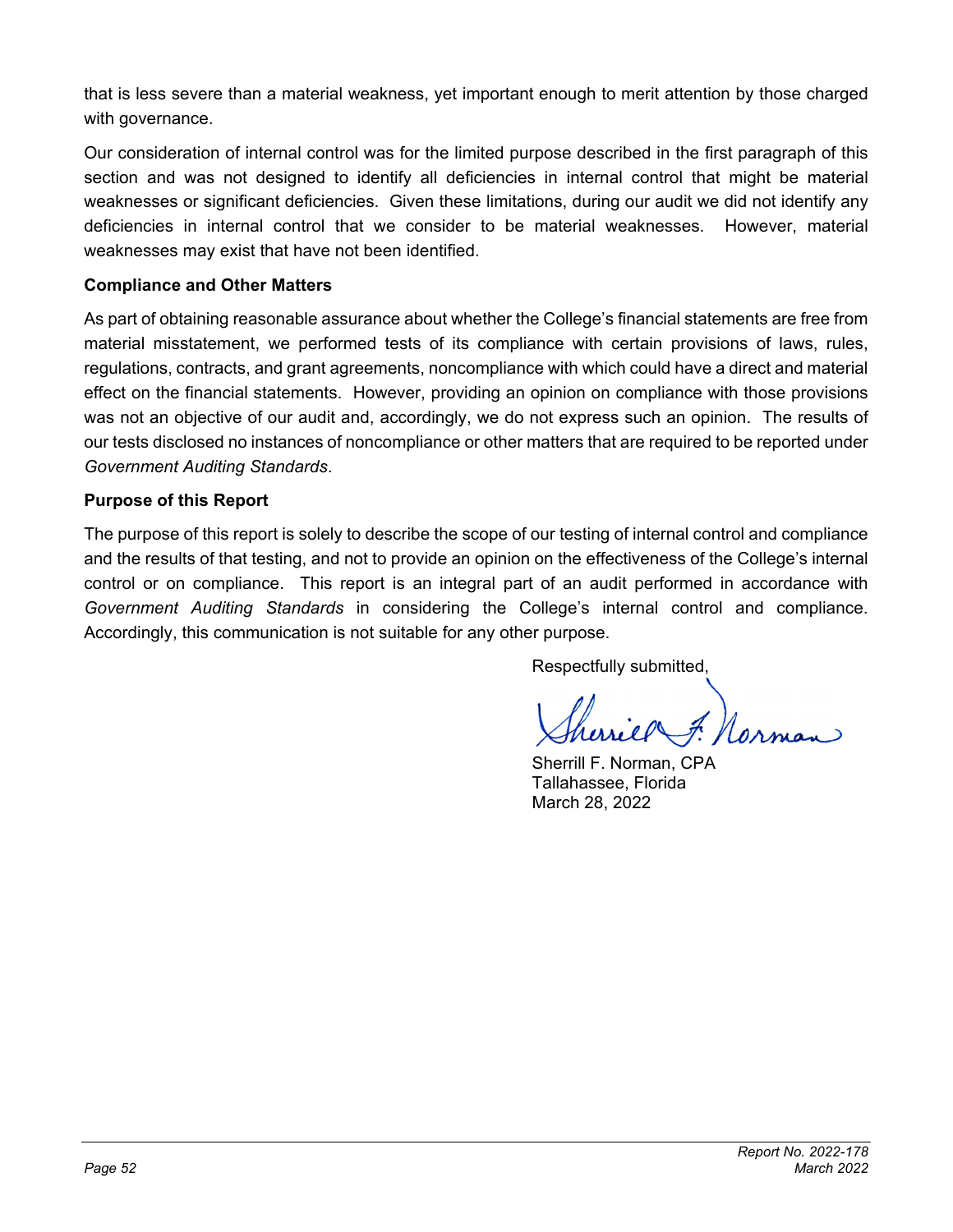that is less severe than a material weakness, yet important enough to merit attention by those charged with governance.

Our consideration of internal control was for the limited purpose described in the first paragraph of this section and was not designed to identify all deficiencies in internal control that might be material weaknesses or significant deficiencies. Given these limitations, during our audit we did not identify any deficiencies in internal control that we consider to be material weaknesses. However, material weaknesses may exist that have not been identified.

**Compliance and Other Matters**

As part of obtaining reasonable assurance about whether the College's financial statements are free from material misstatement, we performed tests of its compliance with certain provisions of laws, rules, regulations, contracts, and grant agreements, noncompliance with which could have a direct and material effect on the financial statements. However, providing an opinion on compliance with those provisions was not an objective of our audit and, accordingly, we do not express such an opinion. The results of our tests disclosed no instances of noncompliance or other matters that are required to be reported under *Government Auditing Standards*.

**Purpose of this Report**

The purpose of this report is solely to describe the scope of our testing of internal control and compliance and the results of that testing, and not to provide an opinion on the effectiveness of the College's internal control or on compliance. This report is an integral part of an audit performed in accordance with *Government Auditing Standards* in considering the College's internal control and compliance. Accordingly, this communication is not suitable for any other purpose.

Respectfully submitted,

Sherrill F. Norman, CPA
Tallahassee, Florida
March 28, 2022